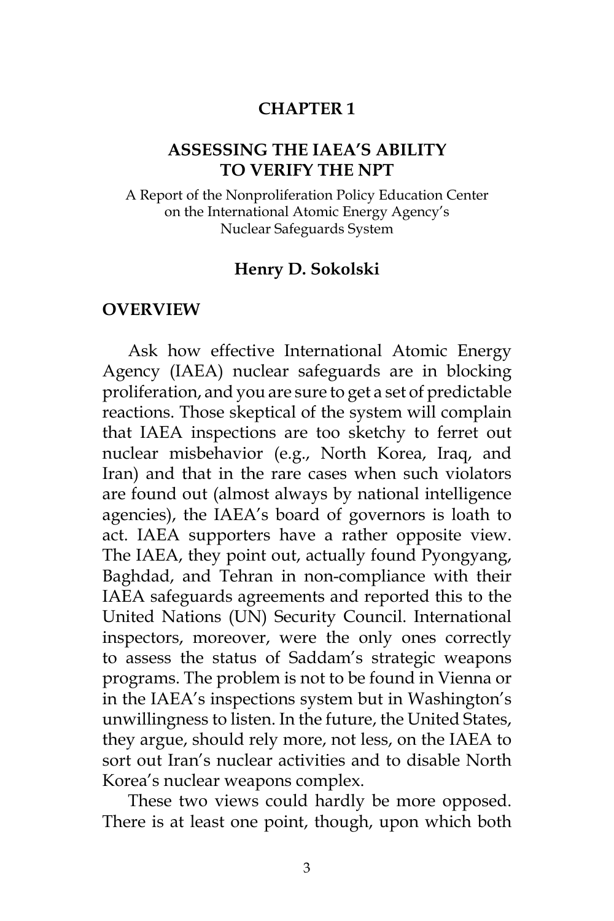# CHAPTER 1

## ASSESSING THE IAEA'S ABILITY TO VERIFY THE NPT

A Report of the Nonproliferation Policy Education Center on the International Atomic Energy Agency's Nuclear Safeguards System

**Henry D. Sokolski**

## OVERVIEW

Ask how effective International Atomic Energy Agency (IAEA) nuclear safeguards are in blocking proliferation, and you are sure to get a set of predictable reactions. Those skeptical of the system will complain that IAEA inspections are too sketchy to ferret out nuclear misbehavior (e.g., North Korea, Iraq, and Iran) and that in the rare cases when such violators are found out (almost always by national intelligence agencies), the IAEA's board of governors is loath to act. IAEA supporters have a rather opposite view. The IAEA, they point out, actually found Pyongyang, Baghdad, and Tehran in non-compliance with their IAEA safeguards agreements and reported this to the United Nations (UN) Security Council. International inspectors, moreover, were the only ones correctly to assess the status of Saddam's strategic weapons programs. The problem is not to be found in Vienna or in the IAEA's inspections system but in Washington's unwillingness to listen. In the future, the United States, they argue, should rely more, not less, on the IAEA to sort out Iran's nuclear activities and to disable North Korea's nuclear weapons complex.

These two views could hardly be more opposed. There is at least one point, though, upon which both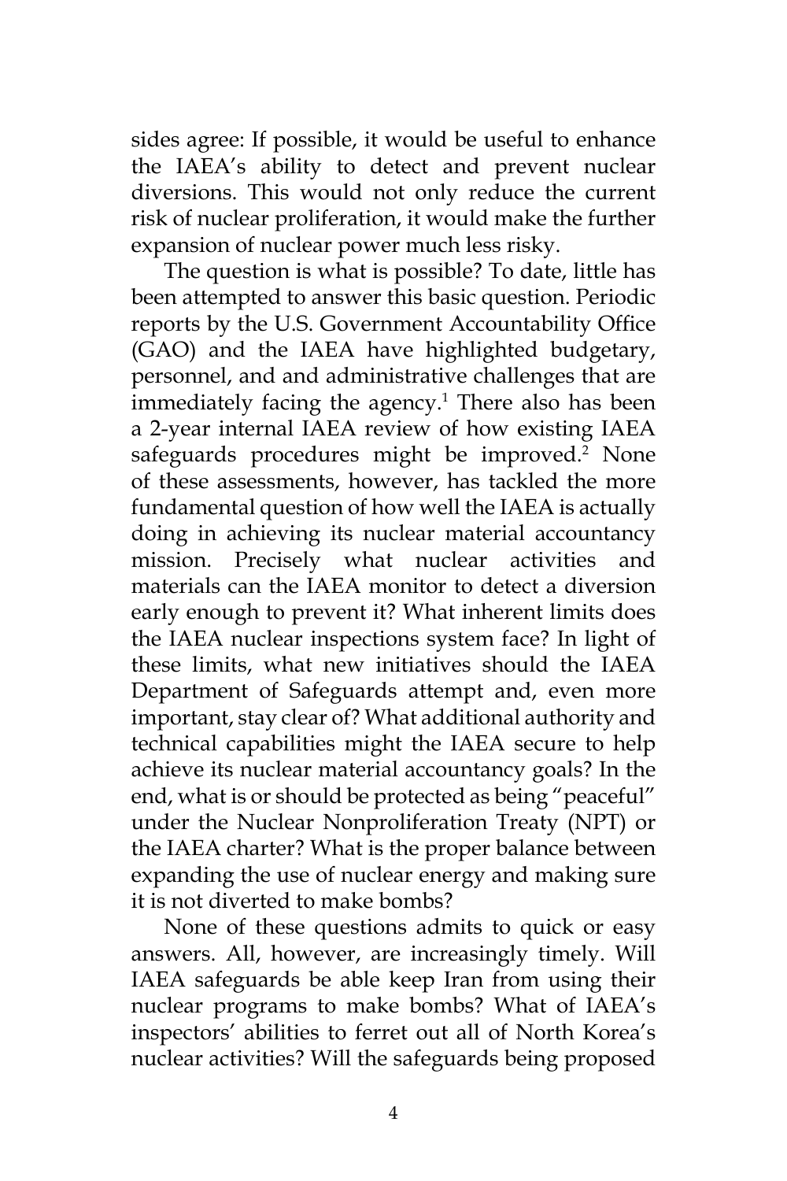sides agree: If possible, it would be useful to enhance the IAEA's ability to detect and prevent nuclear diversions. This would not only reduce the current risk of nuclear proliferation, it would make the further expansion of nuclear power much less risky.

The question is what is possible? To date, little has been attempted to answer this basic question. Periodic reports by the U.S. Government Accountability Office (GAO) and the IAEA have highlighted budgetary, personnel, and and administrative challenges that are immediately facing the agency.[1] There also has been a 2-year internal IAEA review of how existing IAEA safeguards procedures might be improved.[2] None of these assessments, however, has tackled the more fundamental question of how well the IAEA is actually doing in achieving its nuclear material accountancy mission. Precisely what nuclear activities and materials can the IAEA monitor to detect a diversion early enough to prevent it? What inherent limits does the IAEA nuclear inspections system face? In light of these limits, what new initiatives should the IAEA Department of Safeguards attempt and, even more important, stay clear of? What additional authority and technical capabilities might the IAEA secure to help achieve its nuclear material accountancy goals? In the end, what is or should be protected as being "peaceful" under the Nuclear Nonproliferation Treaty (NPT) or the IAEA charter? What is the proper balance between expanding the use of nuclear energy and making sure it is not diverted to make bombs?

None of these questions admits to quick or easy answers. All, however, are increasingly timely. Will IAEA safeguards be able keep Iran from using their nuclear programs to make bombs? What of IAEA's inspectors' abilities to ferret out all of North Korea's nuclear activities? Will the safeguards being proposed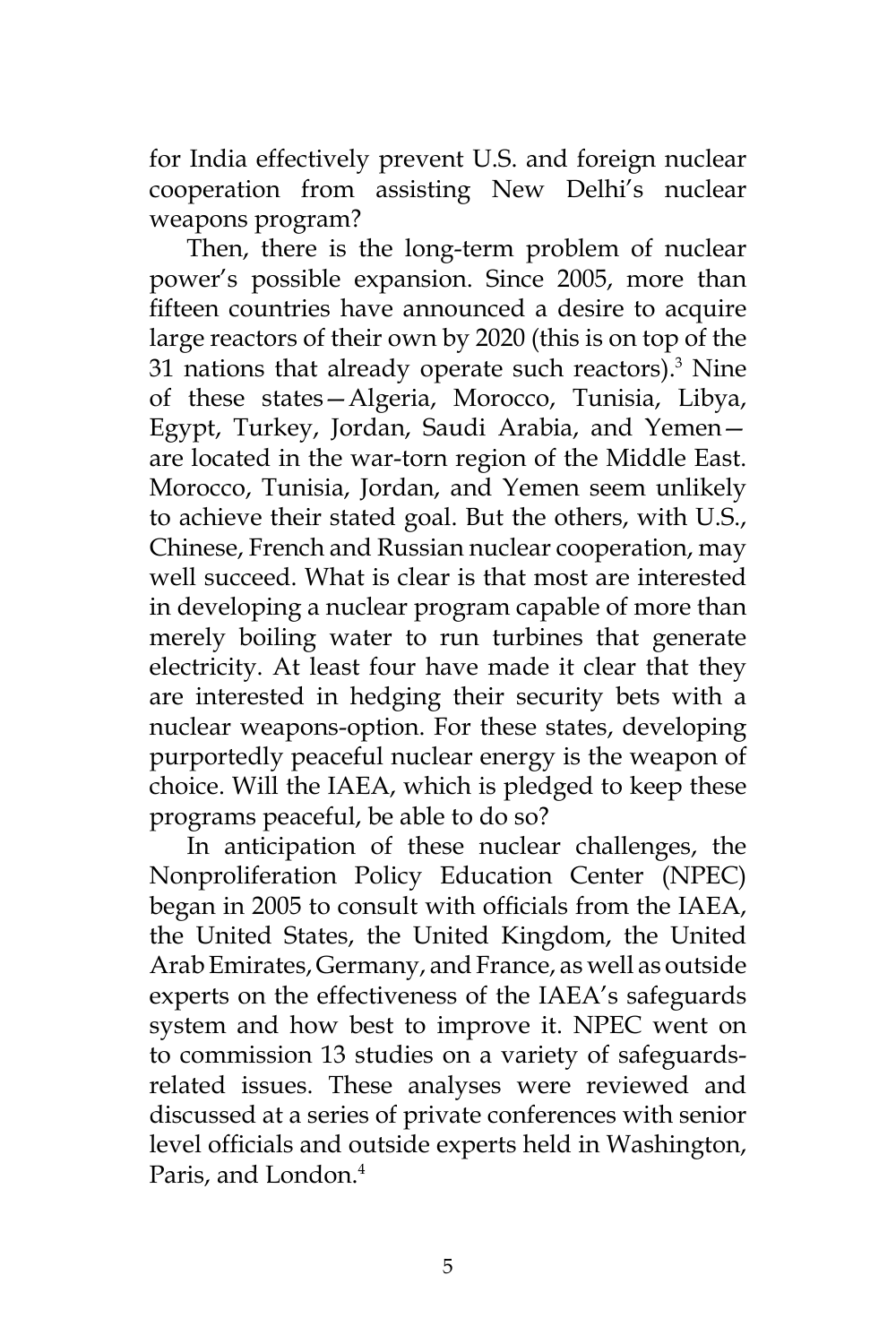for India effectively prevent U.S. and foreign nuclear cooperation from assisting New Delhi's nuclear weapons program?

Then, there is the long-term problem of nuclear power's possible expansion. Since 2005, more than fifteen countries have announced a desire to acquire large reactors of their own by 2020 (this is on top of the 31 nations that already operate such reactors).[3] Nine of these states—Algeria, Morocco, Tunisia, Libya, Egypt, Turkey, Jordan, Saudi Arabia, and Yemen—are located in the war-torn region of the Middle East. Morocco, Tunisia, Jordan, and Yemen seem unlikely to achieve their stated goal. But the others, with U.S., Chinese, French and Russian nuclear cooperation, may well succeed. What is clear is that most are interested in developing a nuclear program capable of more than merely boiling water to run turbines that generate electricity. At least four have made it clear that they are interested in hedging their security bets with a nuclear weapons-option. For these states, developing purportedly peaceful nuclear energy is the weapon of choice. Will the IAEA, which is pledged to keep these programs peaceful, be able to do so?

In anticipation of these nuclear challenges, the Nonproliferation Policy Education Center (NPEC) began in 2005 to consult with officials from the IAEA, the United States, the United Kingdom, the United Arab Emirates, Germany, and France, as well as outside experts on the effectiveness of the IAEA's safeguards system and how best to improve it. NPEC went on to commission 13 studies on a variety of safeguards-related issues. These analyses were reviewed and discussed at a series of private conferences with senior level officials and outside experts held in Washington, Paris, and London.[4]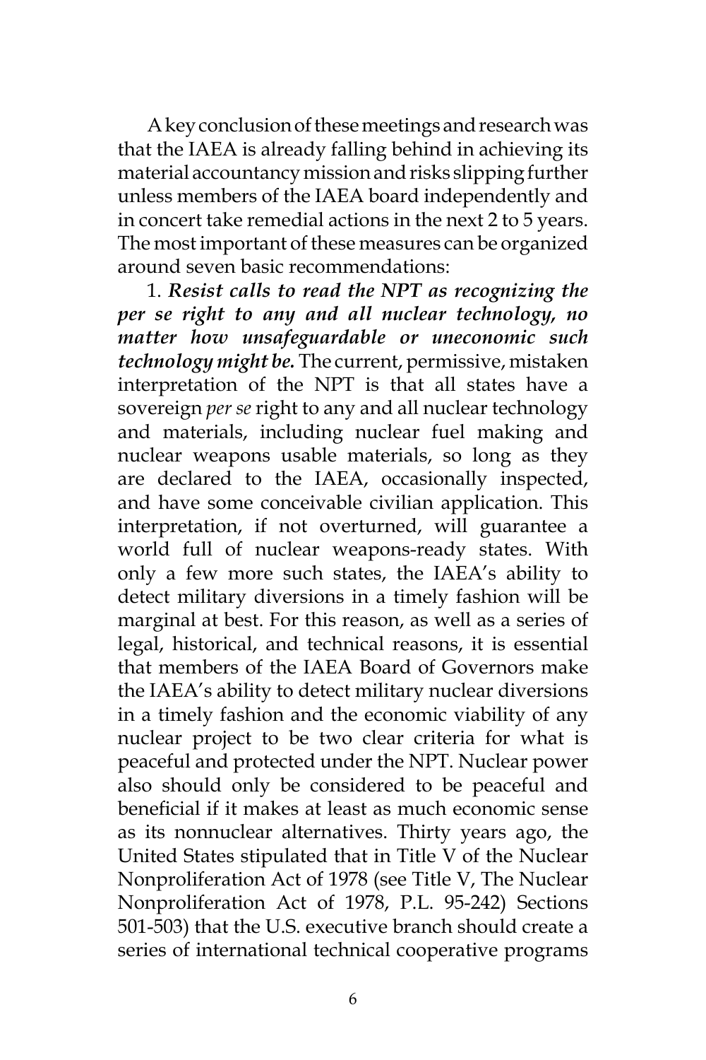A key conclusion of these meetings and research was that the IAEA is already falling behind in achieving its material accountancy mission and risks slipping further unless members of the IAEA board independently and in concert take remedial actions in the next 2 to 5 years. The most important of these measures can be organized around seven basic recommendations:

1. ***Resist calls to read the NPT as recognizing the per se right to any and all nuclear technology, no matter how unsafeguardable or uneconomic such technology might be.*** The current, permissive, mistaken interpretation of the NPT is that all states have a sovereign *per se* right to any and all nuclear technology and materials, including nuclear fuel making and nuclear weapons usable materials, so long as they are declared to the IAEA, occasionally inspected, and have some conceivable civilian application. This interpretation, if not overturned, will guarantee a world full of nuclear weapons-ready states. With only a few more such states, the IAEA's ability to detect military diversions in a timely fashion will be marginal at best. For this reason, as well as a series of legal, historical, and technical reasons, it is essential that members of the IAEA Board of Governors make the IAEA's ability to detect military nuclear diversions in a timely fashion and the economic viability of any nuclear project to be two clear criteria for what is peaceful and protected under the NPT. Nuclear power also should only be considered to be peaceful and beneficial if it makes at least as much economic sense as its nonnuclear alternatives. Thirty years ago, the United States stipulated that in Title V of the Nuclear Nonproliferation Act of 1978 (see Title V, The Nuclear Nonproliferation Act of 1978, P.L. 95-242) Sections 501-503) that the U.S. executive branch should create a series of international technical cooperative programs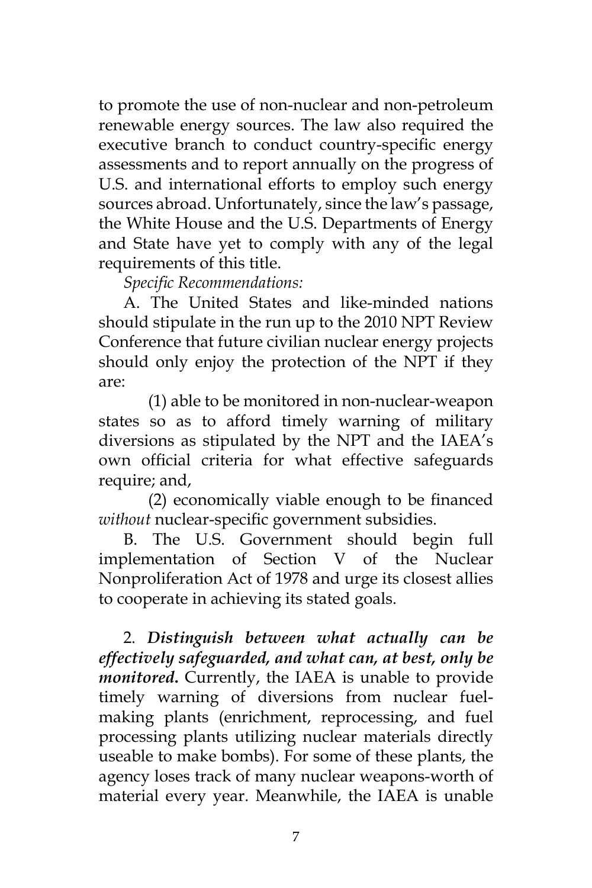to promote the use of non-nuclear and non-petroleum renewable energy sources. The law also required the executive branch to conduct country-specific energy assessments and to report annually on the progress of U.S. and international efforts to employ such energy sources abroad. Unfortunately, since the law's passage, the White House and the U.S. Departments of Energy and State have yet to comply with any of the legal requirements of this title.

*Specific Recommendations:*

A. The United States and like-minded nations should stipulate in the run up to the 2010 NPT Review Conference that future civilian nuclear energy projects should only enjoy the protection of the NPT if they are:

(1) able to be monitored in non-nuclear-weapon states so as to afford timely warning of military diversions as stipulated by the NPT and the IAEA's own official criteria for what effective safeguards require; and,

(2) economically viable enough to be financed *without* nuclear-specific government subsidies.

B. The U.S. Government should begin full implementation of Section V of the Nuclear Nonproliferation Act of 1978 and urge its closest allies to cooperate in achieving its stated goals.

2. ***Distinguish between what actually can be effectively safeguarded, and what can, at best, only be monitored.*** Currently, the IAEA is unable to provide timely warning of diversions from nuclear fuel-making plants (enrichment, reprocessing, and fuel processing plants utilizing nuclear materials directly useable to make bombs). For some of these plants, the agency loses track of many nuclear weapons-worth of material every year. Meanwhile, the IAEA is unable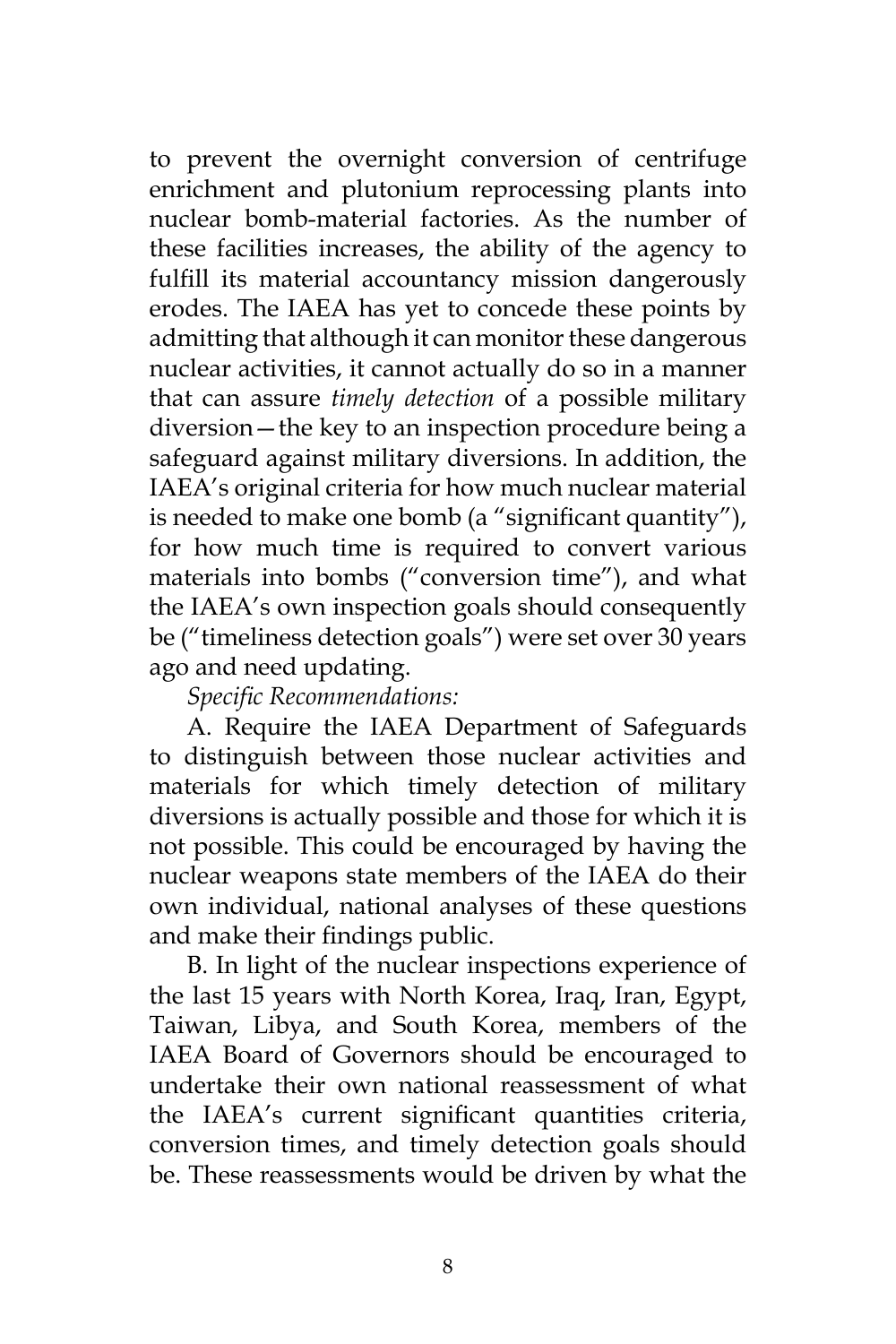to prevent the overnight conversion of centrifuge enrichment and plutonium reprocessing plants into nuclear bomb-material factories. As the number of these facilities increases, the ability of the agency to fulfill its material accountancy mission dangerously erodes. The IAEA has yet to concede these points by admitting that although it can monitor these dangerous nuclear activities, it cannot actually do so in a manner that can assure *timely detection* of a possible military diversion—the key to an inspection procedure being a safeguard against military diversions. In addition, the IAEA's original criteria for how much nuclear material is needed to make one bomb (a "significant quantity"), for how much time is required to convert various materials into bombs ("conversion time"), and what the IAEA's own inspection goals should consequently be ("timeliness detection goals") were set over 30 years ago and need updating.

*Specific Recommendations:*

A. Require the IAEA Department of Safeguards to distinguish between those nuclear activities and materials for which timely detection of military diversions is actually possible and those for which it is not possible. This could be encouraged by having the nuclear weapons state members of the IAEA do their own individual, national analyses of these questions and make their findings public.

B. In light of the nuclear inspections experience of the last 15 years with North Korea, Iraq, Iran, Egypt, Taiwan, Libya, and South Korea, members of the IAEA Board of Governors should be encouraged to undertake their own national reassessment of what the IAEA's current significant quantities criteria, conversion times, and timely detection goals should be. These reassessments would be driven by what the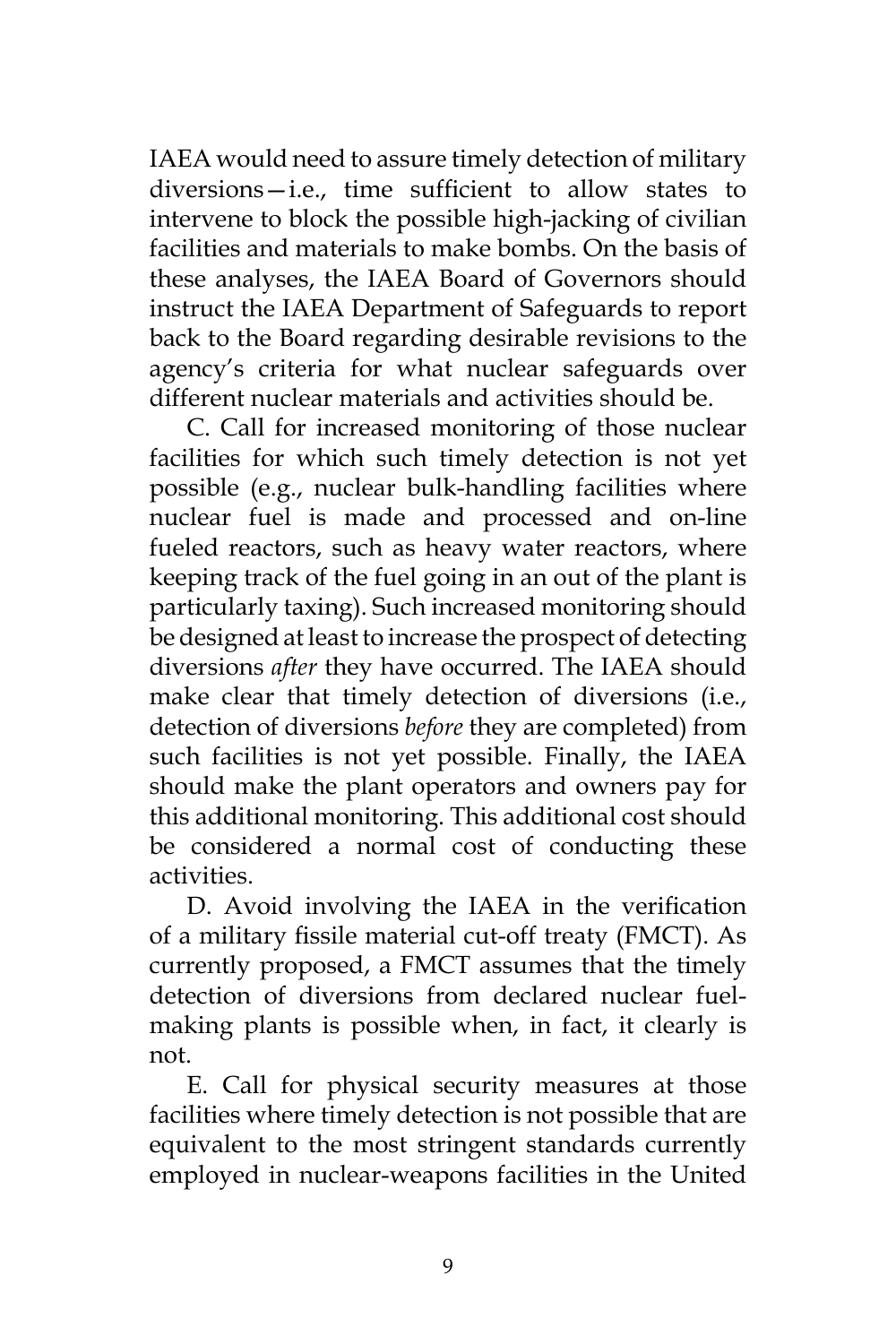IAEA would need to assure timely detection of military diversions—i.e., time sufficient to allow states to intervene to block the possible high-jacking of civilian facilities and materials to make bombs. On the basis of these analyses, the IAEA Board of Governors should instruct the IAEA Department of Safeguards to report back to the Board regarding desirable revisions to the agency's criteria for what nuclear safeguards over different nuclear materials and activities should be.

C. Call for increased monitoring of those nuclear facilities for which such timely detection is not yet possible (e.g., nuclear bulk-handling facilities where nuclear fuel is made and processed and on-line fueled reactors, such as heavy water reactors, where keeping track of the fuel going in an out of the plant is particularly taxing). Such increased monitoring should be designed at least to increase the prospect of detecting diversions *after* they have occurred. The IAEA should make clear that timely detection of diversions (i.e., detection of diversions *before* they are completed) from such facilities is not yet possible. Finally, the IAEA should make the plant operators and owners pay for this additional monitoring. This additional cost should be considered a normal cost of conducting these activities.

D. Avoid involving the IAEA in the verification of a military fissile material cut-off treaty (FMCT). As currently proposed, a FMCT assumes that the timely detection of diversions from declared nuclear fuel-making plants is possible when, in fact, it clearly is not.

E. Call for physical security measures at those facilities where timely detection is not possible that are equivalent to the most stringent standards currently employed in nuclear-weapons facilities in the United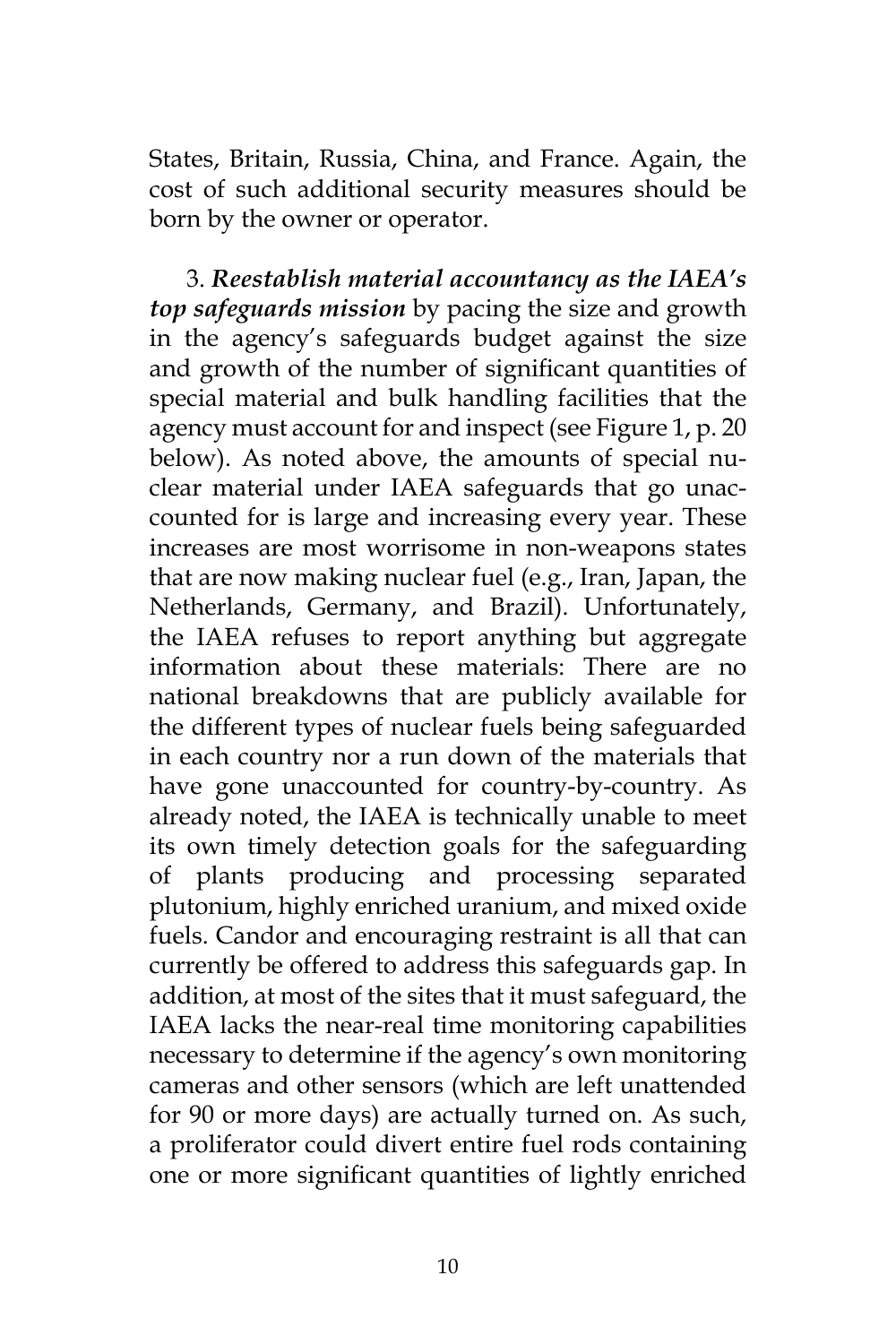States, Britain, Russia, China, and France. Again, the cost of such additional security measures should be born by the owner or operator.

3. ***Reestablish material accountancy as the IAEA's top safeguards mission*** by pacing the size and growth in the agency's safeguards budget against the size and growth of the number of significant quantities of special material and bulk handling facilities that the agency must account for and inspect (see Figure 1, p. 20 below). As noted above, the amounts of special nuclear material under IAEA safeguards that go unaccounted for is large and increasing every year. These increases are most worrisome in non-weapons states that are now making nuclear fuel (e.g., Iran, Japan, the Netherlands, Germany, and Brazil). Unfortunately, the IAEA refuses to report anything but aggregate information about these materials: There are no national breakdowns that are publicly available for the different types of nuclear fuels being safeguarded in each country nor a run down of the materials that have gone unaccounted for country-by-country. As already noted, the IAEA is technically unable to meet its own timely detection goals for the safeguarding of plants producing and processing separated plutonium, highly enriched uranium, and mixed oxide fuels. Candor and encouraging restraint is all that can currently be offered to address this safeguards gap. In addition, at most of the sites that it must safeguard, the IAEA lacks the near-real time monitoring capabilities necessary to determine if the agency's own monitoring cameras and other sensors (which are left unattended for 90 or more days) are actually turned on. As such, a proliferator could divert entire fuel rods containing one or more significant quantities of lightly enriched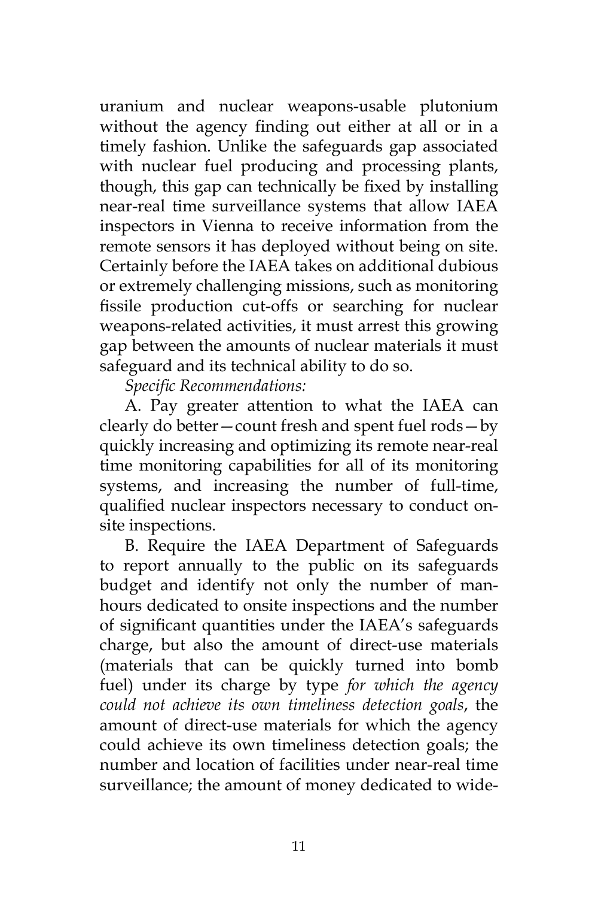uranium and nuclear weapons-usable plutonium without the agency finding out either at all or in a timely fashion. Unlike the safeguards gap associated with nuclear fuel producing and processing plants, though, this gap can technically be fixed by installing near-real time surveillance systems that allow IAEA inspectors in Vienna to receive information from the remote sensors it has deployed without being on site. Certainly before the IAEA takes on additional dubious or extremely challenging missions, such as monitoring fissile production cut-offs or searching for nuclear weapons-related activities, it must arrest this growing gap between the amounts of nuclear materials it must safeguard and its technical ability to do so.

*Specific Recommendations:*

A. Pay greater attention to what the IAEA can clearly do better—count fresh and spent fuel rods—by quickly increasing and optimizing its remote near-real time monitoring capabilities for all of its monitoring systems, and increasing the number of full-time, qualified nuclear inspectors necessary to conduct on-site inspections.

B. Require the IAEA Department of Safeguards to report annually to the public on its safeguards budget and identify not only the number of man-hours dedicated to onsite inspections and the number of significant quantities under the IAEA's safeguards charge, but also the amount of direct-use materials (materials that can be quickly turned into bomb fuel) under its charge by type *for which the agency could not achieve its own timeliness detection goals*, the amount of direct-use materials for which the agency could achieve its own timeliness detection goals; the number and location of facilities under near-real time surveillance; the amount of money dedicated to wide-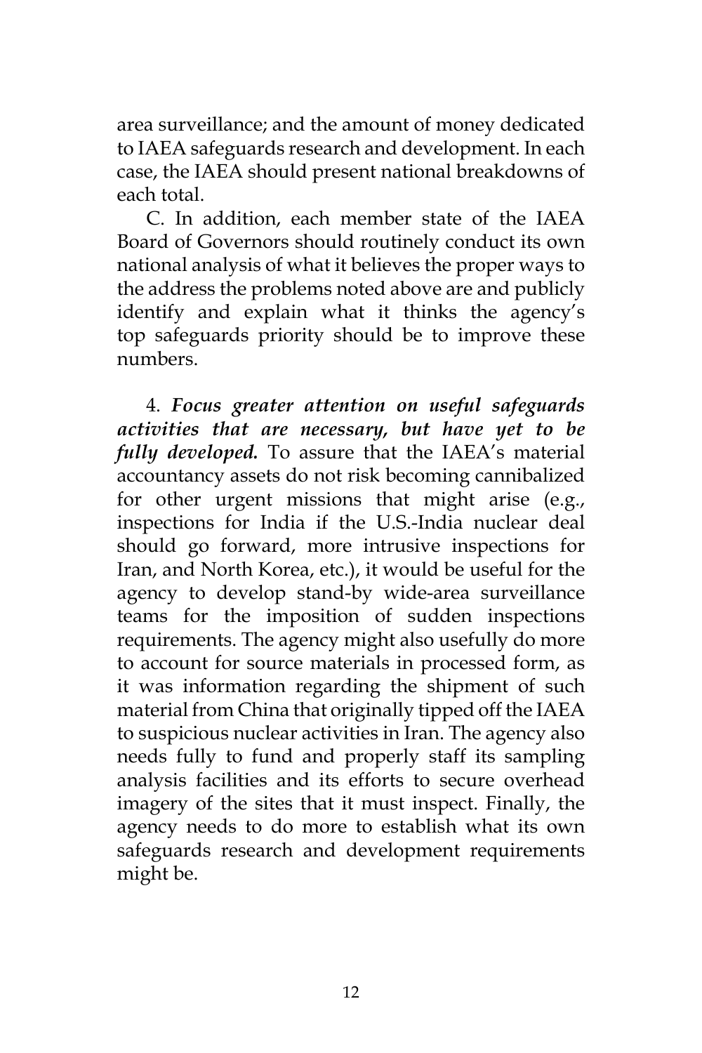area surveillance; and the amount of money dedicated to IAEA safeguards research and development. In each case, the IAEA should present national breakdowns of each total.

C. In addition, each member state of the IAEA Board of Governors should routinely conduct its own national analysis of what it believes the proper ways to the address the problems noted above are and publicly identify and explain what it thinks the agency's top safeguards priority should be to improve these numbers.

4. ***Focus greater attention on useful safeguards activities that are necessary, but have yet to be fully developed.*** To assure that the IAEA's material accountancy assets do not risk becoming cannibalized for other urgent missions that might arise (e.g., inspections for India if the U.S.-India nuclear deal should go forward, more intrusive inspections for Iran, and North Korea, etc.), it would be useful for the agency to develop stand-by wide-area surveillance teams for the imposition of sudden inspections requirements. The agency might also usefully do more to account for source materials in processed form, as it was information regarding the shipment of such material from China that originally tipped off the IAEA to suspicious nuclear activities in Iran. The agency also needs fully to fund and properly staff its sampling analysis facilities and its efforts to secure overhead imagery of the sites that it must inspect. Finally, the agency needs to do more to establish what its own safeguards research and development requirements might be.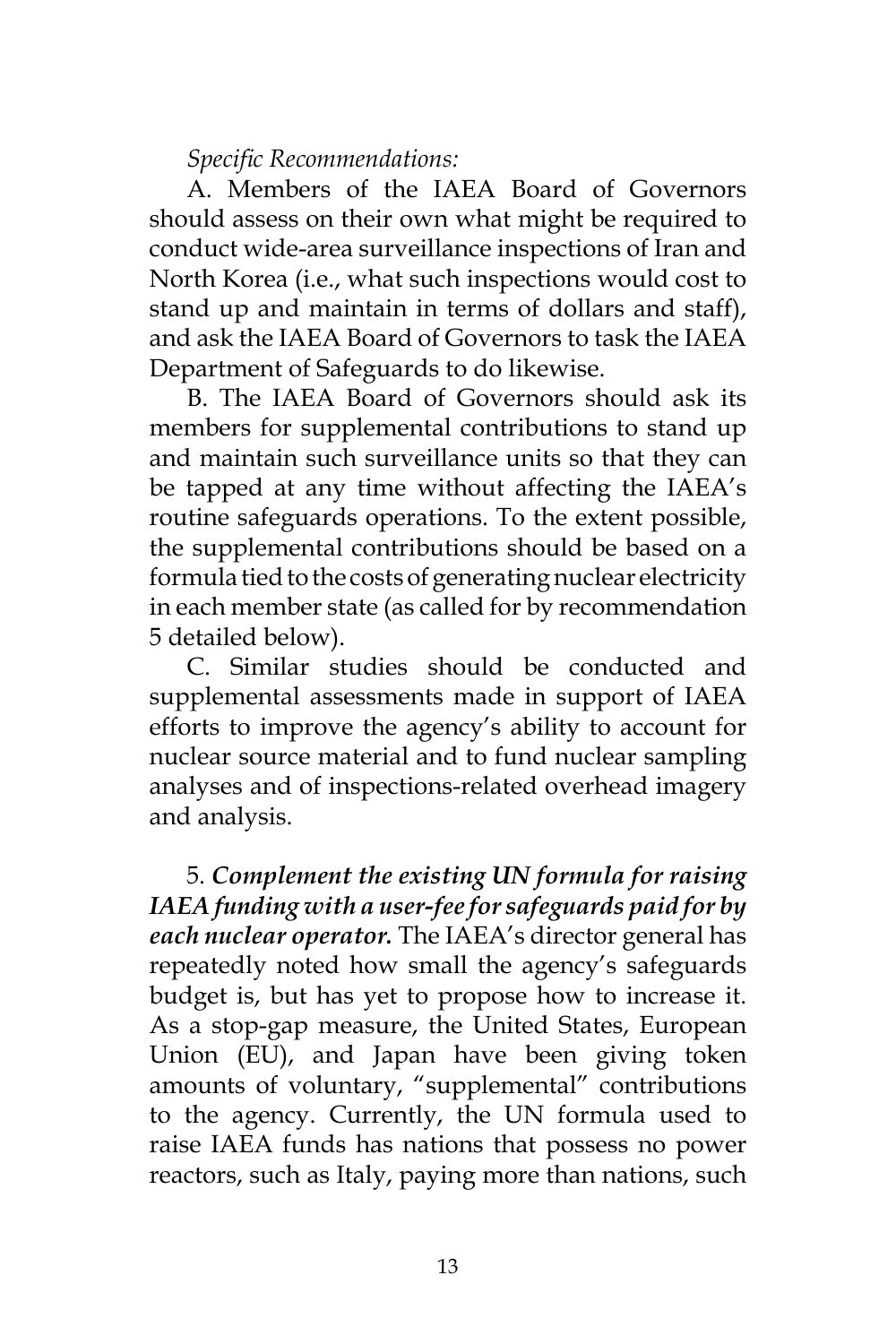*Specific Recommendations:*

A. Members of the IAEA Board of Governors should assess on their own what might be required to conduct wide-area surveillance inspections of Iran and North Korea (i.e., what such inspections would cost to stand up and maintain in terms of dollars and staff), and ask the IAEA Board of Governors to task the IAEA Department of Safeguards to do likewise.

B. The IAEA Board of Governors should ask its members for supplemental contributions to stand up and maintain such surveillance units so that they can be tapped at any time without affecting the IAEA's routine safeguards operations. To the extent possible, the supplemental contributions should be based on a formula tied to the costs of generating nuclear electricity in each member state (as called for by recommendation 5 detailed below).

C. Similar studies should be conducted and supplemental assessments made in support of IAEA efforts to improve the agency's ability to account for nuclear source material and to fund nuclear sampling analyses and of inspections-related overhead imagery and analysis.

5. ***Complement the existing UN formula for raising IAEA funding with a user-fee for safeguards paid for by each nuclear operator.*** The IAEA's director general has repeatedly noted how small the agency's safeguards budget is, but has yet to propose how to increase it. As a stop-gap measure, the United States, European Union (EU), and Japan have been giving token amounts of voluntary, "supplemental" contributions to the agency. Currently, the UN formula used to raise IAEA funds has nations that possess no power reactors, such as Italy, paying more than nations, such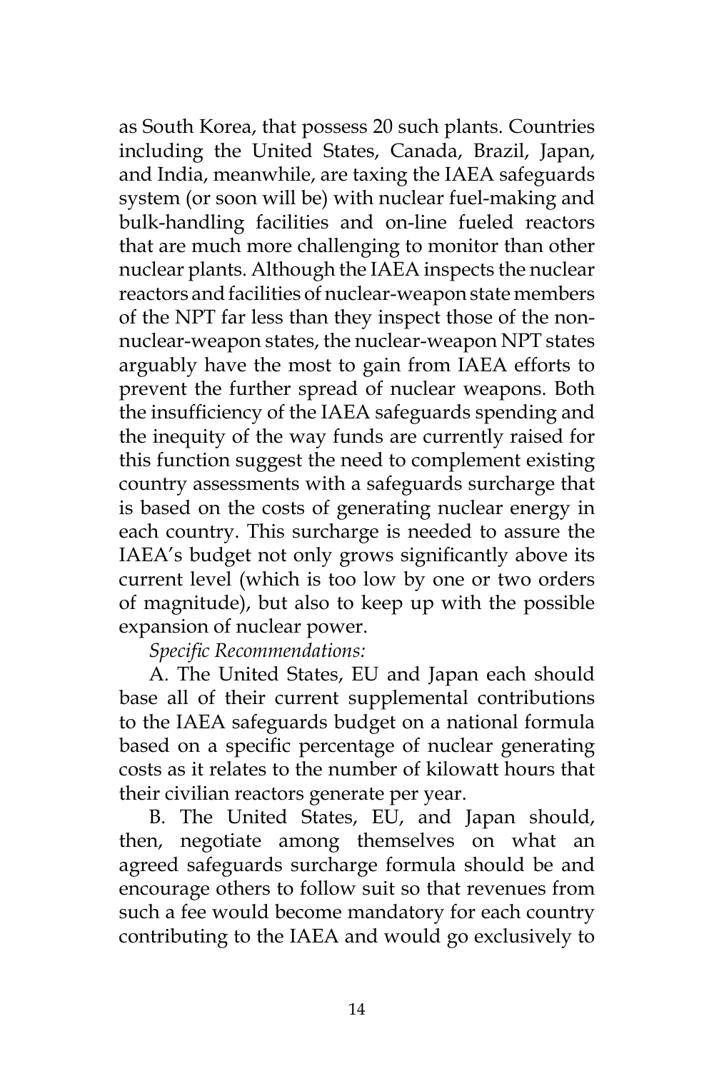as South Korea, that possess 20 such plants. Countries including the United States, Canada, Brazil, Japan, and India, meanwhile, are taxing the IAEA safeguards system (or soon will be) with nuclear fuel-making and bulk-handling facilities and on-line fueled reactors that are much more challenging to monitor than other nuclear plants. Although the IAEA inspects the nuclear reactors and facilities of nuclear-weapon state members of the NPT far less than they inspect those of the non-nuclear-weapon states, the nuclear-weapon NPT states arguably have the most to gain from IAEA efforts to prevent the further spread of nuclear weapons. Both the insufficiency of the IAEA safeguards spending and the inequity of the way funds are currently raised for this function suggest the need to complement existing country assessments with a safeguards surcharge that is based on the costs of generating nuclear energy in each country. This surcharge is needed to assure the IAEA's budget not only grows significantly above its current level (which is too low by one or two orders of magnitude), but also to keep up with the possible expansion of nuclear power.

*Specific Recommendations:*

A. The United States, EU and Japan each should base all of their current supplemental contributions to the IAEA safeguards budget on a national formula based on a specific percentage of nuclear generating costs as it relates to the number of kilowatt hours that their civilian reactors generate per year.

B. The United States, EU, and Japan should, then, negotiate among themselves on what an agreed safeguards surcharge formula should be and encourage others to follow suit so that revenues from such a fee would become mandatory for each country contributing to the IAEA and would go exclusively to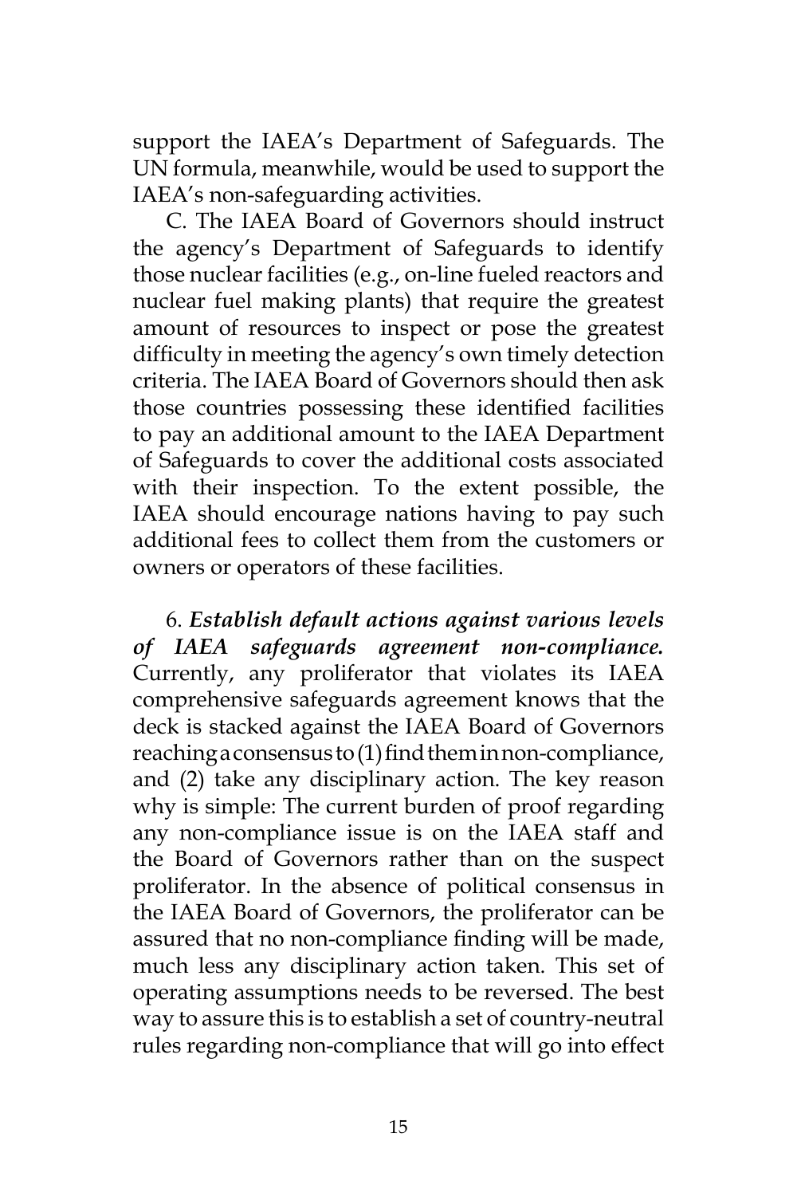support the IAEA's Department of Safeguards. The UN formula, meanwhile, would be used to support the IAEA's non-safeguarding activities.

C. The IAEA Board of Governors should instruct the agency's Department of Safeguards to identify those nuclear facilities (e.g., on-line fueled reactors and nuclear fuel making plants) that require the greatest amount of resources to inspect or pose the greatest difficulty in meeting the agency's own timely detection criteria. The IAEA Board of Governors should then ask those countries possessing these identified facilities to pay an additional amount to the IAEA Department of Safeguards to cover the additional costs associated with their inspection. To the extent possible, the IAEA should encourage nations having to pay such additional fees to collect them from the customers or owners or operators of these facilities.

6. ***Establish default actions against various levels of IAEA safeguards agreement non-compliance.*** Currently, any proliferator that violates its IAEA comprehensive safeguards agreement knows that the deck is stacked against the IAEA Board of Governors reaching a consensus to (1) find them in non-compliance, and (2) take any disciplinary action. The key reason why is simple: The current burden of proof regarding any non-compliance issue is on the IAEA staff and the Board of Governors rather than on the suspect proliferator. In the absence of political consensus in the IAEA Board of Governors, the proliferator can be assured that no non-compliance finding will be made, much less any disciplinary action taken. This set of operating assumptions needs to be reversed. The best way to assure this is to establish a set of country-neutral rules regarding non-compliance that will go into effect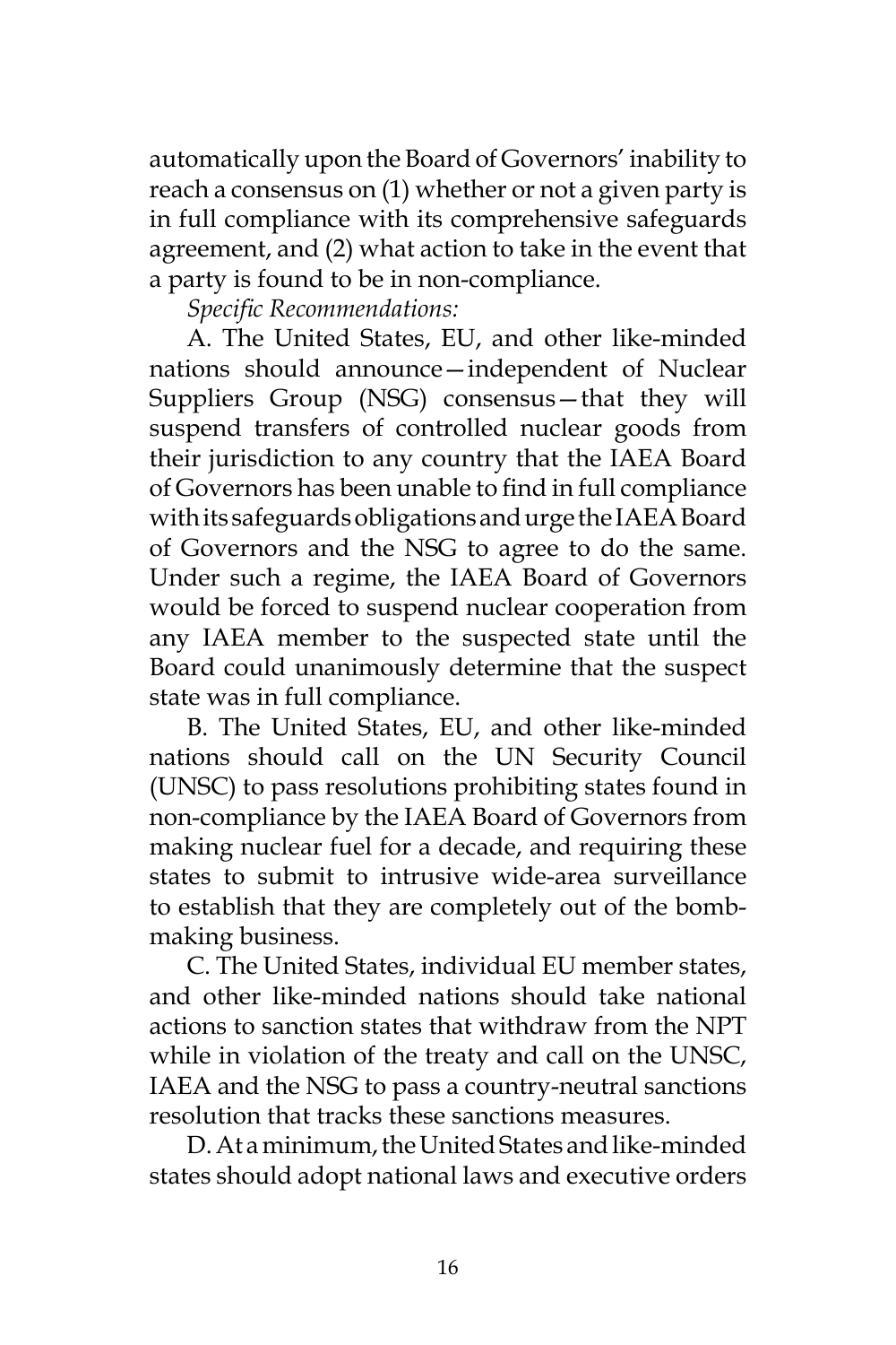automatically upon the Board of Governors' inability to reach a consensus on (1) whether or not a given party is in full compliance with its comprehensive safeguards agreement, and (2) what action to take in the event that a party is found to be in non-compliance.

*Specific Recommendations:*

A. The United States, EU, and other like-minded nations should announce—independent of Nuclear Suppliers Group (NSG) consensus—that they will suspend transfers of controlled nuclear goods from their jurisdiction to any country that the IAEA Board of Governors has been unable to find in full compliance with its safeguards obligations and urge the IAEA Board of Governors and the NSG to agree to do the same. Under such a regime, the IAEA Board of Governors would be forced to suspend nuclear cooperation from any IAEA member to the suspected state until the Board could unanimously determine that the suspect state was in full compliance.

B. The United States, EU, and other like-minded nations should call on the UN Security Council (UNSC) to pass resolutions prohibiting states found in non-compliance by the IAEA Board of Governors from making nuclear fuel for a decade, and requiring these states to submit to intrusive wide-area surveillance to establish that they are completely out of the bomb-making business.

C. The United States, individual EU member states, and other like-minded nations should take national actions to sanction states that withdraw from the NPT while in violation of the treaty and call on the UNSC, IAEA and the NSG to pass a country-neutral sanctions resolution that tracks these sanctions measures.

D. At a minimum, the United States and like-minded states should adopt national laws and executive orders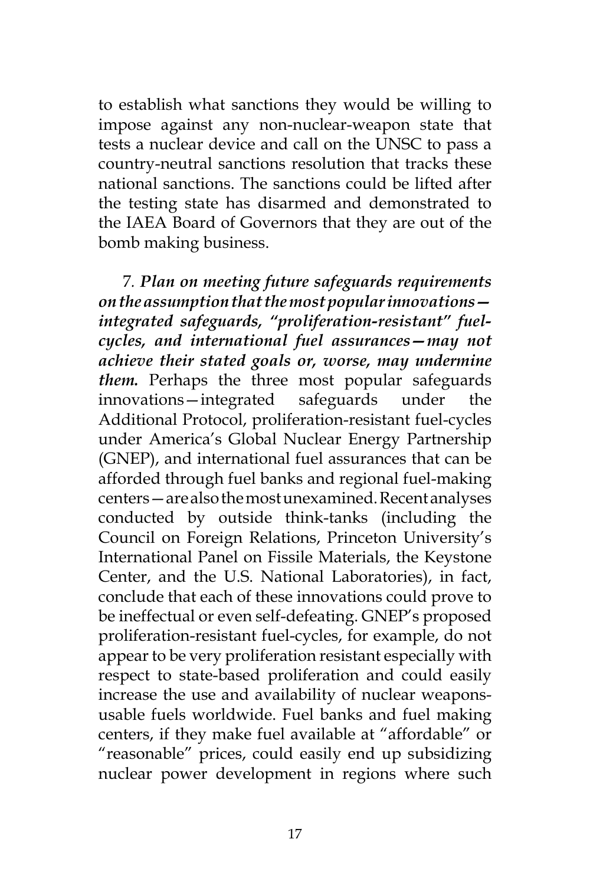to establish what sanctions they would be willing to impose against any non-nuclear-weapon state that tests a nuclear device and call on the UNSC to pass a country-neutral sanctions resolution that tracks these national sanctions. The sanctions could be lifted after the testing state has disarmed and demonstrated to the IAEA Board of Governors that they are out of the bomb making business.

7. ***Plan on meeting future safeguards requirements on the assumption that the most popular innovations—integrated safeguards, "proliferation-resistant" fuel-cycles, and international fuel assurances—may not achieve their stated goals or, worse, may undermine them.*** Perhaps the three most popular safeguards innovations—integrated safeguards under the Additional Protocol, proliferation-resistant fuel-cycles under America's Global Nuclear Energy Partnership (GNEP), and international fuel assurances that can be afforded through fuel banks and regional fuel-making centers—are also the most unexamined. Recent analyses conducted by outside think-tanks (including the Council on Foreign Relations, Princeton University's International Panel on Fissile Materials, the Keystone Center, and the U.S. National Laboratories), in fact, conclude that each of these innovations could prove to be ineffectual or even self-defeating. GNEP's proposed proliferation-resistant fuel-cycles, for example, do not appear to be very proliferation resistant especially with respect to state-based proliferation and could easily increase the use and availability of nuclear weapons-usable fuels worldwide. Fuel banks and fuel making centers, if they make fuel available at "affordable" or "reasonable" prices, could easily end up subsidizing nuclear power development in regions where such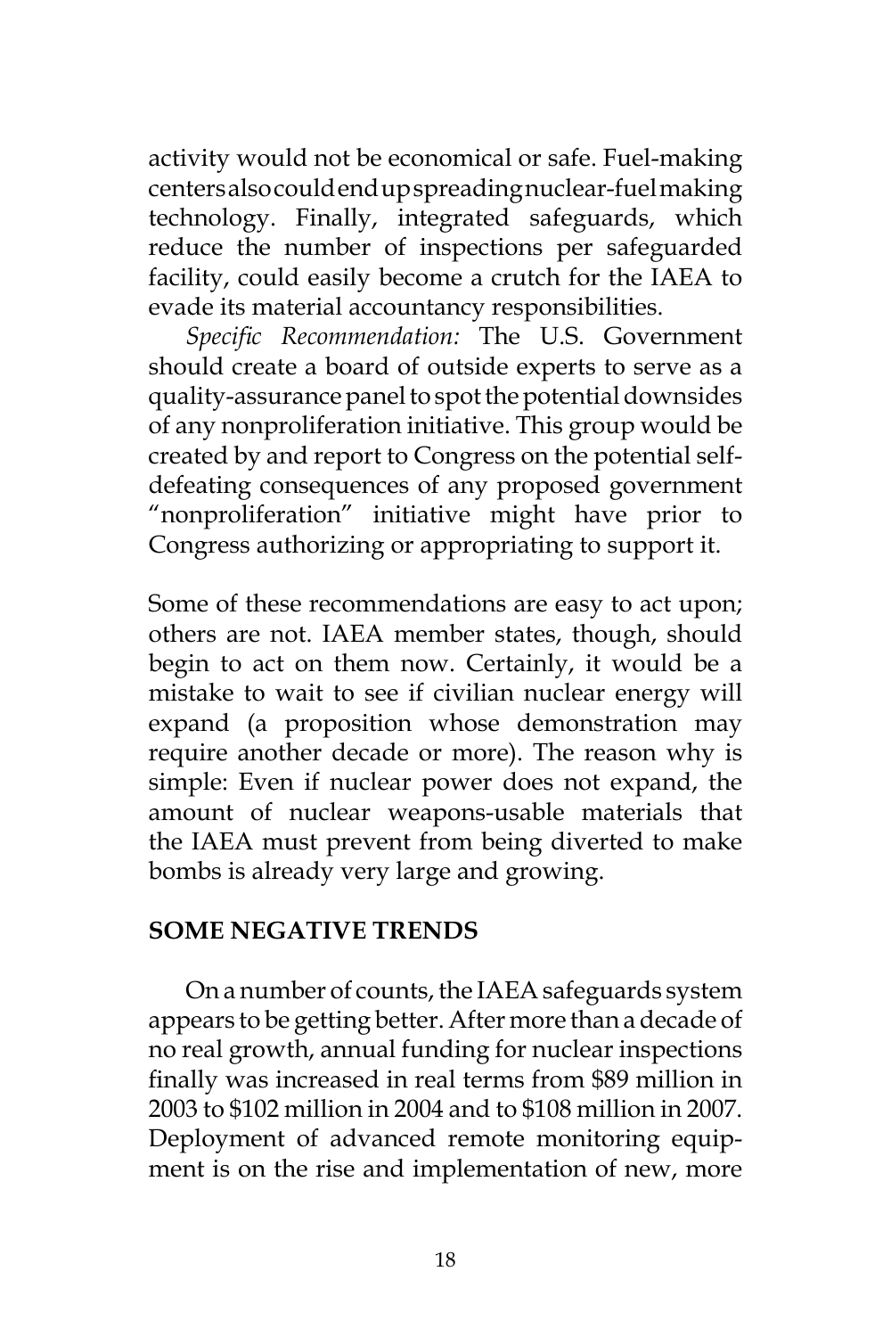activity would not be economical or safe. Fuel-making centers also could end up spreading nuclear-fuel making technology. Finally, integrated safeguards, which reduce the number of inspections per safeguarded facility, could easily become a crutch for the IAEA to evade its material accountancy responsibilities.

*Specific Recommendation:* The U.S. Government should create a board of outside experts to serve as a quality-assurance panel to spot the potential downsides of any nonproliferation initiative. This group would be created by and report to Congress on the potential self-defeating consequences of any proposed government "nonproliferation" initiative might have prior to Congress authorizing or appropriating to support it.

Some of these recommendations are easy to act upon; others are not. IAEA member states, though, should begin to act on them now. Certainly, it would be a mistake to wait to see if civilian nuclear energy will expand (a proposition whose demonstration may require another decade or more). The reason why is simple: Even if nuclear power does not expand, the amount of nuclear weapons-usable materials that the IAEA must prevent from being diverted to make bombs is already very large and growing.

## SOME NEGATIVE TRENDS

On a number of counts, the IAEA safeguards system appears to be getting better. After more than a decade of no real growth, annual funding for nuclear inspections finally was increased in real terms from $89 million in 2003 to $102 million in 2004 and to $108 million in 2007. Deployment of advanced remote monitoring equipment is on the rise and implementation of new, more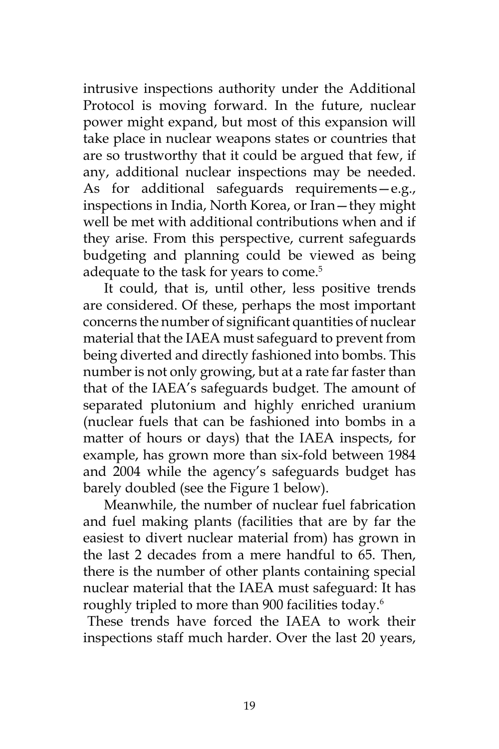intrusive inspections authority under the Additional Protocol is moving forward. In the future, nuclear power might expand, but most of this expansion will take place in nuclear weapons states or countries that are so trustworthy that it could be argued that few, if any, additional nuclear inspections may be needed. As for additional safeguards requirements—e.g., inspections in India, North Korea, or Iran—they might well be met with additional contributions when and if they arise. From this perspective, current safeguards budgeting and planning could be viewed as being adequate to the task for years to come.[5]

It could, that is, until other, less positive trends are considered. Of these, perhaps the most important concerns the number of significant quantities of nuclear material that the IAEA must safeguard to prevent from being diverted and directly fashioned into bombs. This number is not only growing, but at a rate far faster than that of the IAEA's safeguards budget. The amount of separated plutonium and highly enriched uranium (nuclear fuels that can be fashioned into bombs in a matter of hours or days) that the IAEA inspects, for example, has grown more than six-fold between 1984 and 2004 while the agency's safeguards budget has barely doubled (see the Figure 1 below).

Meanwhile, the number of nuclear fuel fabrication and fuel making plants (facilities that are by far the easiest to divert nuclear material from) has grown in the last 2 decades from a mere handful to 65. Then, there is the number of other plants containing special nuclear material that the IAEA must safeguard: It has roughly tripled to more than 900 facilities today.[6]

These trends have forced the IAEA to work their inspections staff much harder. Over the last 20 years,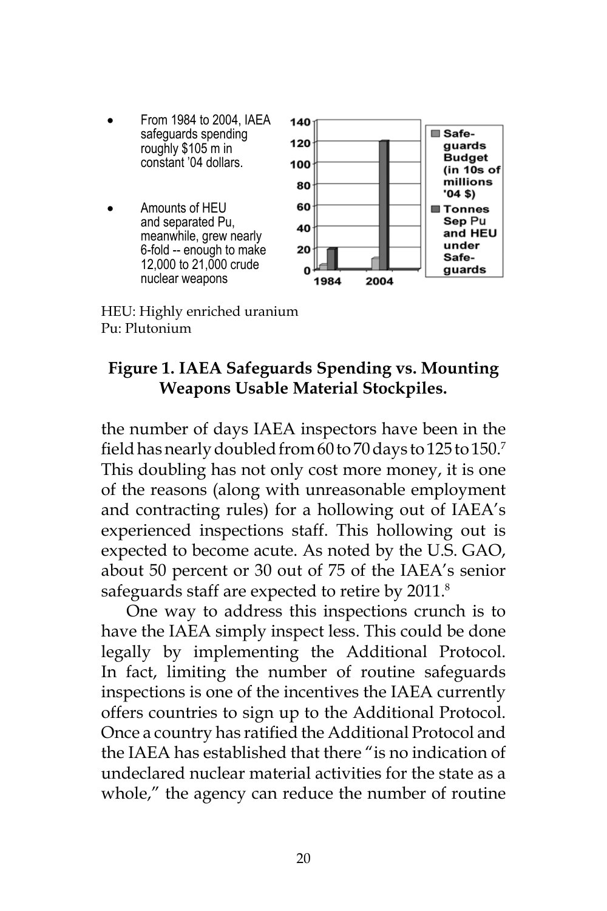- From 1984 to 2004, IAEA safeguards spending roughly $105 m in constant '04 dollars.
- Amounts of HEU and separated Pu, meanwhile, grew nearly 6-fold -- enough to make 12,000 to 21,000 crude nuclear weapons

HEU: Highly enriched uranium
Pu: Plutonium

**Figure 1. IAEA Safeguards Spending vs. Mounting Weapons Usable Material Stockpiles.**

the number of days IAEA inspectors have been in the field has nearly doubled from 60 to 70 days to 125 to 150.[7] This doubling has not only cost more money, it is one of the reasons (along with unreasonable employment and contracting rules) for a hollowing out of IAEA's experienced inspections staff. This hollowing out is expected to become acute. As noted by the U.S. GAO, about 50 percent or 30 out of 75 of the IAEA's senior safeguards staff are expected to retire by 2011.[8]

One way to address this inspections crunch is to have the IAEA simply inspect less. This could be done legally by implementing the Additional Protocol. In fact, limiting the number of routine safeguards inspections is one of the incentives the IAEA currently offers countries to sign up to the Additional Protocol. Once a country has ratified the Additional Protocol and the IAEA has established that there "is no indication of undeclared nuclear material activities for the state as a whole," the agency can reduce the number of routine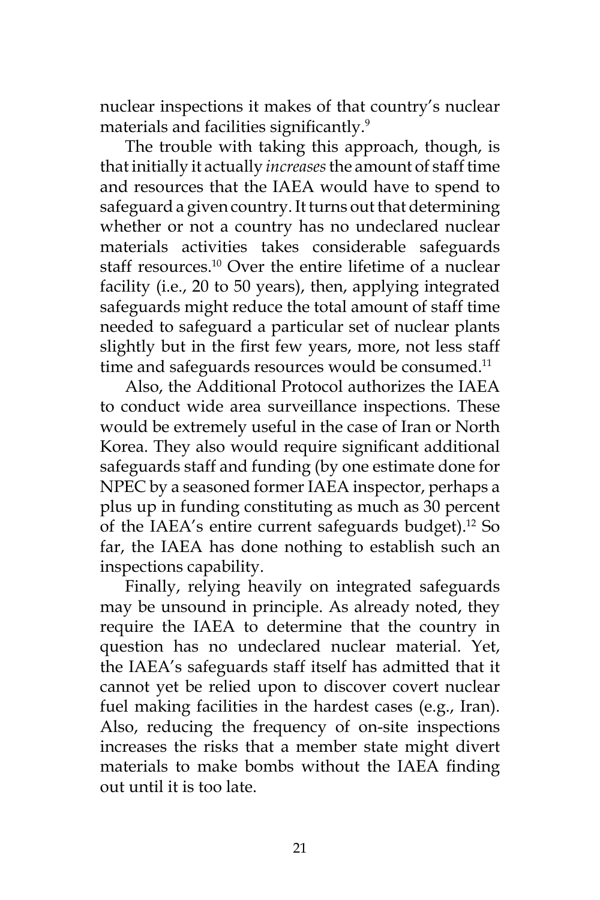nuclear inspections it makes of that country's nuclear materials and facilities significantly.[9]

The trouble with taking this approach, though, is that initially it actually *increases* the amount of staff time and resources that the IAEA would have to spend to safeguard a given country. It turns out that determining whether or not a country has no undeclared nuclear materials activities takes considerable safeguards staff resources.[10] Over the entire lifetime of a nuclear facility (i.e., 20 to 50 years), then, applying integrated safeguards might reduce the total amount of staff time needed to safeguard a particular set of nuclear plants slightly but in the first few years, more, not less staff time and safeguards resources would be consumed.[11]

Also, the Additional Protocol authorizes the IAEA to conduct wide area surveillance inspections. These would be extremely useful in the case of Iran or North Korea. They also would require significant additional safeguards staff and funding (by one estimate done for NPEC by a seasoned former IAEA inspector, perhaps a plus up in funding constituting as much as 30 percent of the IAEA's entire current safeguards budget).[12] So far, the IAEA has done nothing to establish such an inspections capability.

Finally, relying heavily on integrated safeguards may be unsound in principle. As already noted, they require the IAEA to determine that the country in question has no undeclared nuclear material. Yet, the IAEA's safeguards staff itself has admitted that it cannot yet be relied upon to discover covert nuclear fuel making facilities in the hardest cases (e.g., Iran). Also, reducing the frequency of on-site inspections increases the risks that a member state might divert materials to make bombs without the IAEA finding out until it is too late.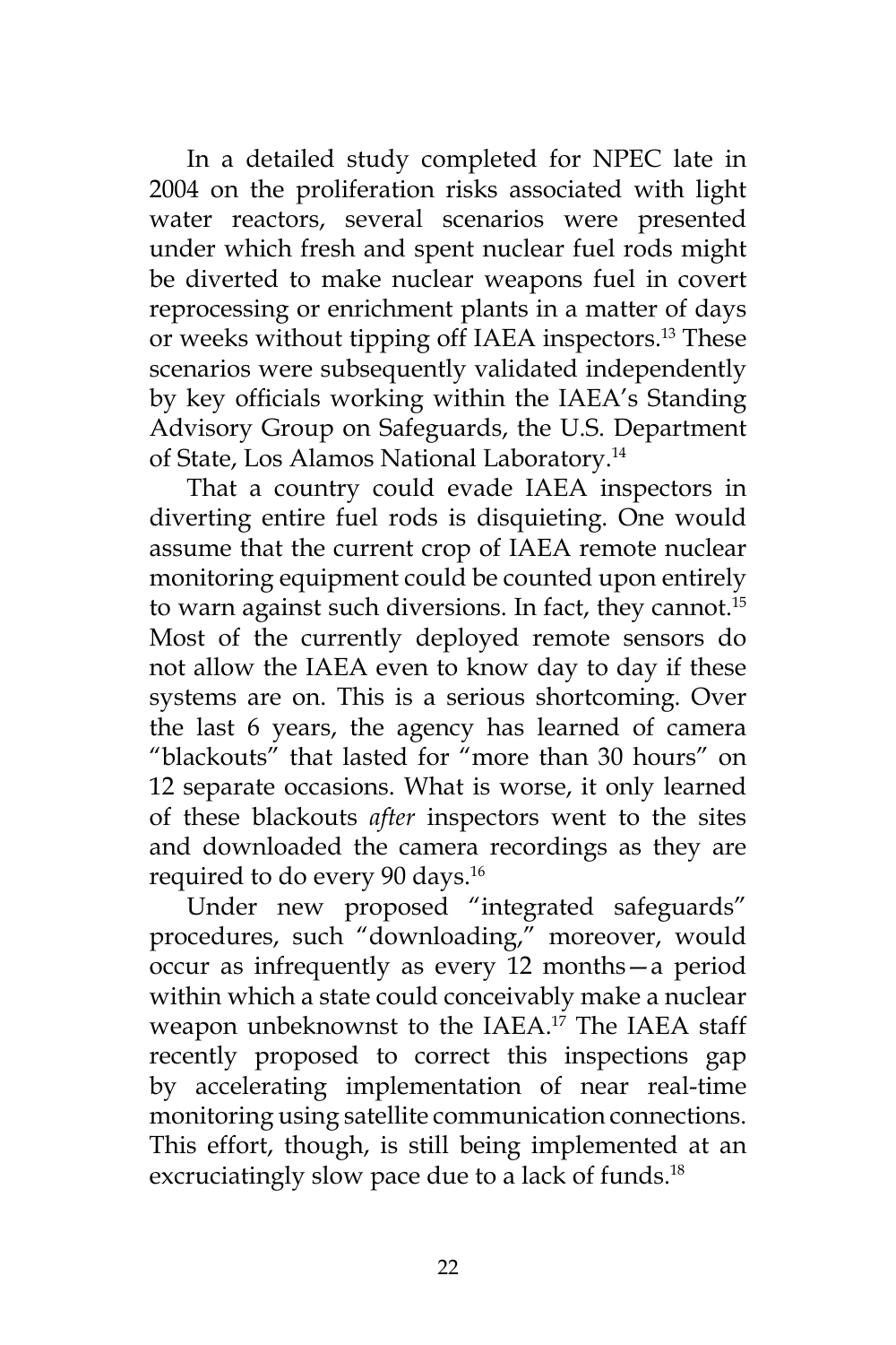In a detailed study completed for NPEC late in 2004 on the proliferation risks associated with light water reactors, several scenarios were presented under which fresh and spent nuclear fuel rods might be diverted to make nuclear weapons fuel in covert reprocessing or enrichment plants in a matter of days or weeks without tipping off IAEA inspectors.[13] These scenarios were subsequently validated independently by key officials working within the IAEA's Standing Advisory Group on Safeguards, the U.S. Department of State, Los Alamos National Laboratory.[14]

That a country could evade IAEA inspectors in diverting entire fuel rods is disquieting. One would assume that the current crop of IAEA remote nuclear monitoring equipment could be counted upon entirely to warn against such diversions. In fact, they cannot.[15] Most of the currently deployed remote sensors do not allow the IAEA even to know day to day if these systems are on. This is a serious shortcoming. Over the last 6 years, the agency has learned of camera "blackouts" that lasted for "more than 30 hours" on 12 separate occasions. What is worse, it only learned of these blackouts *after* inspectors went to the sites and downloaded the camera recordings as they are required to do every 90 days.[16]

Under new proposed "integrated safeguards" procedures, such "downloading," moreover, would occur as infrequently as every 12 months—a period within which a state could conceivably make a nuclear weapon unbeknownst to the IAEA.[17] The IAEA staff recently proposed to correct this inspections gap by accelerating implementation of near real-time monitoring using satellite communication connections. This effort, though, is still being implemented at an excruciatingly slow pace due to a lack of funds.[18]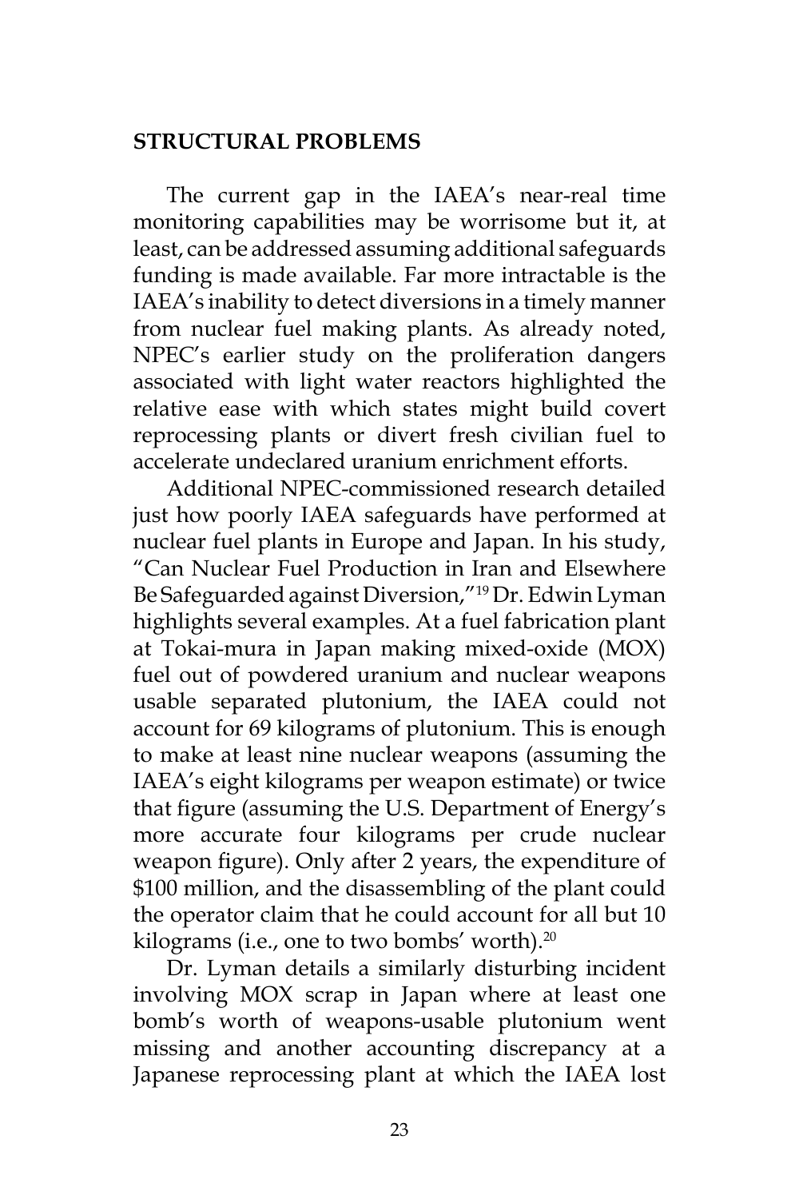## STRUCTURAL PROBLEMS

The current gap in the IAEA's near-real time monitoring capabilities may be worrisome but it, at least, can be addressed assuming additional safeguards funding is made available. Far more intractable is the IAEA's inability to detect diversions in a timely manner from nuclear fuel making plants. As already noted, NPEC's earlier study on the proliferation dangers associated with light water reactors highlighted the relative ease with which states might build covert reprocessing plants or divert fresh civilian fuel to accelerate undeclared uranium enrichment efforts.

Additional NPEC-commissioned research detailed just how poorly IAEA safeguards have performed at nuclear fuel plants in Europe and Japan. In his study, "Can Nuclear Fuel Production in Iran and Elsewhere Be Safeguarded against Diversion,"[19] Dr. Edwin Lyman highlights several examples. At a fuel fabrication plant at Tokai-mura in Japan making mixed-oxide (MOX) fuel out of powdered uranium and nuclear weapons usable separated plutonium, the IAEA could not account for 69 kilograms of plutonium. This is enough to make at least nine nuclear weapons (assuming the IAEA's eight kilograms per weapon estimate) or twice that figure (assuming the U.S. Department of Energy's more accurate four kilograms per crude nuclear weapon figure). Only after 2 years, the expenditure of \$100 million, and the disassembling of the plant could the operator claim that he could account for all but 10 kilograms (i.e., one to two bombs' worth).[20]

Dr. Lyman details a similarly disturbing incident involving MOX scrap in Japan where at least one bomb's worth of weapons-usable plutonium went missing and another accounting discrepancy at a Japanese reprocessing plant at which the IAEA lost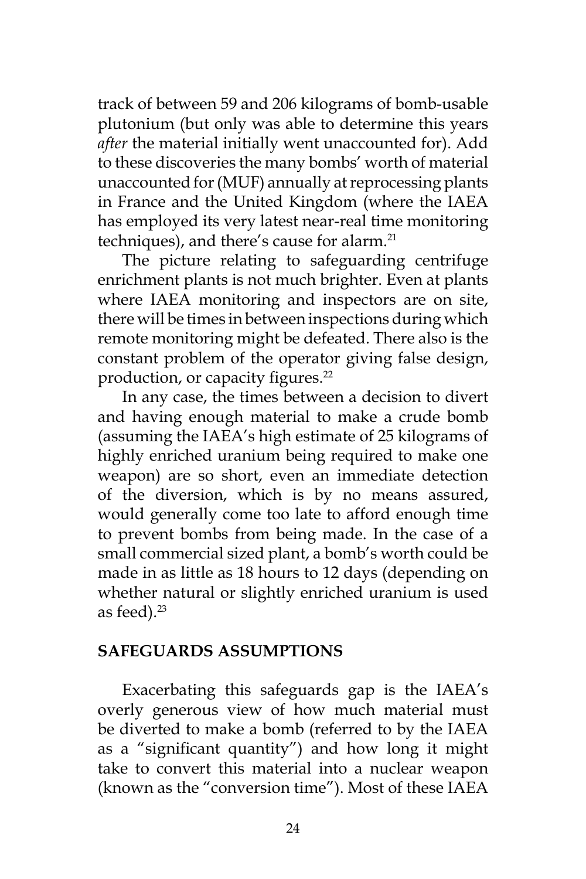track of between 59 and 206 kilograms of bomb-usable plutonium (but only was able to determine this years *after* the material initially went unaccounted for). Add to these discoveries the many bombs' worth of material unaccounted for (MUF) annually at reprocessing plants in France and the United Kingdom (where the IAEA has employed its very latest near-real time monitoring techniques), and there's cause for alarm.[21]

The picture relating to safeguarding centrifuge enrichment plants is not much brighter. Even at plants where IAEA monitoring and inspectors are on site, there will be times in between inspections during which remote monitoring might be defeated. There also is the constant problem of the operator giving false design, production, or capacity figures.[22]

In any case, the times between a decision to divert and having enough material to make a crude bomb (assuming the IAEA's high estimate of 25 kilograms of highly enriched uranium being required to make one weapon) are so short, even an immediate detection of the diversion, which is by no means assured, would generally come too late to afford enough time to prevent bombs from being made. In the case of a small commercial sized plant, a bomb's worth could be made in as little as 18 hours to 12 days (depending on whether natural or slightly enriched uranium is used as feed).[23]

## SAFEGUARDS ASSUMPTIONS

Exacerbating this safeguards gap is the IAEA's overly generous view of how much material must be diverted to make a bomb (referred to by the IAEA as a "significant quantity") and how long it might take to convert this material into a nuclear weapon (known as the "conversion time"). Most of these IAEA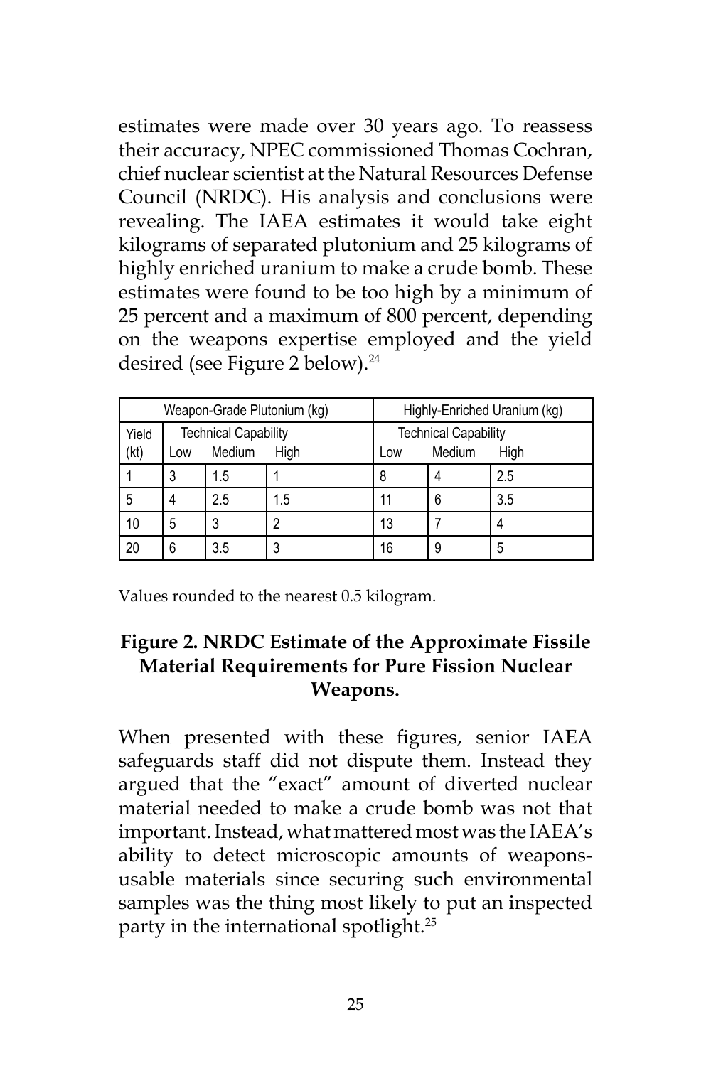estimates were made over 30 years ago. To reassess their accuracy, NPEC commissioned Thomas Cochran, chief nuclear scientist at the Natural Resources Defense Council (NRDC). His analysis and conclusions were revealing. The IAEA estimates it would take eight kilograms of separated plutonium and 25 kilograms of highly enriched uranium to make a crude bomb. These estimates were found to be too high by a minimum of 25 percent and a maximum of 800 percent, depending on the weapons expertise employed and the yield desired (see Figure 2 below).[24]

| Weapon-Grade Plutonium (kg) | | | | Highly-Enriched Uranium (kg) | | |
|---|---|---|---|---|---|---|
| Yield | Technical Capability | | | Technical Capability | | |
| (kt) | Low | Medium | High | Low | Medium | High |
| 1 | 3 | 1.5 | 1 | 8 | 4 | 2.5 |
| 5 | 4 | 2.5 | 1.5 | 11 | 6 | 3.5 |
| 10 | 5 | 3 | 2 | 13 | 7 | 4 |
| 20 | 6 | 3.5 | 3 | 16 | 9 | 5 |

Values rounded to the nearest 0.5 kilogram.

**Figure 2. NRDC Estimate of the Approximate Fissile Material Requirements for Pure Fission Nuclear Weapons.**

When presented with these figures, senior IAEA safeguards staff did not dispute them. Instead they argued that the "exact" amount of diverted nuclear material needed to make a crude bomb was not that important. Instead, what mattered most was the IAEA's ability to detect microscopic amounts of weapons-usable materials since securing such environmental samples was the thing most likely to put an inspected party in the international spotlight.[25]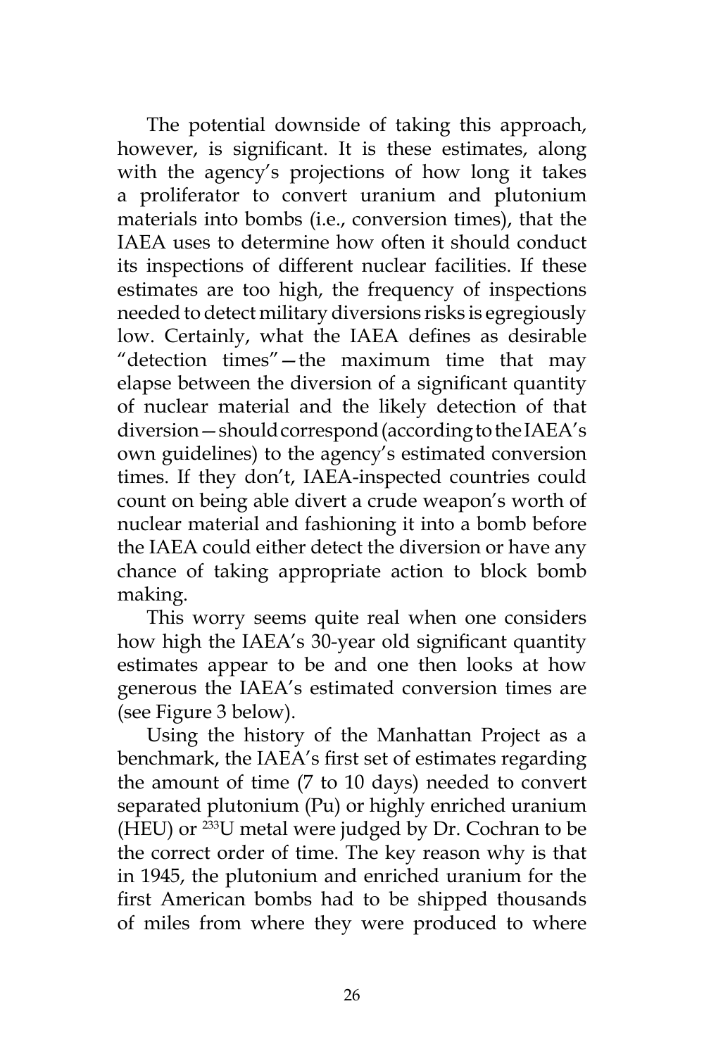The potential downside of taking this approach, however, is significant. It is these estimates, along with the agency's projections of how long it takes a proliferator to convert uranium and plutonium materials into bombs (i.e., conversion times), that the IAEA uses to determine how often it should conduct its inspections of different nuclear facilities. If these estimates are too high, the frequency of inspections needed to detect military diversions risks is egregiously low. Certainly, what the IAEA defines as desirable "detection times"—the maximum time that may elapse between the diversion of a significant quantity of nuclear material and the likely detection of that diversion—should correspond (according to the IAEA's own guidelines) to the agency's estimated conversion times. If they don't, IAEA-inspected countries could count on being able divert a crude weapon's worth of nuclear material and fashioning it into a bomb before the IAEA could either detect the diversion or have any chance of taking appropriate action to block bomb making.

This worry seems quite real when one considers how high the IAEA's 30-year old significant quantity estimates appear to be and one then looks at how generous the IAEA's estimated conversion times are (see Figure 3 below).

Using the history of the Manhattan Project as a benchmark, the IAEA's first set of estimates regarding the amount of time (7 to 10 days) needed to convert separated plutonium (Pu) or highly enriched uranium (HEU) or $^{233}U$ metal were judged by Dr. Cochran to be the correct order of time. The key reason why is that in 1945, the plutonium and enriched uranium for the first American bombs had to be shipped thousands of miles from where they were produced to where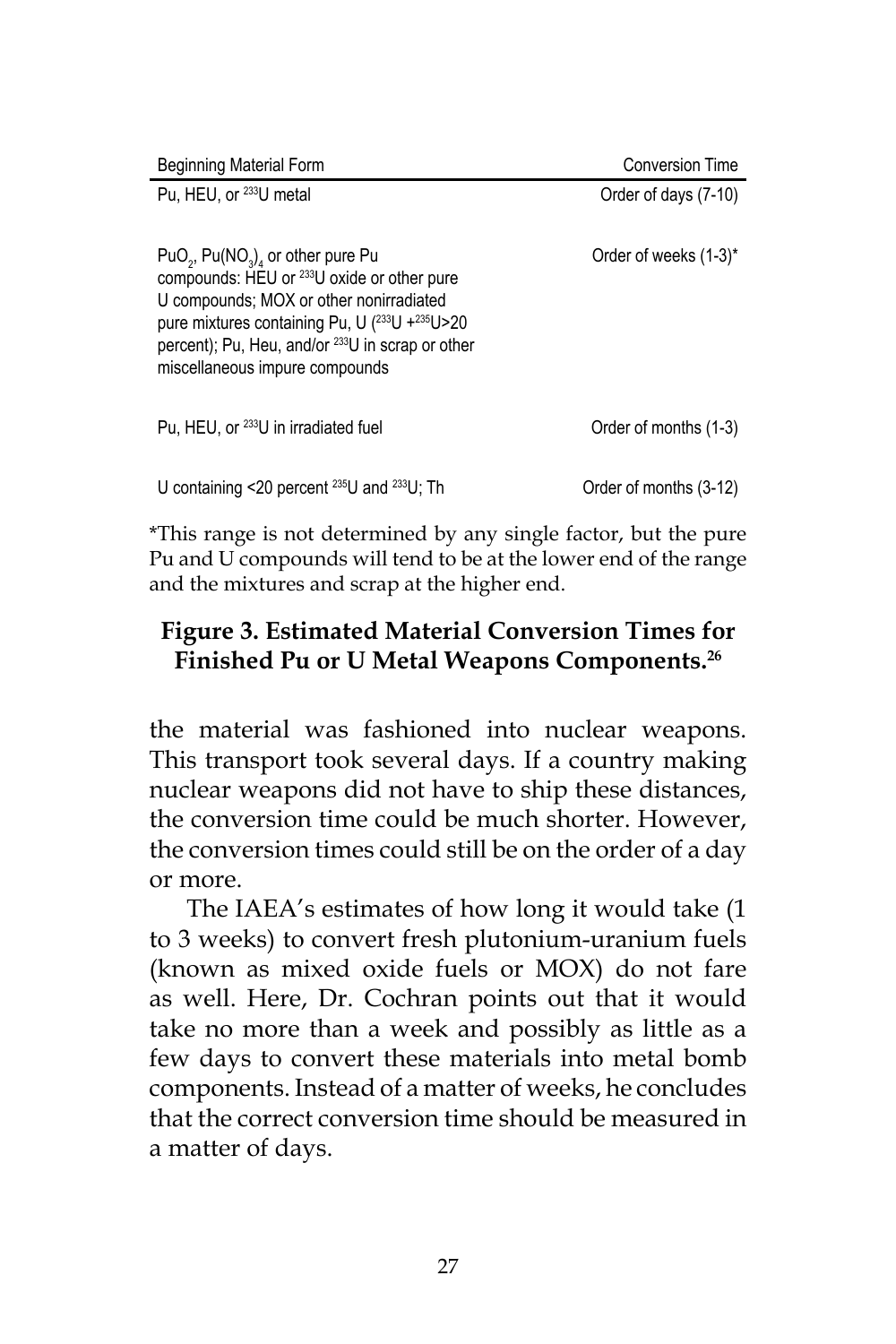| Beginning Material Form | Conversion Time |
|---|---|
| Pu, HEU, or $^{233}U$ metal | Order of days (7-10) |
| $PuO_2$, $Pu(NO_3)_4$ or other pure Pu compounds: HEU or $^{233}U$ oxide or other pure U compounds; MOX or other nonirradiated pure mixtures containing Pu, U ($^{233}U$ +$^{235}U$>20 percent); Pu, Heu, and/or $^{233}U$ in scrap or other miscellaneous impure compounds | Order of weeks (1-3)* |
| Pu, HEU, or $^{233}U$ in irradiated fuel | Order of months (1-3) |
| U containing <20 percent $^{235}U$ and $^{233}U$; Th | Order of months (3-12) |

*This range is not determined by any single factor, but the pure Pu and U compounds will tend to be at the lower end of the range and the mixtures and scrap at the higher end.

**Figure 3. Estimated Material Conversion Times for Finished Pu or U Metal Weapons Components.[26]**

the material was fashioned into nuclear weapons. This transport took several days. If a country making nuclear weapons did not have to ship these distances, the conversion time could be much shorter. However, the conversion times could still be on the order of a day or more.

The IAEA's estimates of how long it would take (1 to 3 weeks) to convert fresh plutonium-uranium fuels (known as mixed oxide fuels or MOX) do not fare as well. Here, Dr. Cochran points out that it would take no more than a week and possibly as little as a few days to convert these materials into metal bomb components. Instead of a matter of weeks, he concludes that the correct conversion time should be measured in a matter of days.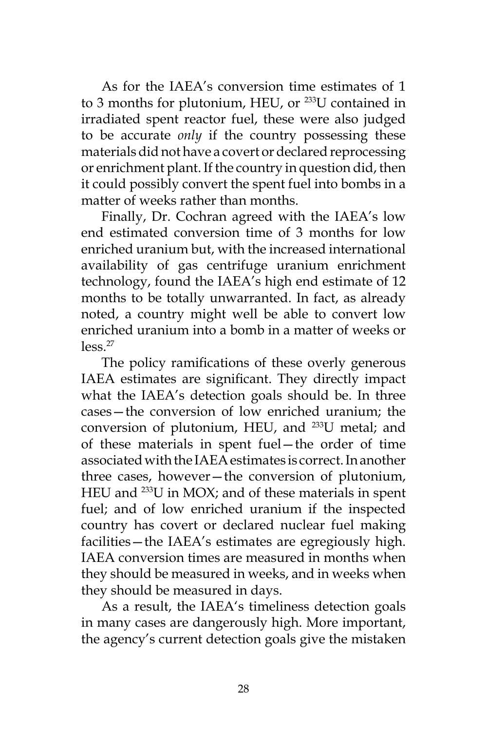As for the IAEA's conversion time estimates of 1 to 3 months for plutonium, HEU, or $^{233}U$ contained in irradiated spent reactor fuel, these were also judged to be accurate *only* if the country possessing these materials did not have a covert or declared reprocessing or enrichment plant. If the country in question did, then it could possibly convert the spent fuel into bombs in a matter of weeks rather than months.

Finally, Dr. Cochran agreed with the IAEA's low end estimated conversion time of 3 months for low enriched uranium but, with the increased international availability of gas centrifuge uranium enrichment technology, found the IAEA's high end estimate of 12 months to be totally unwarranted. In fact, as already noted, a country might well be able to convert low enriched uranium into a bomb in a matter of weeks or less.[27]

The policy ramifications of these overly generous IAEA estimates are significant. They directly impact what the IAEA's detection goals should be. In three cases—the conversion of low enriched uranium; the conversion of plutonium, HEU, and $^{233}U$ metal; and of these materials in spent fuel—the order of time associated with the IAEA estimates is correct. In another three cases, however—the conversion of plutonium, HEU and $^{233}U$ in MOX; and of these materials in spent fuel; and of low enriched uranium if the inspected country has covert or declared nuclear fuel making facilities—the IAEA's estimates are egregiously high. IAEA conversion times are measured in months when they should be measured in weeks, and in weeks when they should be measured in days.

As a result, the IAEA's timeliness detection goals in many cases are dangerously high. More important, the agency's current detection goals give the mistaken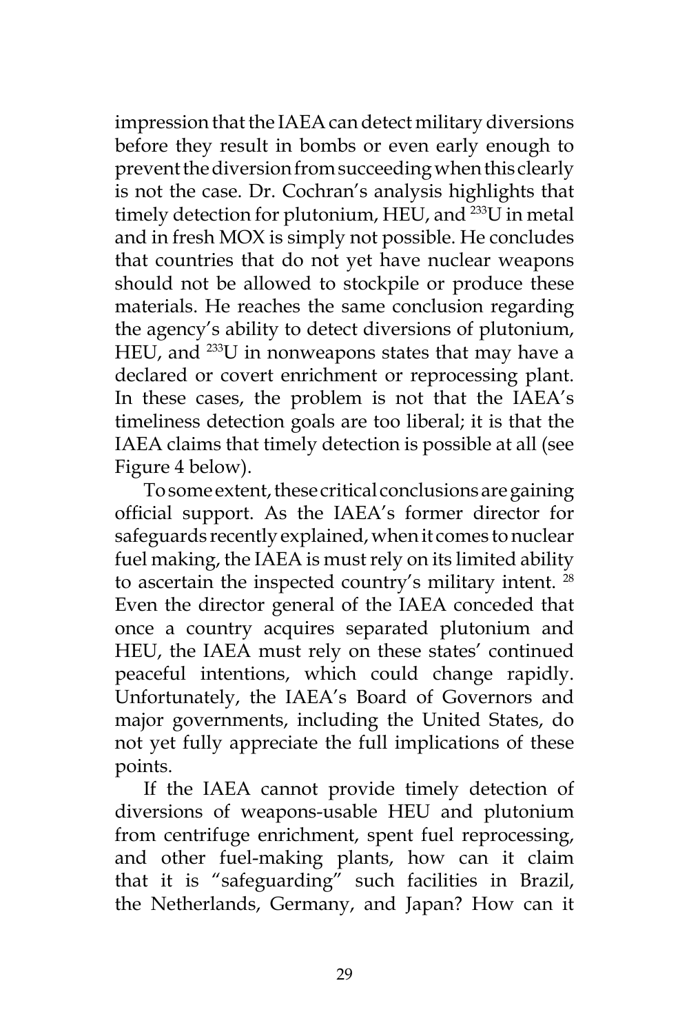impression that the IAEA can detect military diversions before they result in bombs or even early enough to prevent the diversion from succeeding when this clearly is not the case. Dr. Cochran's analysis highlights that timely detection for plutonium, HEU, and $^{233}$U in metal and in fresh MOX is simply not possible. He concludes that countries that do not yet have nuclear weapons should not be allowed to stockpile or produce these materials. He reaches the same conclusion regarding the agency's ability to detect diversions of plutonium, HEU, and $^{233}$U in nonweapons states that may have a declared or covert enrichment or reprocessing plant. In these cases, the problem is not that the IAEA's timeliness detection goals are too liberal; it is that the IAEA claims that timely detection is possible at all (see Figure 4 below).

To some extent, these critical conclusions are gaining official support. As the IAEA's former director for safeguards recently explained, when it comes to nuclear fuel making, the IAEA is must rely on its limited ability to ascertain the inspected country's military intent. [28] Even the director general of the IAEA conceded that once a country acquires separated plutonium and HEU, the IAEA must rely on these states' continued peaceful intentions, which could change rapidly. Unfortunately, the IAEA's Board of Governors and major governments, including the United States, do not yet fully appreciate the full implications of these points.

If the IAEA cannot provide timely detection of diversions of weapons-usable HEU and plutonium from centrifuge enrichment, spent fuel reprocessing, and other fuel-making plants, how can it claim that it is "safeguarding" such facilities in Brazil, the Netherlands, Germany, and Japan? How can it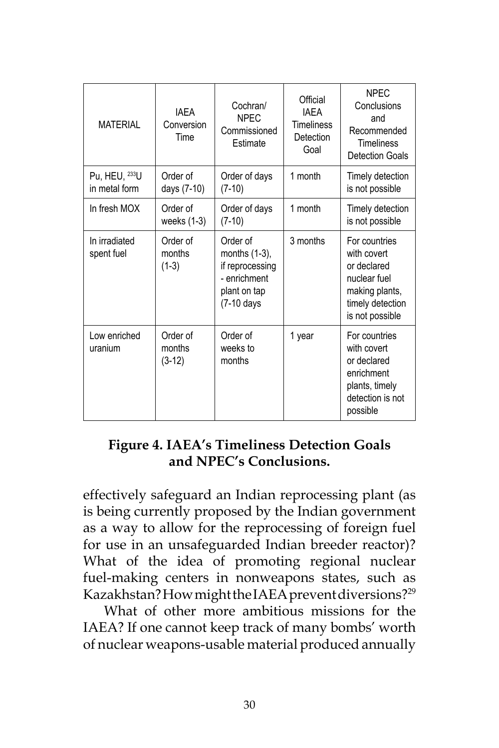| MATERIAL | IAEA Conversion Time | Cochran/ NPEC Commissioned Estimate | Official IAEA Timeliness Detection Goal | NPEC Conclusions and Recommended Timeliness Detection Goals |
|---|---|---|---|---|
| Pu, HEU, $^{233}$U in metal form | Order of days (7-10) | Order of days (7-10) | 1 month | Timely detection is not possible |
| In fresh MOX | Order of weeks (1-3) | Order of days (7-10) | 1 month | Timely detection is not possible |
| In irradiated spent fuel | Order of months (1-3) | Order of months (1-3), if reprocessing - enrichment plant on tap (7-10 days | 3 months | For countries with covert or declared nuclear fuel making plants, timely detection is not possible |
| Low enriched uranium | Order of months (3-12) | Order of weeks to months | 1 year | For countries with covert or declared enrichment plants, timely detection is not possible |

**Figure 4. IAEA's Timeliness Detection Goals and NPEC's Conclusions.**

effectively safeguard an Indian reprocessing plant (as is being currently proposed by the Indian government as a way to allow for the reprocessing of foreign fuel for use in an unsafeguarded Indian breeder reactor)? What of the idea of promoting regional nuclear fuel-making centers in nonweapons states, such as Kazakhstan? How might the IAEA prevent diversions?[29]

What of other more ambitious missions for the IAEA? If one cannot keep track of many bombs' worth of nuclear weapons-usable material produced annually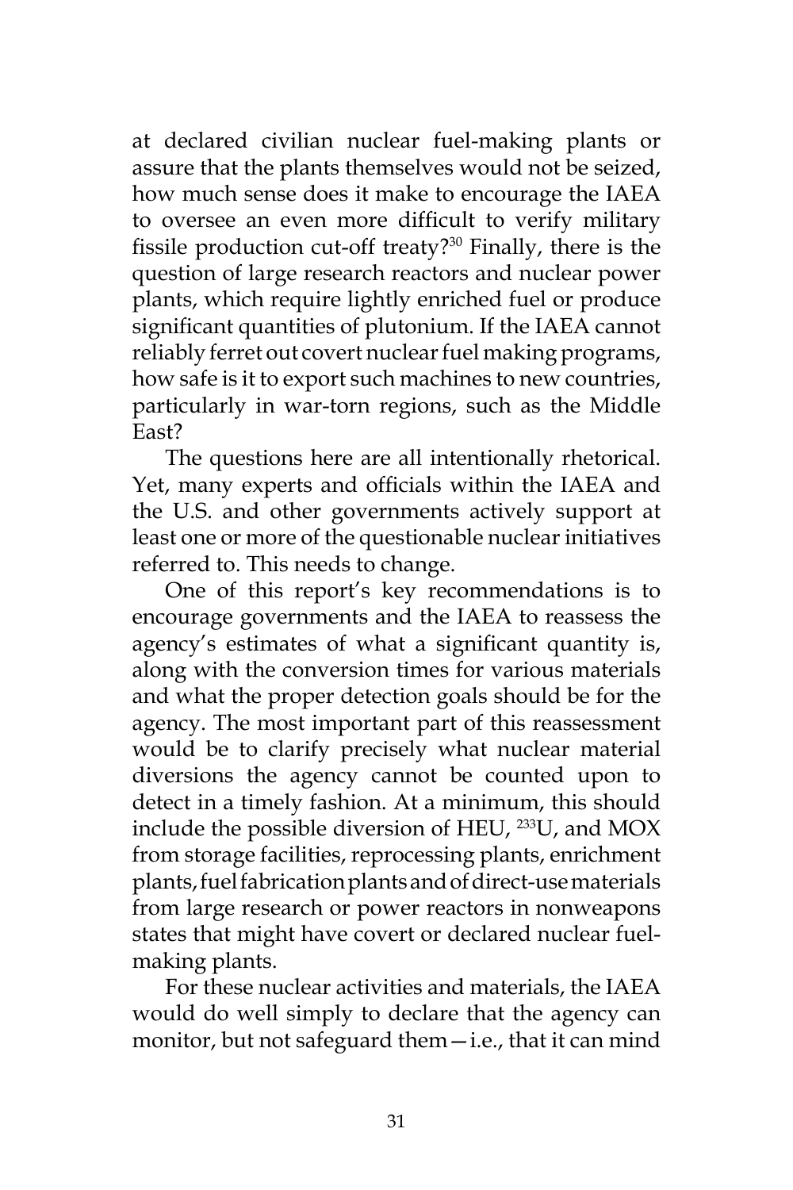at declared civilian nuclear fuel-making plants or assure that the plants themselves would not be seized, how much sense does it make to encourage the IAEA to oversee an even more difficult to verify military fissile production cut-off treaty?[30] Finally, there is the question of large research reactors and nuclear power plants, which require lightly enriched fuel or produce significant quantities of plutonium. If the IAEA cannot reliably ferret out covert nuclear fuel making programs, how safe is it to export such machines to new countries, particularly in war-torn regions, such as the Middle East?

The questions here are all intentionally rhetorical. Yet, many experts and officials within the IAEA and the U.S. and other governments actively support at least one or more of the questionable nuclear initiatives referred to. This needs to change.

One of this report's key recommendations is to encourage governments and the IAEA to reassess the agency's estimates of what a significant quantity is, along with the conversion times for various materials and what the proper detection goals should be for the agency. The most important part of this reassessment would be to clarify precisely what nuclear material diversions the agency cannot be counted upon to detect in a timely fashion. At a minimum, this should include the possible diversion of HEU, $^{233}$U, and MOX from storage facilities, reprocessing plants, enrichment plants, fuel fabrication plants and of direct-use materials from large research or power reactors in nonweapons states that might have covert or declared nuclear fuel-making plants.

For these nuclear activities and materials, the IAEA would do well simply to declare that the agency can monitor, but not safeguard them—i.e., that it can mind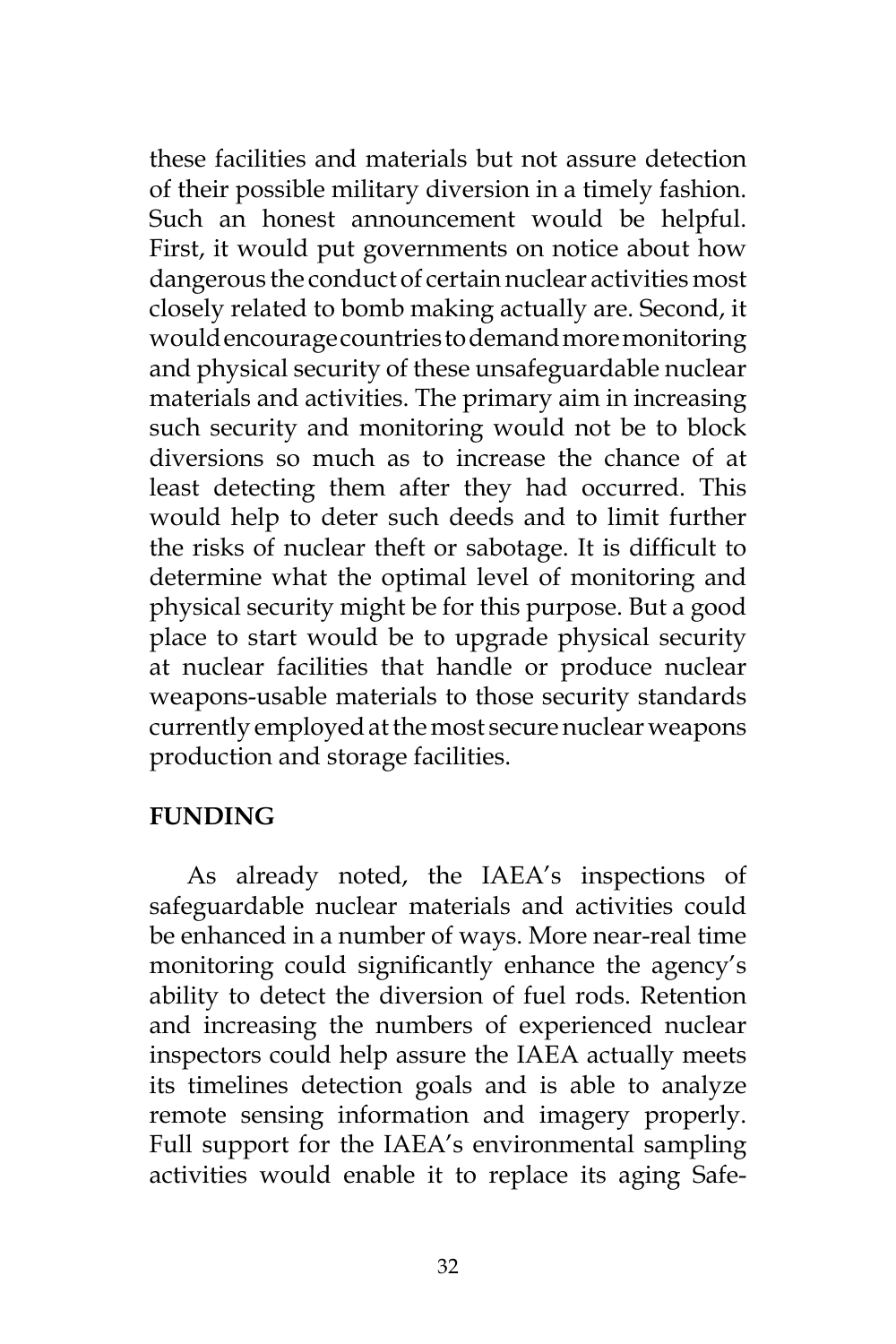these facilities and materials but not assure detection of their possible military diversion in a timely fashion. Such an honest announcement would be helpful. First, it would put governments on notice about how dangerous the conduct of certain nuclear activities most closely related to bomb making actually are. Second, it would encourage countries to demand more monitoring and physical security of these unsafeguardable nuclear materials and activities. The primary aim in increasing such security and monitoring would not be to block diversions so much as to increase the chance of at least detecting them after they had occurred. This would help to deter such deeds and to limit further the risks of nuclear theft or sabotage. It is difficult to determine what the optimal level of monitoring and physical security might be for this purpose. But a good place to start would be to upgrade physical security at nuclear facilities that handle or produce nuclear weapons-usable materials to those security standards currently employed at the most secure nuclear weapons production and storage facilities.

## FUNDING

As already noted, the IAEA's inspections of safeguardable nuclear materials and activities could be enhanced in a number of ways. More near-real time monitoring could significantly enhance the agency's ability to detect the diversion of fuel rods. Retention and increasing the numbers of experienced nuclear inspectors could help assure the IAEA actually meets its timelines detection goals and is able to analyze remote sensing information and imagery properly. Full support for the IAEA's environmental sampling activities would enable it to replace its aging Safe-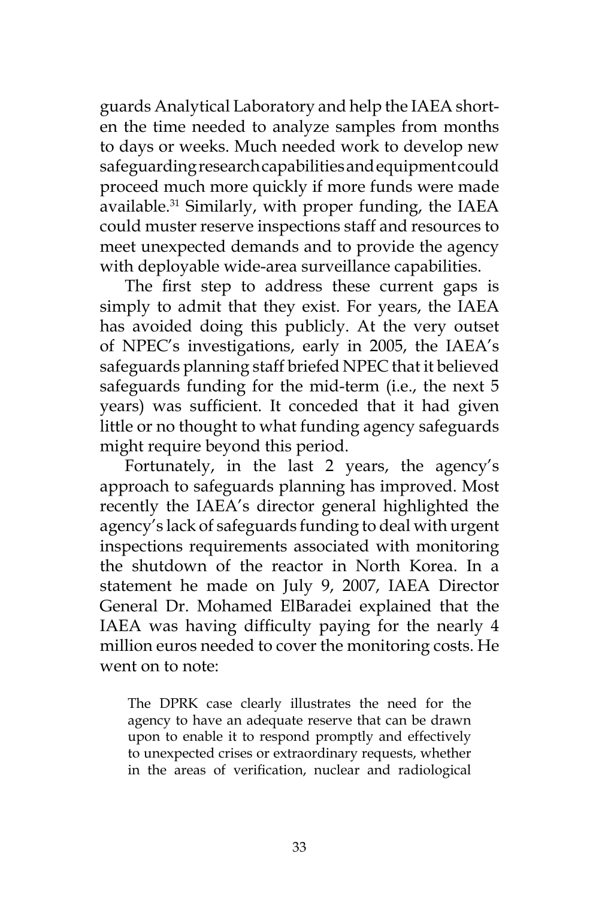guards Analytical Laboratory and help the IAEA shorten the time needed to analyze samples from months to days or weeks. Much needed work to develop new safeguarding research capabilities and equipment could proceed much more quickly if more funds were made available.[31] Similarly, with proper funding, the IAEA could muster reserve inspections staff and resources to meet unexpected demands and to provide the agency with deployable wide-area surveillance capabilities.

The first step to address these current gaps is simply to admit that they exist. For years, the IAEA has avoided doing this publicly. At the very outset of NPEC's investigations, early in 2005, the IAEA's safeguards planning staff briefed NPEC that it believed safeguards funding for the mid-term (i.e., the next 5 years) was sufficient. It conceded that it had given little or no thought to what funding agency safeguards might require beyond this period.

Fortunately, in the last 2 years, the agency's approach to safeguards planning has improved. Most recently the IAEA's director general highlighted the agency's lack of safeguards funding to deal with urgent inspections requirements associated with monitoring the shutdown of the reactor in North Korea. In a statement he made on July 9, 2007, IAEA Director General Dr. Mohamed ElBaradei explained that the IAEA was having difficulty paying for the nearly 4 million euros needed to cover the monitoring costs. He went on to note:

> The DPRK case clearly illustrates the need for the agency to have an adequate reserve that can be drawn upon to enable it to respond promptly and effectively to unexpected crises or extraordinary requests, whether in the areas of verification, nuclear and radiological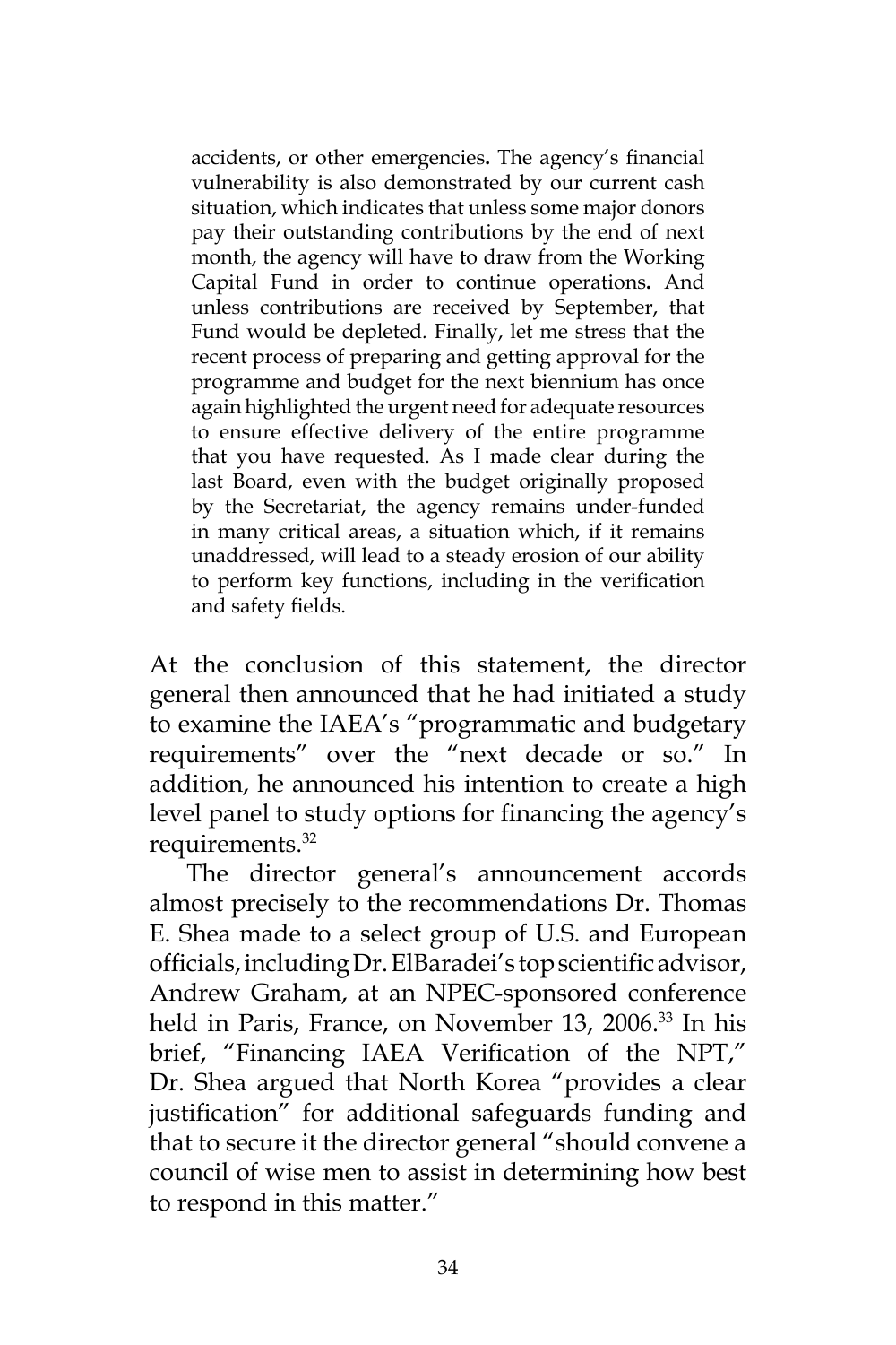> accidents, or other emergencies. The agency's financial vulnerability is also demonstrated by our current cash situation, which indicates that unless some major donors pay their outstanding contributions by the end of next month, the agency will have to draw from the Working Capital Fund in order to continue operations. And unless contributions are received by September, that Fund would be depleted. Finally, let me stress that the recent process of preparing and getting approval for the programme and budget for the next biennium has once again highlighted the urgent need for adequate resources to ensure effective delivery of the entire programme that you have requested. As I made clear during the last Board, even with the budget originally proposed by the Secretariat, the agency remains under-funded in many critical areas, a situation which, if it remains unaddressed, will lead to a steady erosion of our ability to perform key functions, including in the verification and safety fields.

At the conclusion of this statement, the director general then announced that he had initiated a study to examine the IAEA's "programmatic and budgetary requirements" over the "next decade or so." In addition, he announced his intention to create a high level panel to study options for financing the agency's requirements.[32]

The director general's announcement accords almost precisely to the recommendations Dr. Thomas E. Shea made to a select group of U.S. and European officials, including Dr. ElBaradei's top scientific advisor, Andrew Graham, at an NPEC-sponsored conference held in Paris, France, on November 13, 2006.[33] In his brief, "Financing IAEA Verification of the NPT," Dr. Shea argued that North Korea "provides a clear justification" for additional safeguards funding and that to secure it the director general "should convene a council of wise men to assist in determining how best to respond in this matter."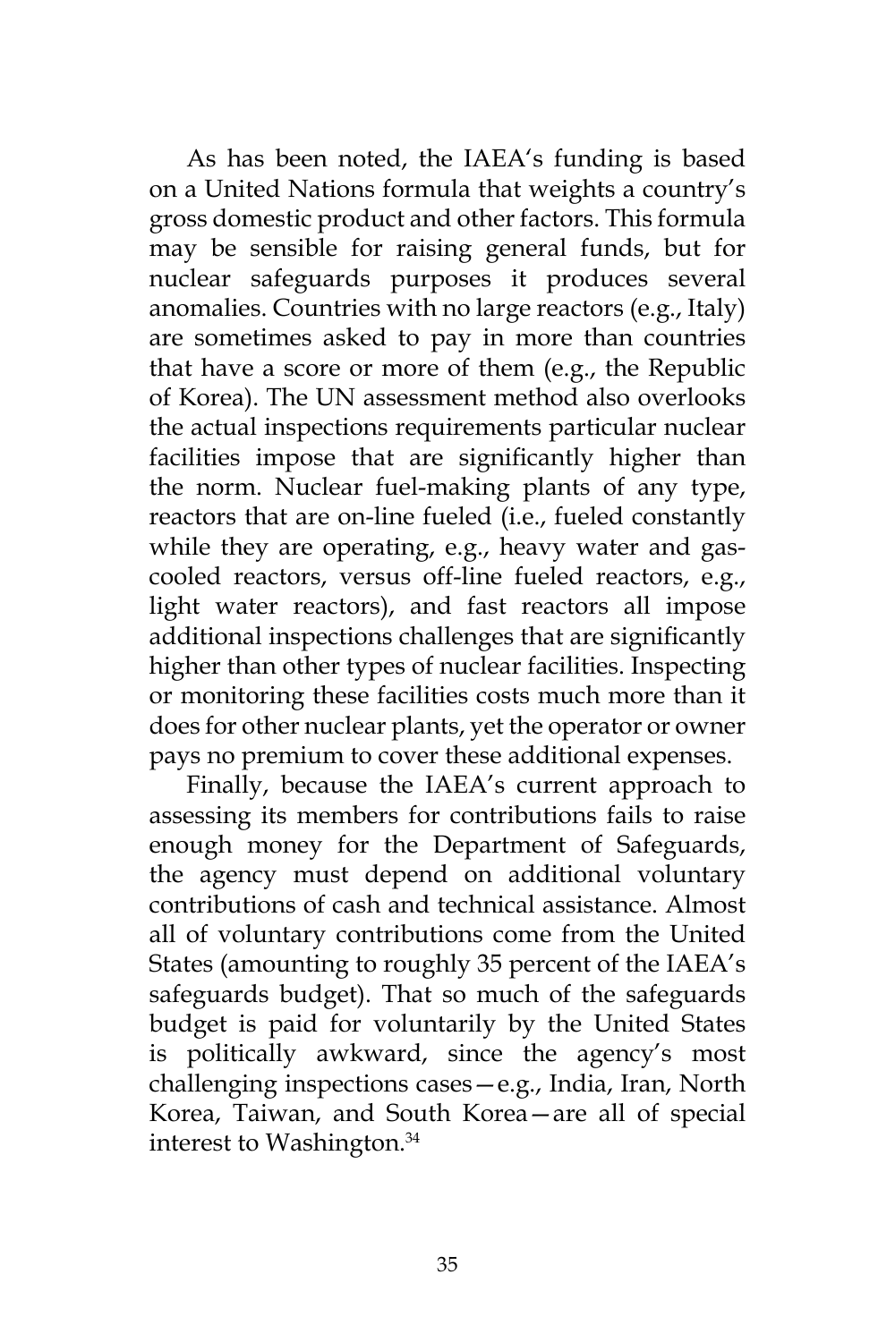As has been noted, the IAEA's funding is based on a United Nations formula that weights a country's gross domestic product and other factors. This formula may be sensible for raising general funds, but for nuclear safeguards purposes it produces several anomalies. Countries with no large reactors (e.g., Italy) are sometimes asked to pay in more than countries that have a score or more of them (e.g., the Republic of Korea). The UN assessment method also overlooks the actual inspections requirements particular nuclear facilities impose that are significantly higher than the norm. Nuclear fuel-making plants of any type, reactors that are on-line fueled (i.e., fueled constantly while they are operating, e.g., heavy water and gas-cooled reactors, versus off-line fueled reactors, e.g., light water reactors), and fast reactors all impose additional inspections challenges that are significantly higher than other types of nuclear facilities. Inspecting or monitoring these facilities costs much more than it does for other nuclear plants, yet the operator or owner pays no premium to cover these additional expenses.

Finally, because the IAEA's current approach to assessing its members for contributions fails to raise enough money for the Department of Safeguards, the agency must depend on additional voluntary contributions of cash and technical assistance. Almost all of voluntary contributions come from the United States (amounting to roughly 35 percent of the IAEA's safeguards budget). That so much of the safeguards budget is paid for voluntarily by the United States is politically awkward, since the agency's most challenging inspections cases—e.g., India, Iran, North Korea, Taiwan, and South Korea—are all of special interest to Washington.[34]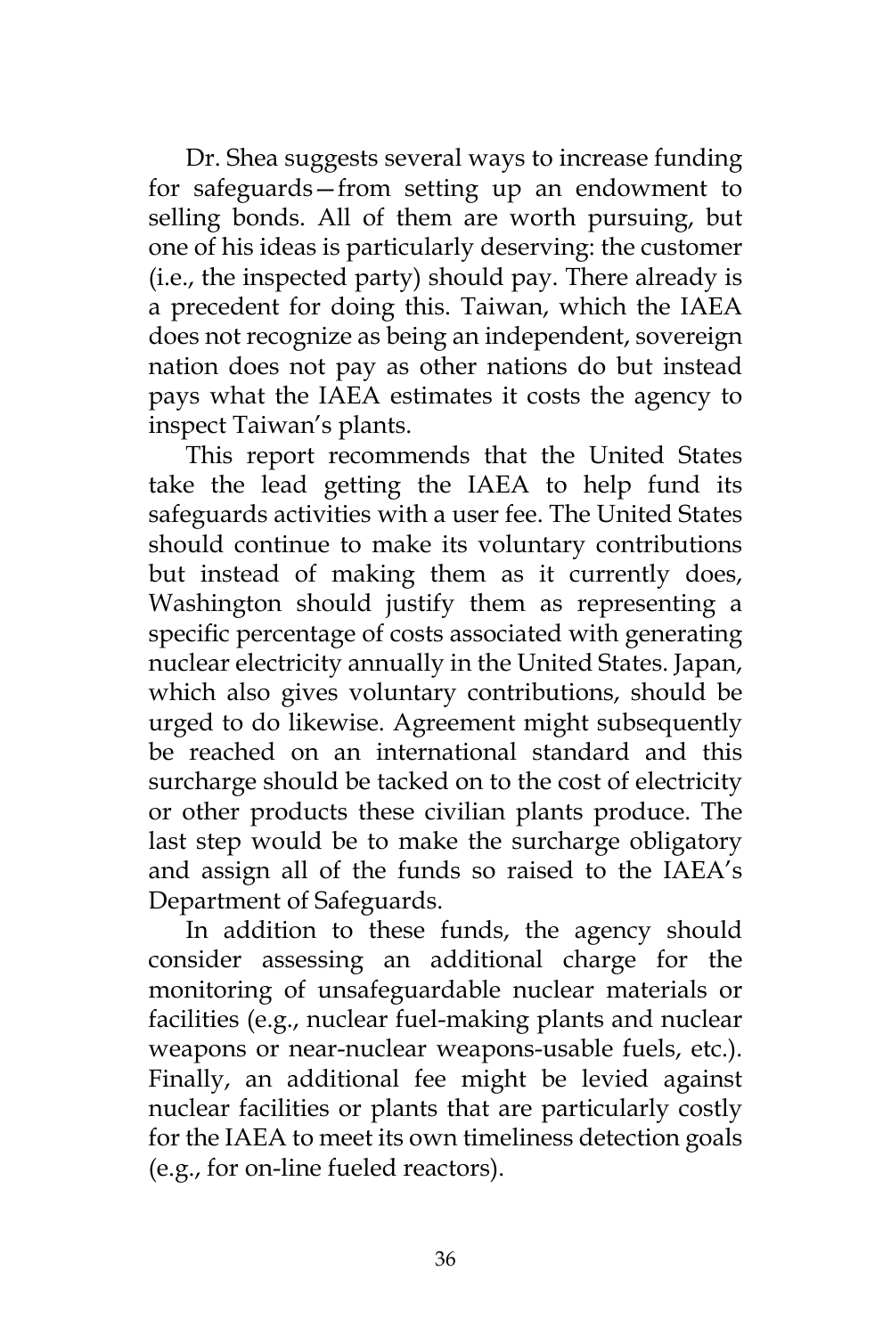Dr. Shea suggests several ways to increase funding for safeguards—from setting up an endowment to selling bonds. All of them are worth pursuing, but one of his ideas is particularly deserving: the customer (i.e., the inspected party) should pay. There already is a precedent for doing this. Taiwan, which the IAEA does not recognize as being an independent, sovereign nation does not pay as other nations do but instead pays what the IAEA estimates it costs the agency to inspect Taiwan's plants.

This report recommends that the United States take the lead getting the IAEA to help fund its safeguards activities with a user fee. The United States should continue to make its voluntary contributions but instead of making them as it currently does, Washington should justify them as representing a specific percentage of costs associated with generating nuclear electricity annually in the United States. Japan, which also gives voluntary contributions, should be urged to do likewise. Agreement might subsequently be reached on an international standard and this surcharge should be tacked on to the cost of electricity or other products these civilian plants produce. The last step would be to make the surcharge obligatory and assign all of the funds so raised to the IAEA's Department of Safeguards.

In addition to these funds, the agency should consider assessing an additional charge for the monitoring of unsafeguardable nuclear materials or facilities (e.g., nuclear fuel-making plants and nuclear weapons or near-nuclear weapons-usable fuels, etc.). Finally, an additional fee might be levied against nuclear facilities or plants that are particularly costly for the IAEA to meet its own timeliness detection goals (e.g., for on-line fueled reactors).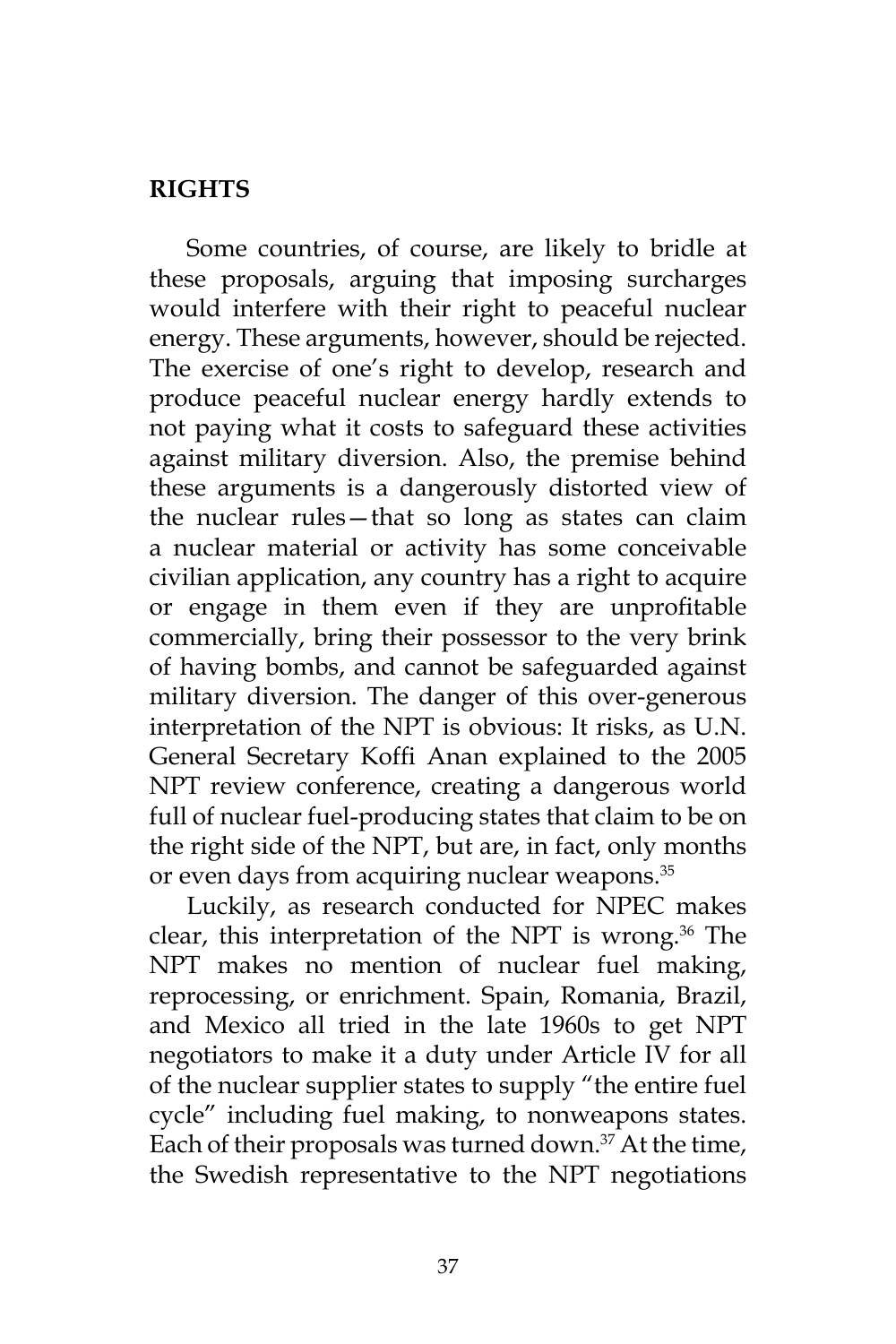## RIGHTS

Some countries, of course, are likely to bridle at these proposals, arguing that imposing surcharges would interfere with their right to peaceful nuclear energy. These arguments, however, should be rejected. The exercise of one's right to develop, research and produce peaceful nuclear energy hardly extends to not paying what it costs to safeguard these activities against military diversion. Also, the premise behind these arguments is a dangerously distorted view of the nuclear rules—that so long as states can claim a nuclear material or activity has some conceivable civilian application, any country has a right to acquire or engage in them even if they are unprofitable commercially, bring their possessor to the very brink of having bombs, and cannot be safeguarded against military diversion. The danger of this over-generous interpretation of the NPT is obvious: It risks, as U.N. General Secretary Koffi Anan explained to the 2005 NPT review conference, creating a dangerous world full of nuclear fuel-producing states that claim to be on the right side of the NPT, but are, in fact, only months or even days from acquiring nuclear weapons.[35]

Luckily, as research conducted for NPEC makes clear, this interpretation of the NPT is wrong.[36] The NPT makes no mention of nuclear fuel making, reprocessing, or enrichment. Spain, Romania, Brazil, and Mexico all tried in the late 1960s to get NPT negotiators to make it a duty under Article IV for all of the nuclear supplier states to supply "the entire fuel cycle" including fuel making, to nonweapons states. Each of their proposals was turned down.[37] At the time, the Swedish representative to the NPT negotiations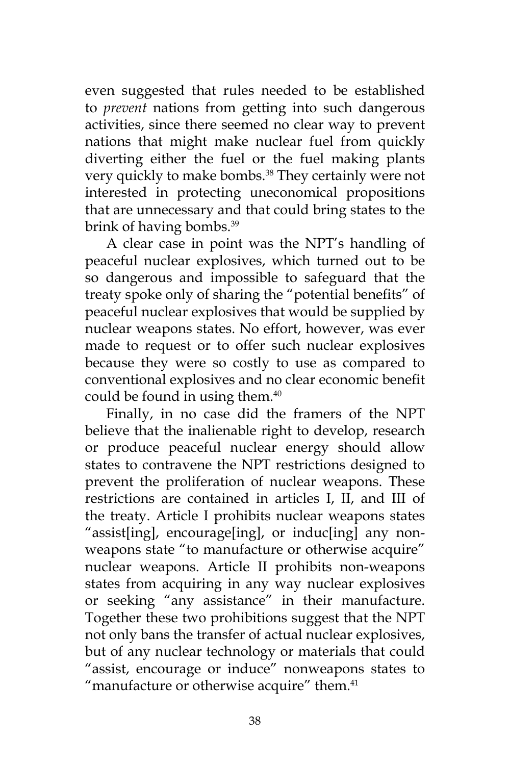even suggested that rules needed to be established to *prevent* nations from getting into such dangerous activities, since there seemed no clear way to prevent nations that might make nuclear fuel from quickly diverting either the fuel or the fuel making plants very quickly to make bombs.[38] They certainly were not interested in protecting uneconomical propositions that are unnecessary and that could bring states to the brink of having bombs.[39]

A clear case in point was the NPT's handling of peaceful nuclear explosives, which turned out to be so dangerous and impossible to safeguard that the treaty spoke only of sharing the "potential benefits" of peaceful nuclear explosives that would be supplied by nuclear weapons states. No effort, however, was ever made to request or to offer such nuclear explosives because they were so costly to use as compared to conventional explosives and no clear economic benefit could be found in using them.[40]

Finally, in no case did the framers of the NPT believe that the inalienable right to develop, research or produce peaceful nuclear energy should allow states to contravene the NPT restrictions designed to prevent the proliferation of nuclear weapons. These restrictions are contained in articles I, II, and III of the treaty. Article I prohibits nuclear weapons states "assist[ing], encourage[ing], or induc[ing] any non-weapons state "to manufacture or otherwise acquire" nuclear weapons. Article II prohibits non-weapons states from acquiring in any way nuclear explosives or seeking "any assistance" in their manufacture. Together these two prohibitions suggest that the NPT not only bans the transfer of actual nuclear explosives, but of any nuclear technology or materials that could "assist, encourage or induce" nonweapons states to "manufacture or otherwise acquire" them.[41]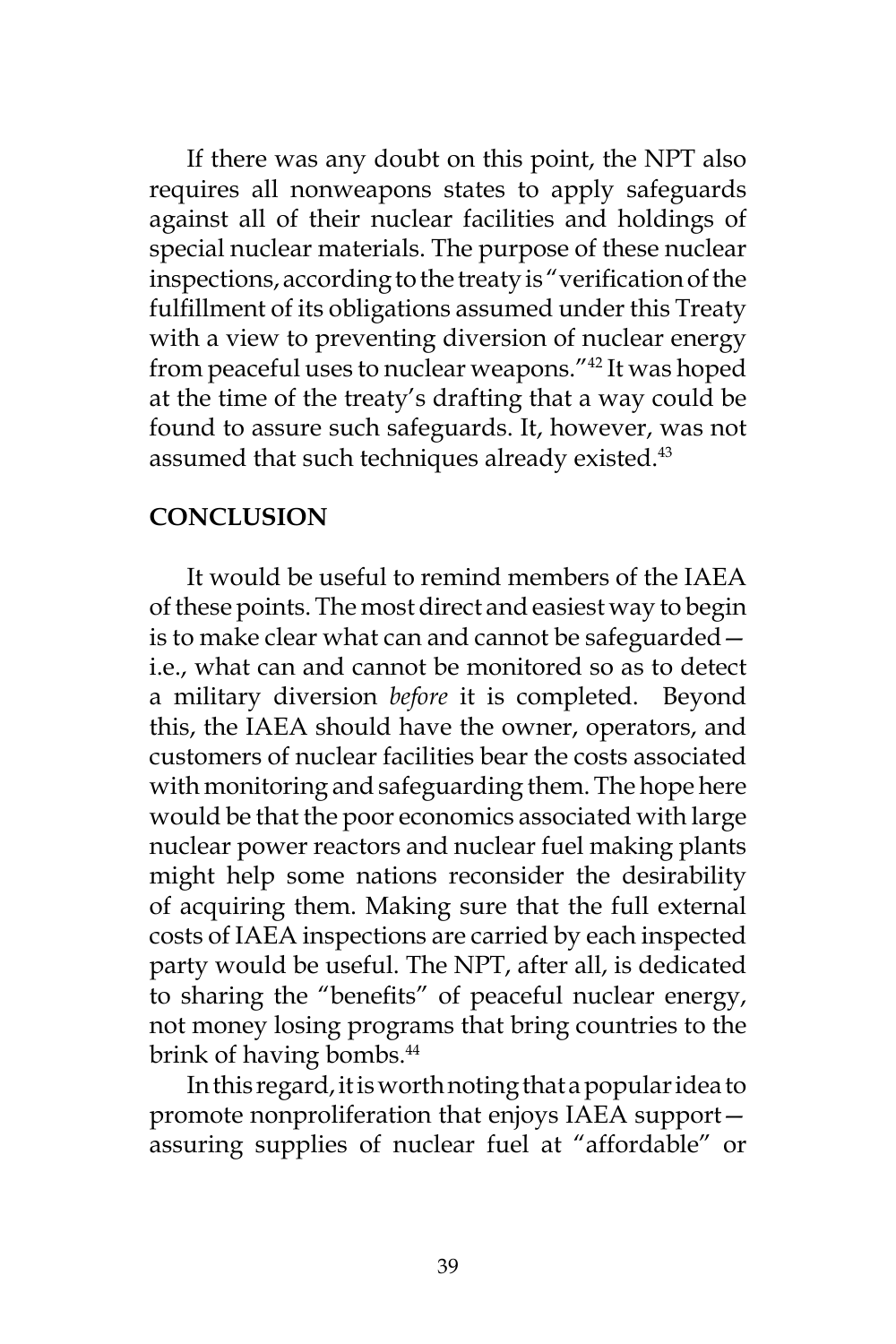If there was any doubt on this point, the NPT also requires all nonweapons states to apply safeguards against all of their nuclear facilities and holdings of special nuclear materials. The purpose of these nuclear inspections, according to the treaty is "verification of the fulfillment of its obligations assumed under this Treaty with a view to preventing diversion of nuclear energy from peaceful uses to nuclear weapons."[42] It was hoped at the time of the treaty's drafting that a way could be found to assure such safeguards. It, however, was not assumed that such techniques already existed.[43]

## CONCLUSION

It would be useful to remind members of the IAEA of these points. The most direct and easiest way to begin is to make clear what can and cannot be safeguarded—i.e., what can and cannot be monitored so as to detect a military diversion *before* it is completed. Beyond this, the IAEA should have the owner, operators, and customers of nuclear facilities bear the costs associated with monitoring and safeguarding them. The hope here would be that the poor economics associated with large nuclear power reactors and nuclear fuel making plants might help some nations reconsider the desirability of acquiring them. Making sure that the full external costs of IAEA inspections are carried by each inspected party would be useful. The NPT, after all, is dedicated to sharing the "benefits" of peaceful nuclear energy, not money losing programs that bring countries to the brink of having bombs.[44]

In this regard, it is worth noting that a popular idea to promote nonproliferation that enjoys IAEA support—assuring supplies of nuclear fuel at "affordable" or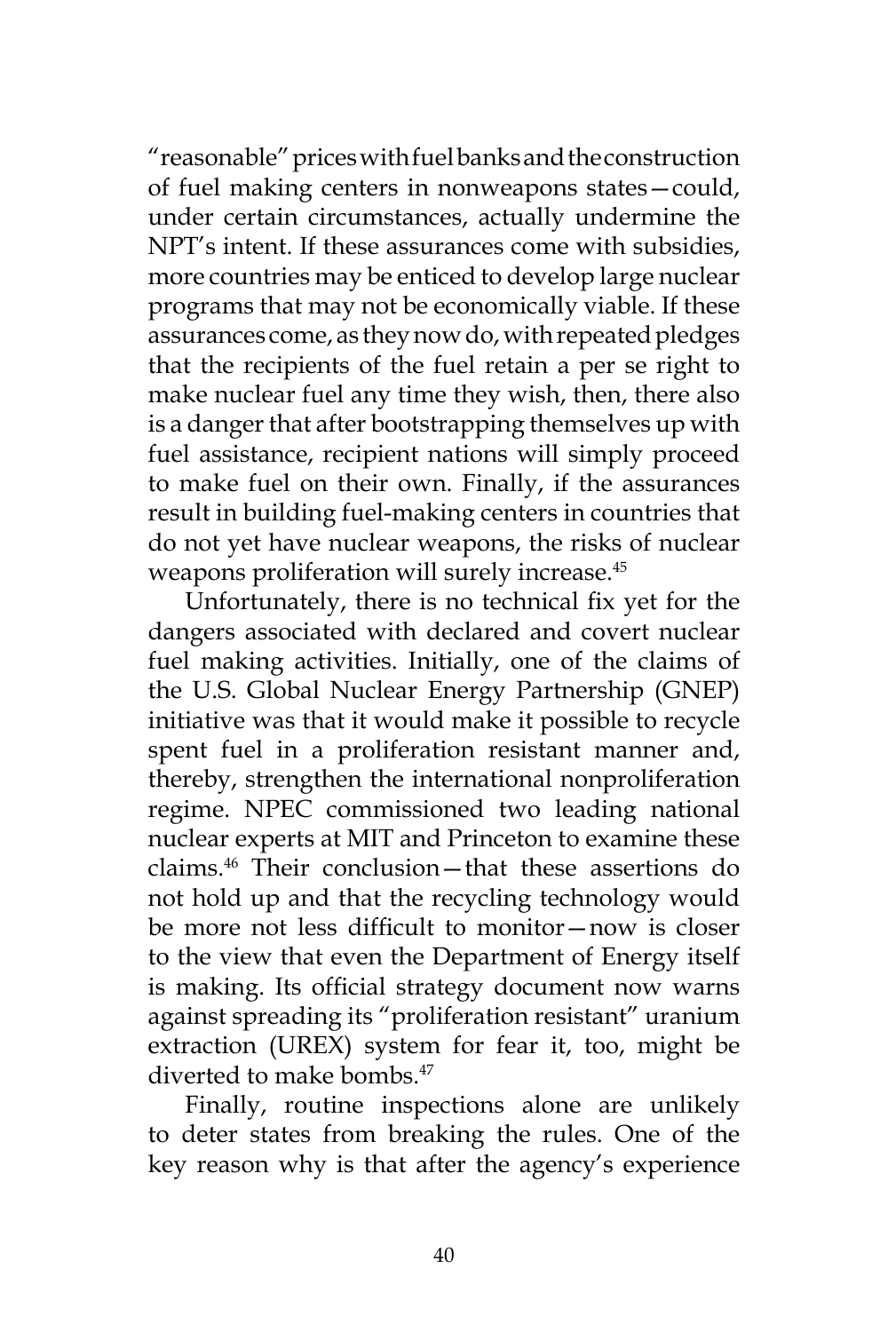"reasonable" prices with fuel banks and the construction of fuel making centers in nonweapons states—could, under certain circumstances, actually undermine the NPT's intent. If these assurances come with subsidies, more countries may be enticed to develop large nuclear programs that may not be economically viable. If these assurances come, as they now do, with repeated pledges that the recipients of the fuel retain a per se right to make nuclear fuel any time they wish, then, there also is a danger that after bootstrapping themselves up with fuel assistance, recipient nations will simply proceed to make fuel on their own. Finally, if the assurances result in building fuel-making centers in countries that do not yet have nuclear weapons, the risks of nuclear weapons proliferation will surely increase.[45]

Unfortunately, there is no technical fix yet for the dangers associated with declared and covert nuclear fuel making activities. Initially, one of the claims of the U.S. Global Nuclear Energy Partnership (GNEP) initiative was that it would make it possible to recycle spent fuel in a proliferation resistant manner and, thereby, strengthen the international nonproliferation regime. NPEC commissioned two leading national nuclear experts at MIT and Princeton to examine these claims.[46] Their conclusion—that these assertions do not hold up and that the recycling technology would be more not less difficult to monitor—now is closer to the view that even the Department of Energy itself is making. Its official strategy document now warns against spreading its "proliferation resistant" uranium extraction (UREX) system for fear it, too, might be diverted to make bombs.[47]

Finally, routine inspections alone are unlikely to deter states from breaking the rules. One of the key reason why is that after the agency's experience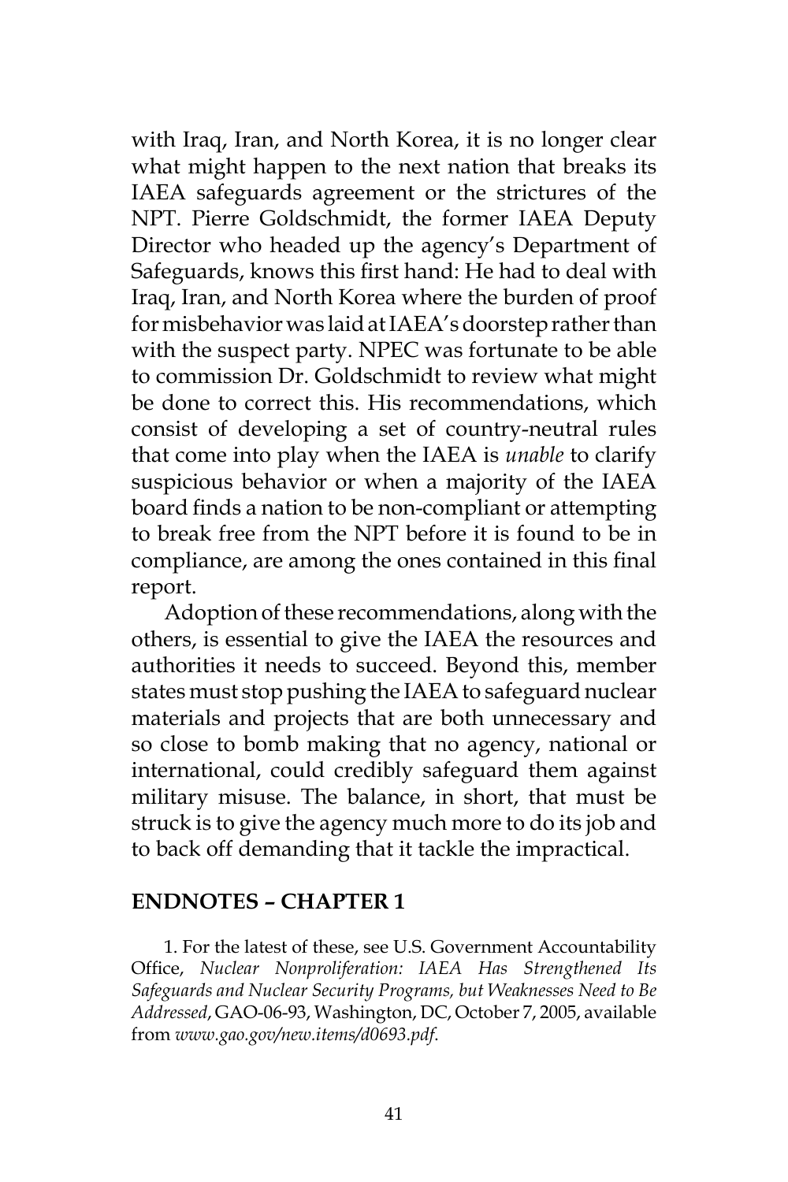with Iraq, Iran, and North Korea, it is no longer clear what might happen to the next nation that breaks its IAEA safeguards agreement or the strictures of the NPT. Pierre Goldschmidt, the former IAEA Deputy Director who headed up the agency's Department of Safeguards, knows this first hand: He had to deal with Iraq, Iran, and North Korea where the burden of proof for misbehavior was laid at IAEA's doorstep rather than with the suspect party. NPEC was fortunate to be able to commission Dr. Goldschmidt to review what might be done to correct this. His recommendations, which consist of developing a set of country-neutral rules that come into play when the IAEA is *unable* to clarify suspicious behavior or when a majority of the IAEA board finds a nation to be non-compliant or attempting to break free from the NPT before it is found to be in compliance, are among the ones contained in this final report.

Adoption of these recommendations, along with the others, is essential to give the IAEA the resources and authorities it needs to succeed. Beyond this, member states must stop pushing the IAEA to safeguard nuclear materials and projects that are both unnecessary and so close to bomb making that no agency, national or international, could credibly safeguard them against military misuse. The balance, in short, that must be struck is to give the agency much more to do its job and to back off demanding that it tackle the impractical.

## ENDNOTES – CHAPTER 1

1. For the latest of these, see U.S. Government Accountability Office, *Nuclear Nonproliferation: IAEA Has Strengthened Its Safeguards and Nuclear Security Programs, but Weaknesses Need to Be Addressed*, GAO-06-93, Washington, DC, October 7, 2005, available from *www.gao.gov/new.items/d0693.pdf*.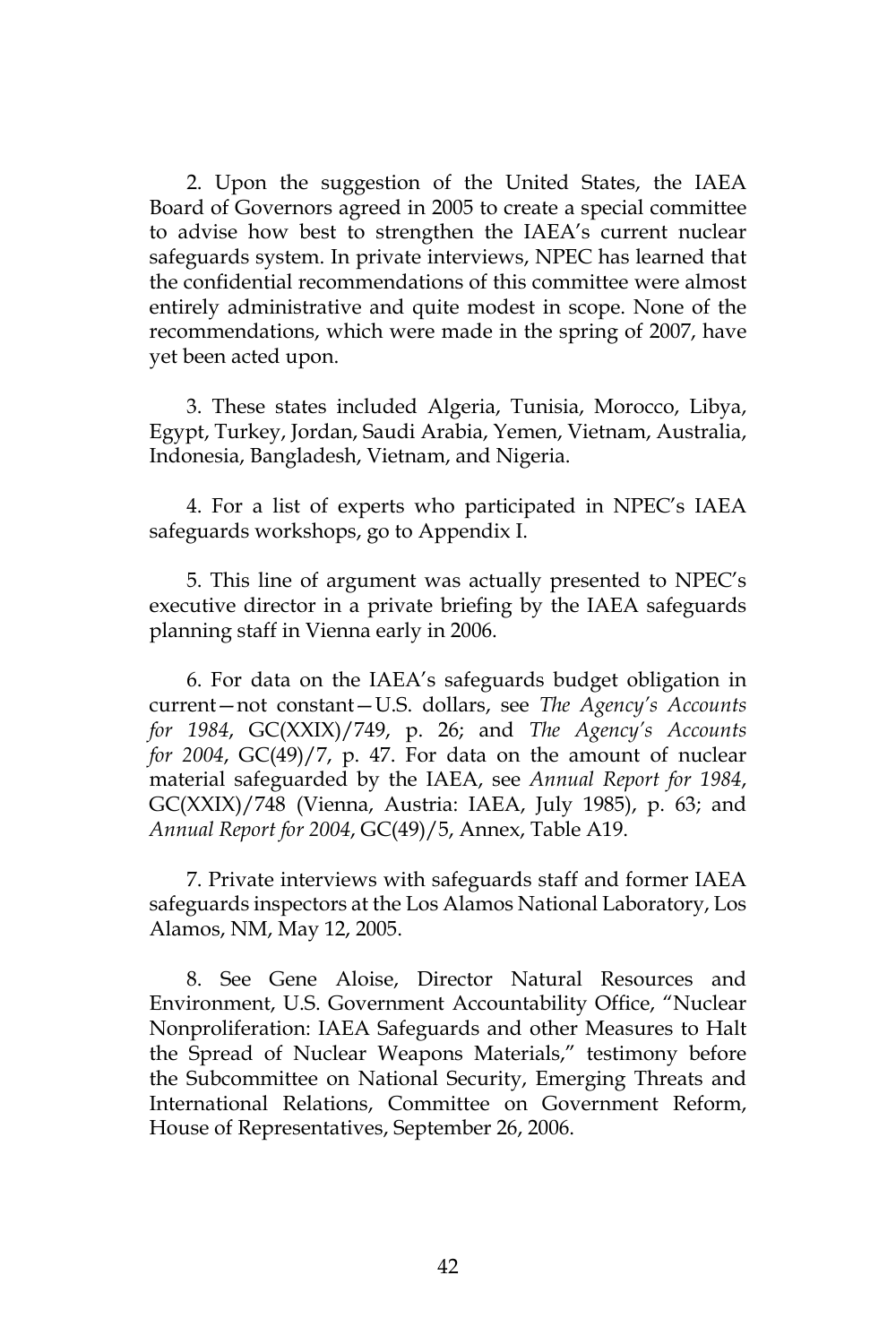2. Upon the suggestion of the United States, the IAEA Board of Governors agreed in 2005 to create a special committee to advise how best to strengthen the IAEA's current nuclear safeguards system. In private interviews, NPEC has learned that the confidential recommendations of this committee were almost entirely administrative and quite modest in scope. None of the recommendations, which were made in the spring of 2007, have yet been acted upon.

3. These states included Algeria, Tunisia, Morocco, Libya, Egypt, Turkey, Jordan, Saudi Arabia, Yemen, Vietnam, Australia, Indonesia, Bangladesh, Vietnam, and Nigeria.

4. For a list of experts who participated in NPEC's IAEA safeguards workshops, go to Appendix I.

5. This line of argument was actually presented to NPEC's executive director in a private briefing by the IAEA safeguards planning staff in Vienna early in 2006.

6. For data on the IAEA's safeguards budget obligation in current—not constant—U.S. dollars, see *The Agency's Accounts for 1984*, GC(XXIX)/749, p. 26; and *The Agency's Accounts for 2004*, GC(49)/7, p. 47. For data on the amount of nuclear material safeguarded by the IAEA, see *Annual Report for 1984*, GC(XXIX)/748 (Vienna, Austria: IAEA, July 1985), p. 63; and *Annual Report for 2004*, GC(49)/5, Annex, Table A19.

7. Private interviews with safeguards staff and former IAEA safeguards inspectors at the Los Alamos National Laboratory, Los Alamos, NM, May 12, 2005.

8. See Gene Aloise, Director Natural Resources and Environment, U.S. Government Accountability Office, "Nuclear Nonproliferation: IAEA Safeguards and other Measures to Halt the Spread of Nuclear Weapons Materials," testimony before the Subcommittee on National Security, Emerging Threats and International Relations, Committee on Government Reform, House of Representatives, September 26, 2006.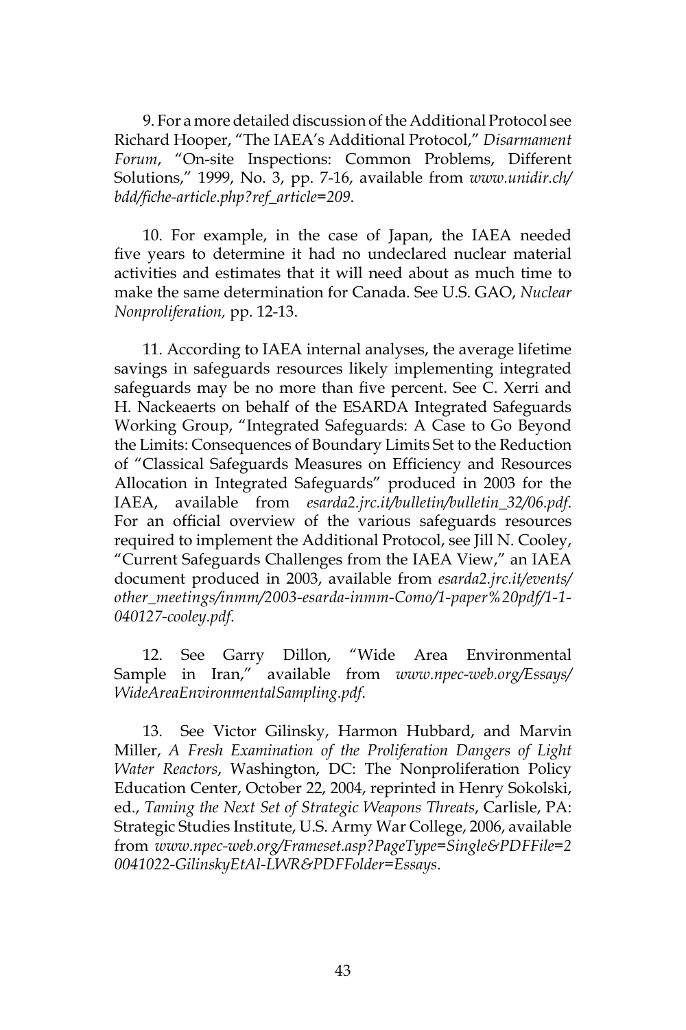9. For a more detailed discussion of the Additional Protocol see Richard Hooper, "The IAEA's Additional Protocol," *Disarmament Forum*, "On-site Inspections: Common Problems, Different Solutions," 1999, No. 3, pp. 7-16, available from *www.unidir.ch/bdd/fiche-article.php?ref_article=209*.

10. For example, in the case of Japan, the IAEA needed five years to determine it had no undeclared nuclear material activities and estimates that it will need about as much time to make the same determination for Canada. See U.S. GAO, *Nuclear Nonproliferation,* pp. 12-13.

11. According to IAEA internal analyses, the average lifetime savings in safeguards resources likely implementing integrated safeguards may be no more than five percent. See C. Xerri and H. Nackeaerts on behalf of the ESARDA Integrated Safeguards Working Group, "Integrated Safeguards: A Case to Go Beyond the Limits: Consequences of Boundary Limits Set to the Reduction of "Classical Safeguards Measures on Efficiency and Resources Allocation in Integrated Safeguards" produced in 2003 for the IAEA, available from *esarda2.jrc.it/bulletin/bulletin_32/06.pdf*. For an official overview of the various safeguards resources required to implement the Additional Protocol, see Jill N. Cooley, "Current Safeguards Challenges from the IAEA View," an IAEA document produced in 2003, available from *esarda2.jrc.it/events/other_meetings/inmm/2003-esarda-inmm-Como/1-paper%20pdf/1-1-040127-cooley.pdf*.

12. See Garry Dillon, "Wide Area Environmental Sample in Iran," available from *www.npec-web.org/Essays/WideAreaEnvironmentalSampling.pdf*.

13. See Victor Gilinsky, Harmon Hubbard, and Marvin Miller, *A Fresh Examination of the Proliferation Dangers of Light Water Reactors*, Washington, DC: The Nonproliferation Policy Education Center, October 22, 2004, reprinted in Henry Sokolski, ed., *Taming the Next Set of Strategic Weapons Threats*, Carlisle, PA: Strategic Studies Institute, U.S. Army War College, 2006, available from *www.npec-web.org/Frameset.asp?PageType=Single&PDFFile=20041022-GilinskyEtAl-LWR&PDFFolder=Essays*.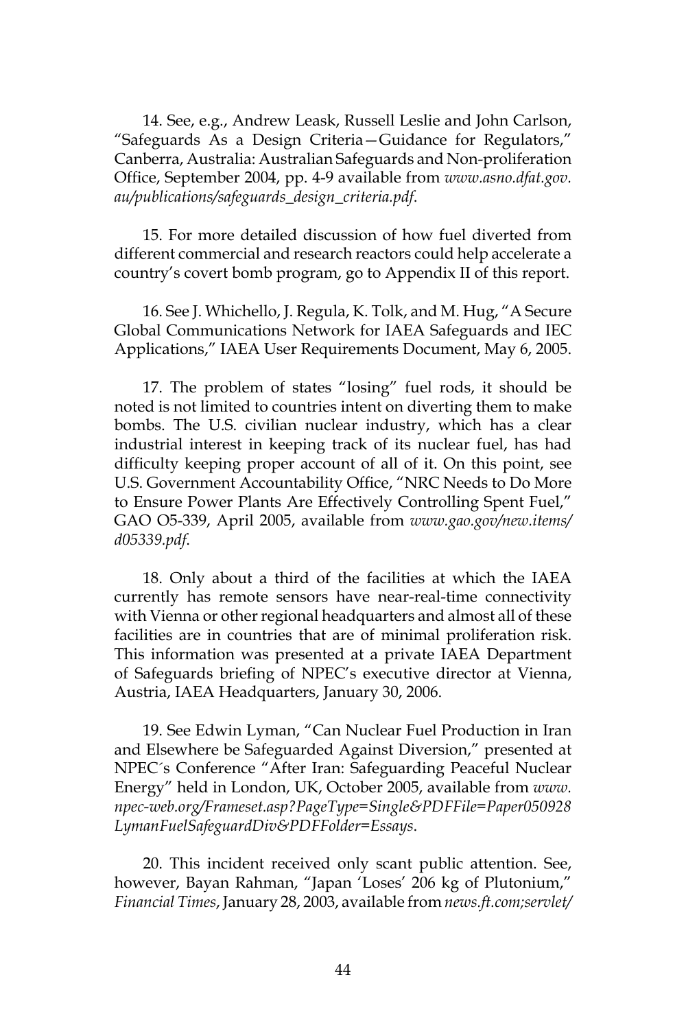14. See, e.g., Andrew Leask, Russell Leslie and John Carlson, "Safeguards As a Design Criteria—Guidance for Regulators," Canberra, Australia: Australian Safeguards and Non-proliferation Office, September 2004, pp. 4-9 available from *www.asno.dfat.gov.au/publications/safeguards_design_criteria.pdf*.

15. For more detailed discussion of how fuel diverted from different commercial and research reactors could help accelerate a country's covert bomb program, go to Appendix II of this report.

16. See J. Whichello, J. Regula, K. Tolk, and M. Hug, "A Secure Global Communications Network for IAEA Safeguards and IEC Applications," IAEA User Requirements Document, May 6, 2005.

17. The problem of states "losing" fuel rods, it should be noted is not limited to countries intent on diverting them to make bombs. The U.S. civilian nuclear industry, which has a clear industrial interest in keeping track of its nuclear fuel, has had difficulty keeping proper account of all of it. On this point, see U.S. Government Accountability Office, "NRC Needs to Do More to Ensure Power Plants Are Effectively Controlling Spent Fuel," GAO O5-339, April 2005, available from *www.gao.gov/new.items/d05339.pdf*.

18. Only about a third of the facilities at which the IAEA currently has remote sensors have near-real-time connectivity with Vienna or other regional headquarters and almost all of these facilities are in countries that are of minimal proliferation risk. This information was presented at a private IAEA Department of Safeguards briefing of NPEC's executive director at Vienna, Austria, IAEA Headquarters, January 30, 2006.

19. See Edwin Lyman, "Can Nuclear Fuel Production in Iran and Elsewhere be Safeguarded Against Diversion," presented at NPEC´s Conference "After Iran: Safeguarding Peaceful Nuclear Energy" held in London, UK, October 2005, available from *www.npec-web.org/Frameset.asp?PageType=Single&PDFFile=Paper050928LymanFuelSafeguardDiv&PDFFolder=Essays*.

20. This incident received only scant public attention. See, however, Bayan Rahman, "Japan 'Loses' 206 kg of Plutonium," *Financial Times*, January 28, 2003, available from *news.ft.com;servlet/*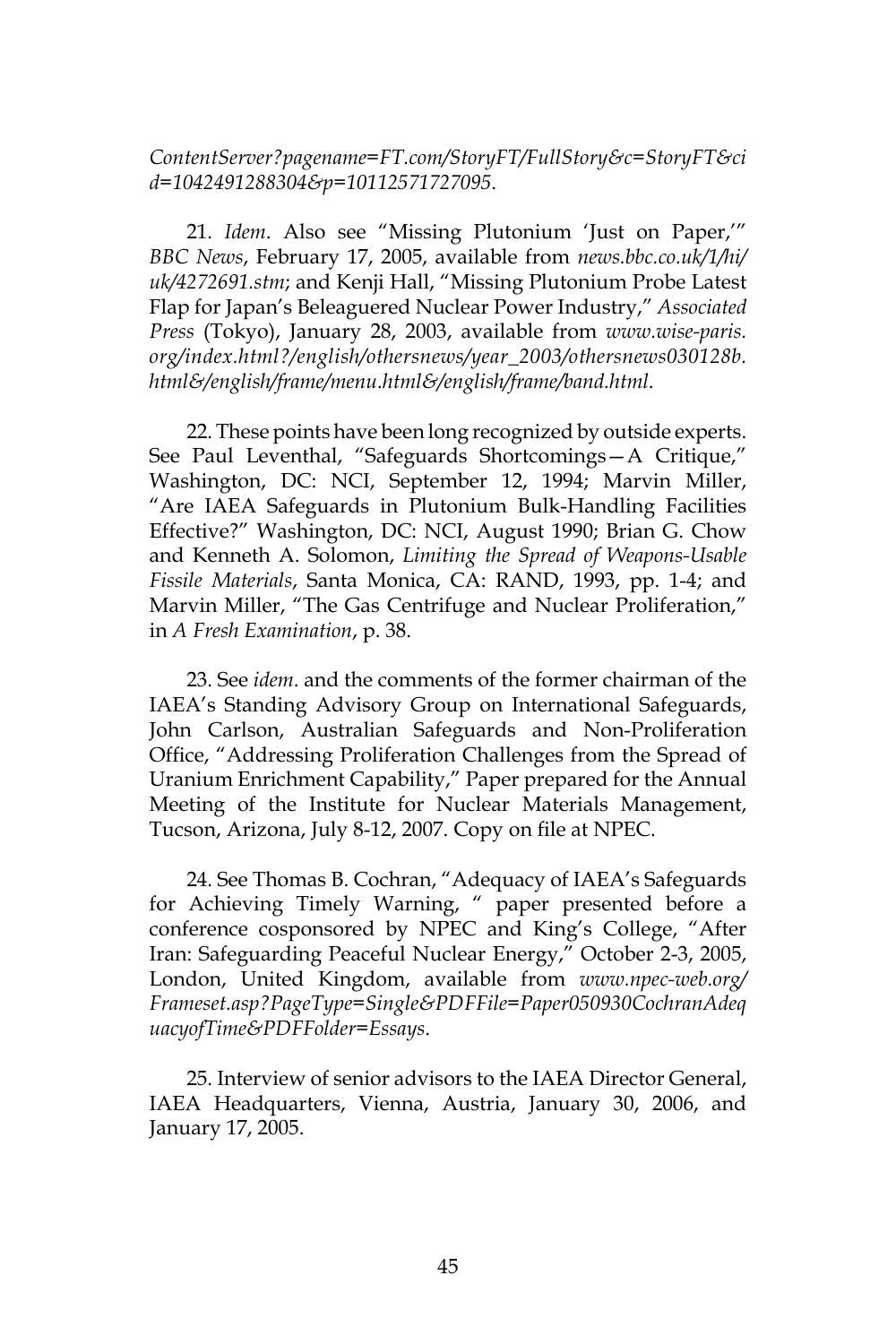*ContentServer?pagename=FT.com/StoryFT/FullStory&c=StoryFT&cid=1042491288304&p=10112571727095*.

21. *Idem*. Also see "Missing Plutonium 'Just on Paper,'" *BBC News*, February 17, 2005, available from *news.bbc.co.uk/1/hi/uk/4272691.stm*; and Kenji Hall, "Missing Plutonium Probe Latest Flap for Japan's Beleaguered Nuclear Power Industry," *Associated Press* (Tokyo), January 28, 2003, available from *www.wise-paris.org/index.html?/english/othersnews/year_2003/othersnews030128b.html&/english/frame/menu.html&/english/frame/band.html*.

22. These points have been long recognized by outside experts. See Paul Leventhal, "Safeguards Shortcomings—A Critique," Washington, DC: NCI, September 12, 1994; Marvin Miller, "Are IAEA Safeguards in Plutonium Bulk-Handling Facilities Effective?" Washington, DC: NCI, August 1990; Brian G. Chow and Kenneth A. Solomon, *Limiting the Spread of Weapons-Usable Fissile Materials*, Santa Monica, CA: RAND, 1993, pp. 1-4; and Marvin Miller, "The Gas Centrifuge and Nuclear Proliferation," in *A Fresh Examination*, p. 38.

23. See *idem*. and the comments of the former chairman of the IAEA's Standing Advisory Group on International Safeguards, John Carlson, Australian Safeguards and Non-Proliferation Office, "Addressing Proliferation Challenges from the Spread of Uranium Enrichment Capability," Paper prepared for the Annual Meeting of the Institute for Nuclear Materials Management, Tucson, Arizona, July 8-12, 2007. Copy on file at NPEC.

24. See Thomas B. Cochran, "Adequacy of IAEA's Safeguards for Achieving Timely Warning, " paper presented before a conference cosponsored by NPEC and King's College, "After Iran: Safeguarding Peaceful Nuclear Energy," October 2-3, 2005, London, United Kingdom, available from *www.npec-web.org/Frameset.asp?PageType=Single&PDFFile=Paper050930CochranAdequacyofTime&PDFFolder=Essays*.

25. Interview of senior advisors to the IAEA Director General, IAEA Headquarters, Vienna, Austria, January 30, 2006, and January 17, 2005.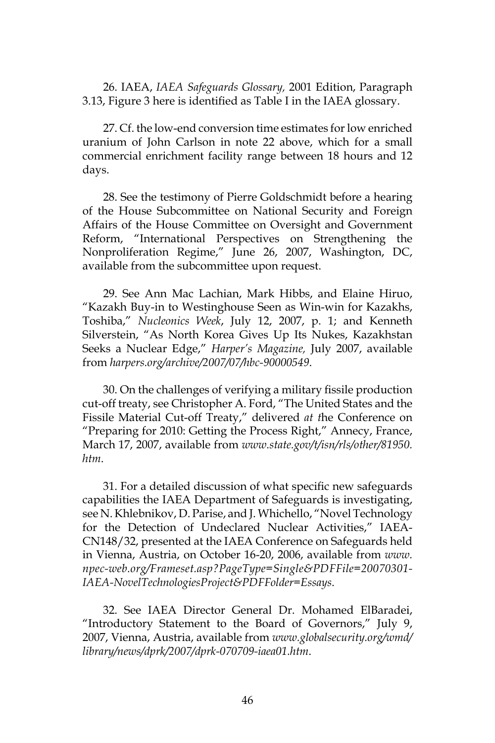26. IAEA, *IAEA Safeguards Glossary,* 2001 Edition, Paragraph 3.13, Figure 3 here is identified as Table I in the IAEA glossary.

27. Cf. the low-end conversion time estimates for low enriched uranium of John Carlson in note 22 above, which for a small commercial enrichment facility range between 18 hours and 12 days.

28. See the testimony of Pierre Goldschmidt before a hearing of the House Subcommittee on National Security and Foreign Affairs of the House Committee on Oversight and Government Reform, "International Perspectives on Strengthening the Nonproliferation Regime," June 26, 2007, Washington, DC, available from the subcommittee upon request.

29. See Ann Mac Lachian, Mark Hibbs, and Elaine Hiruo, "Kazakh Buy-in to Westinghouse Seen as Win-win for Kazakhs, Toshiba," *Nucleonics Week*, July 12, 2007, p. 1; and Kenneth Silverstein, "As North Korea Gives Up Its Nukes, Kazakhstan Seeks a Nuclear Edge," *Harper's Magazine,* July 2007, available from *harpers.org/archive/2007/07/hbc-90000549*.

30. On the challenges of verifying a military fissile production cut-off treaty, see Christopher A. Ford, "The United States and the Fissile Material Cut-off Treaty," delivered *at t*he Conference on "Preparing for 2010: Getting the Process Right," Annecy, France, March 17, 2007, available from *www.state.gov/t/isn/rls/other/81950.htm*.

31. For a detailed discussion of what specific new safeguards capabilities the IAEA Department of Safeguards is investigating, see N. Khlebnikov, D. Parise, and J. Whichello, "Novel Technology for the Detection of Undeclared Nuclear Activities," IAEA-CN148/32, presented at the IAEA Conference on Safeguards held in Vienna, Austria, on October 16-20, 2006, available from *www.npec-web.org/Frameset.asp?PageType=Single&PDFFile=20070301-IAEA-NovelTechnologiesProject&PDFFolder=Essays*.

32. See IAEA Director General Dr. Mohamed ElBaradei, "Introductory Statement to the Board of Governors," July 9, 2007, Vienna, Austria, available from *www.globalsecurity.org/wmd/library/news/dprk/2007/dprk-070709-iaea01.htm*.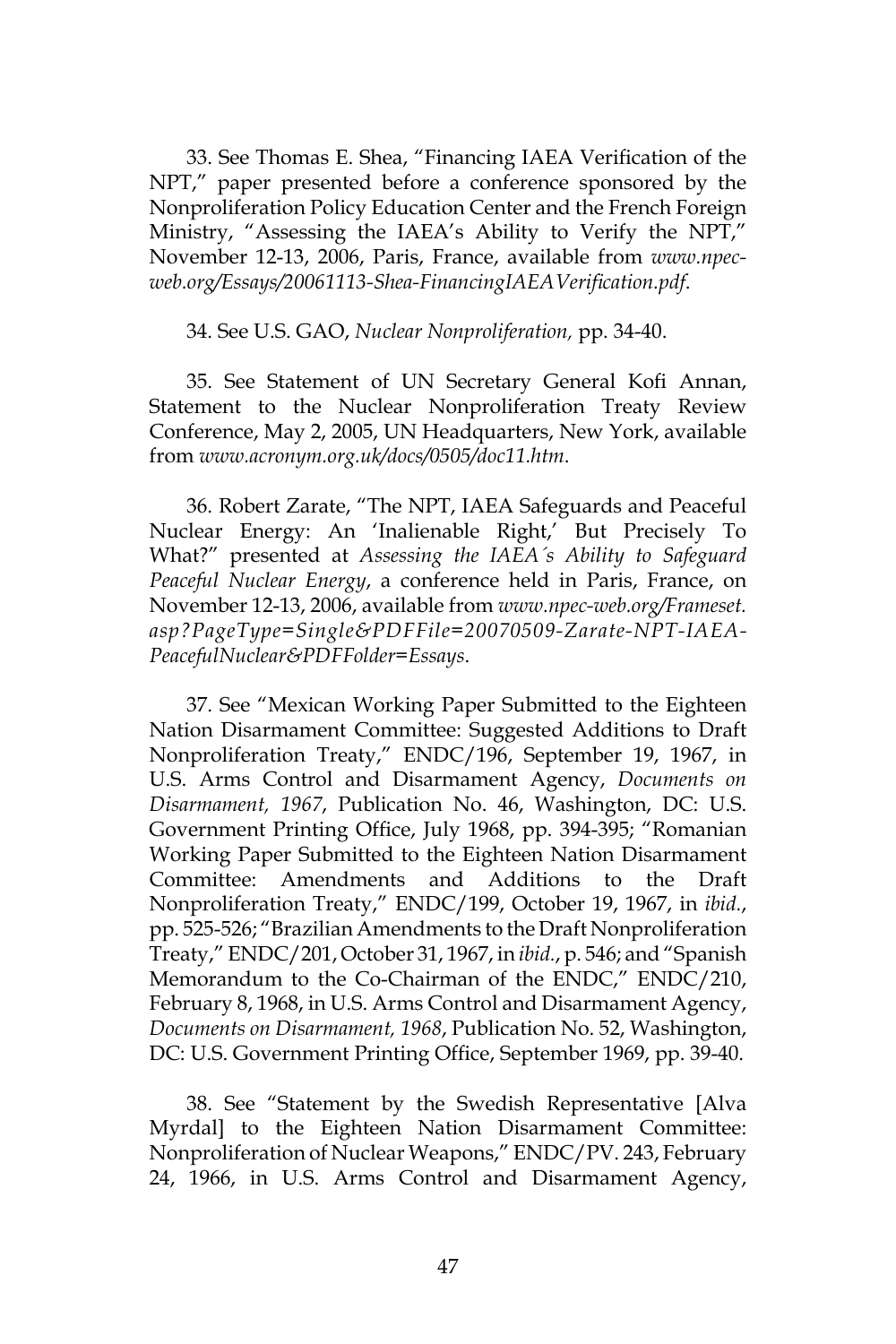33. See Thomas E. Shea, "Financing IAEA Verification of the NPT," paper presented before a conference sponsored by the Nonproliferation Policy Education Center and the French Foreign Ministry, "Assessing the IAEA's Ability to Verify the NPT," November 12-13, 2006, Paris, France, available from *www.npec-web.org/Essays/20061113-Shea-FinancingIAEAVerification.pdf*.

34. See U.S. GAO, *Nuclear Nonproliferation,* pp. 34-40.

35. See Statement of UN Secretary General Kofi Annan, Statement to the Nuclear Nonproliferation Treaty Review Conference, May 2, 2005, UN Headquarters, New York, available from *www.acronym.org.uk/docs/0505/doc11.htm*.

36. Robert Zarate, "The NPT, IAEA Safeguards and Peaceful Nuclear Energy: An 'Inalienable Right,' But Precisely To What?" presented at *Assessing the IAEA´s Ability to Safeguard Peaceful Nuclear Energy*, a conference held in Paris, France, on November 12-13, 2006, available from *www.npec-web.org/Frameset.asp?PageType=Single&PDFFile=20070509-Zarate-NPT-IAEA-PeacefulNuclear&PDFFolder=Essays*.

37. See "Mexican Working Paper Submitted to the Eighteen Nation Disarmament Committee: Suggested Additions to Draft Nonproliferation Treaty," ENDC/196, September 19, 1967, in U.S. Arms Control and Disarmament Agency, *Documents on Disarmament, 1967*, Publication No. 46, Washington, DC: U.S. Government Printing Office, July 1968, pp. 394-395; "Romanian Working Paper Submitted to the Eighteen Nation Disarmament Committee: Amendments and Additions to the Draft Nonproliferation Treaty," ENDC/199, October 19, 1967, in *ibid.*, pp. 525-526; "Brazilian Amendments to the Draft Nonproliferation Treaty," ENDC/201, October 31, 1967, in *ibid.*, p. 546; and "Spanish Memorandum to the Co-Chairman of the ENDC," ENDC/210, February 8, 1968, in U.S. Arms Control and Disarmament Agency, *Documents on Disarmament, 1968*, Publication No. 52, Washington, DC: U.S. Government Printing Office, September 1969, pp. 39-40.

38. See "Statement by the Swedish Representative [Alva Myrdal] to the Eighteen Nation Disarmament Committee: Nonproliferation of Nuclear Weapons," ENDC/PV. 243, February 24, 1966, in U.S. Arms Control and Disarmament Agency,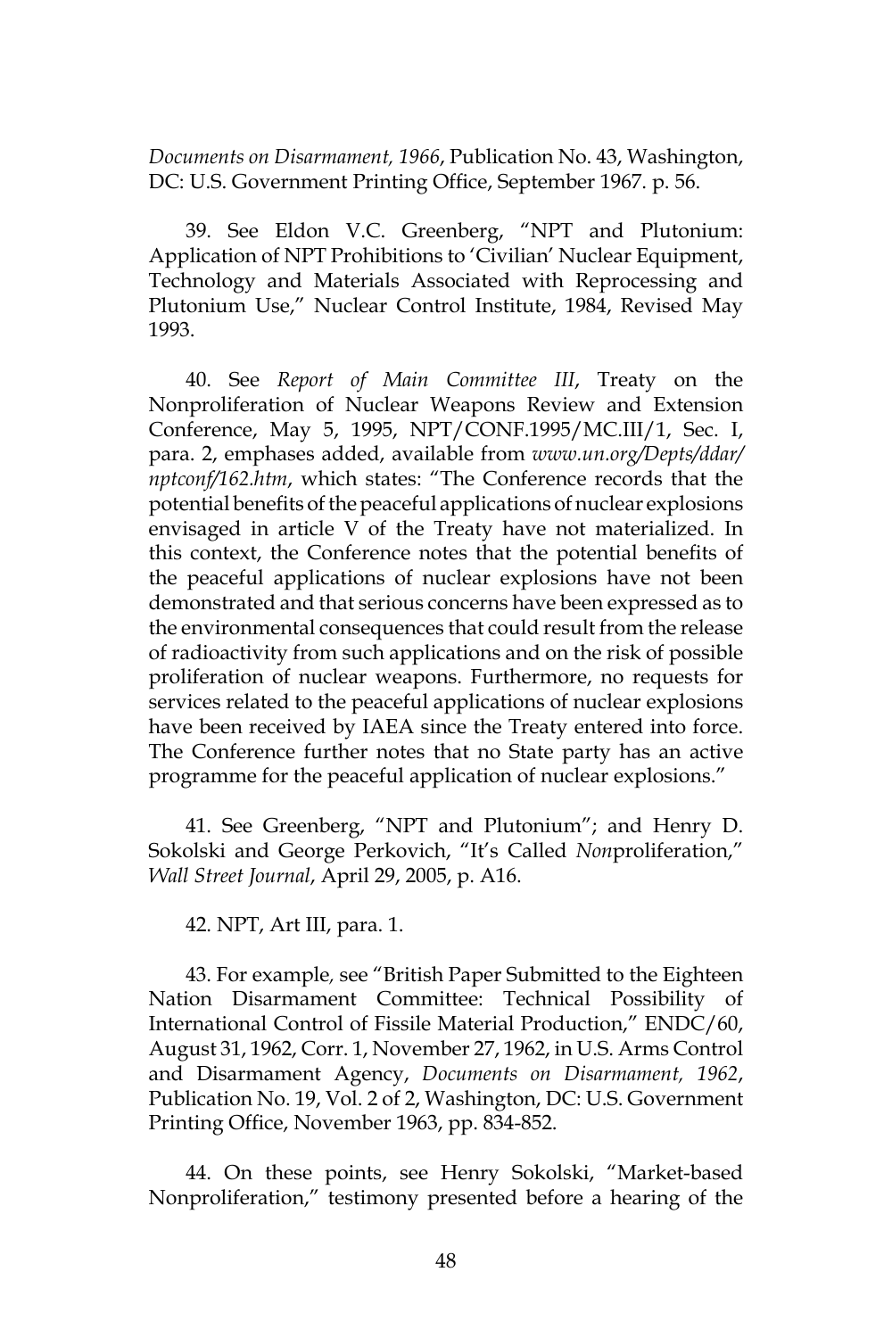*Documents on Disarmament, 1966*, Publication No. 43, Washington, DC: U.S. Government Printing Office, September 1967. p. 56.

39. See Eldon V.C. Greenberg, "NPT and Plutonium: Application of NPT Prohibitions to 'Civilian' Nuclear Equipment, Technology and Materials Associated with Reprocessing and Plutonium Use," Nuclear Control Institute, 1984, Revised May 1993.

40. See *Report of Main Committee III*, Treaty on the Nonproliferation of Nuclear Weapons Review and Extension Conference, May 5, 1995, NPT/CONF.1995/MC.III/1, Sec. I, para. 2, emphases added, available from *www.un.org/Depts/ddar/nptconf/162.htm*, which states: "The Conference records that the potential benefits of the peaceful applications of nuclear explosions envisaged in article V of the Treaty have not materialized. In this context, the Conference notes that the potential benefits of the peaceful applications of nuclear explosions have not been demonstrated and that serious concerns have been expressed as to the environmental consequences that could result from the release of radioactivity from such applications and on the risk of possible proliferation of nuclear weapons. Furthermore, no requests for services related to the peaceful applications of nuclear explosions have been received by IAEA since the Treaty entered into force. The Conference further notes that no State party has an active programme for the peaceful application of nuclear explosions."

41. See Greenberg, "NPT and Plutonium"; and Henry D. Sokolski and George Perkovich, "It's Called *Non*proliferation," *Wall Street Journal*, April 29, 2005, p. A16.

42. NPT, Art III, para. 1.

43. For example, see "British Paper Submitted to the Eighteen Nation Disarmament Committee: Technical Possibility of International Control of Fissile Material Production," ENDC/60, August 31, 1962, Corr. 1, November 27, 1962, in U.S. Arms Control and Disarmament Agency, *Documents on Disarmament, 1962*, Publication No. 19, Vol. 2 of 2, Washington, DC: U.S. Government Printing Office, November 1963, pp. 834-852.

44. On these points, see Henry Sokolski, "Market-based Nonproliferation," testimony presented before a hearing of the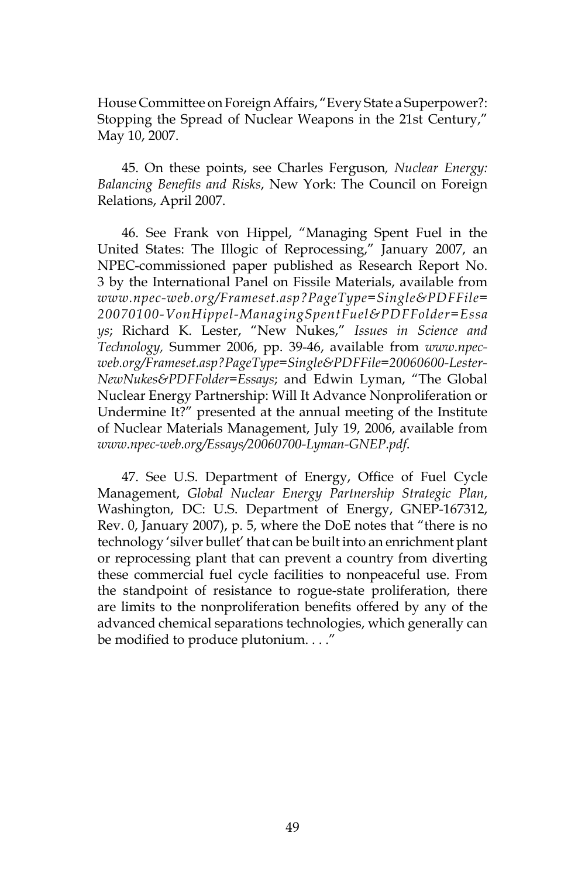House Committee on Foreign Affairs, "Every State a Superpower?: Stopping the Spread of Nuclear Weapons in the 21st Century," May 10, 2007.

45. On these points, see Charles Ferguson, *Nuclear Energy: Balancing Benefits and Risks*, New York: The Council on Foreign Relations, April 2007.

46. See Frank von Hippel, "Managing Spent Fuel in the United States: The Illogic of Reprocessing," January 2007, an NPEC-commissioned paper published as Research Report No. 3 by the International Panel on Fissile Materials, available from *www.npec-web.org/Frameset.asp?PageType=Single&PDFFile=20070100-VonHippel-ManagingSpentFuel&PDFFolder=Essays*; Richard K. Lester, "New Nukes," *Issues in Science and Technology,* Summer 2006, pp. 39-46, available from *www.npec-web.org/Frameset.asp?PageType=Single&PDFFile=20060600-Lester-NewNukes&PDFFolder=Essays*; and Edwin Lyman, "The Global Nuclear Energy Partnership: Will It Advance Nonproliferation or Undermine It?" presented at the annual meeting of the Institute of Nuclear Materials Management, July 19, 2006, available from *www.npec-web.org/Essays/20060700-Lyman-GNEP.pdf*.

47. See U.S. Department of Energy, Office of Fuel Cycle Management, *Global Nuclear Energy Partnership Strategic Plan*, Washington, DC: U.S. Department of Energy, GNEP-167312, Rev. 0, January 2007), p. 5, where the DoE notes that "there is no technology 'silver bullet' that can be built into an enrichment plant or reprocessing plant that can prevent a country from diverting these commercial fuel cycle facilities to nonpeaceful use. From the standpoint of resistance to rogue-state proliferation, there are limits to the nonproliferation benefits offered by any of the advanced chemical separations technologies, which generally can be modified to produce plutonium. . . ."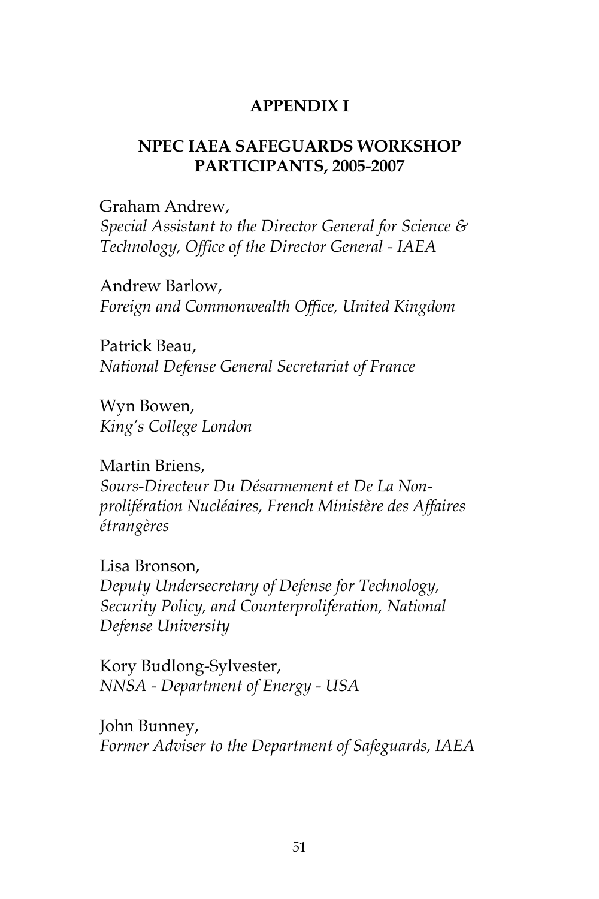# APPENDIX I

## NPEC IAEA SAFEGUARDS WORKSHOP PARTICIPANTS, 2005-2007

Graham Andrew,
*Special Assistant to the Director General for Science & Technology, Office of the Director General - IAEA*

Andrew Barlow,
*Foreign and Commonwealth Office, United Kingdom*

Patrick Beau,
*National Defense General Secretariat of France*

Wyn Bowen,
*King's College London*

Martin Briens,
*Sours-Directeur Du Désarmement et De La Non-prolifération Nucléaires, French Ministère des Affaires étrangères*

Lisa Bronson,
*Deputy Undersecretary of Defense for Technology, Security Policy, and Counterproliferation, National Defense University*

Kory Budlong-Sylvester,
*NNSA - Department of Energy - USA*

John Bunney,
*Former Adviser to the Department of Safeguards, IAEA*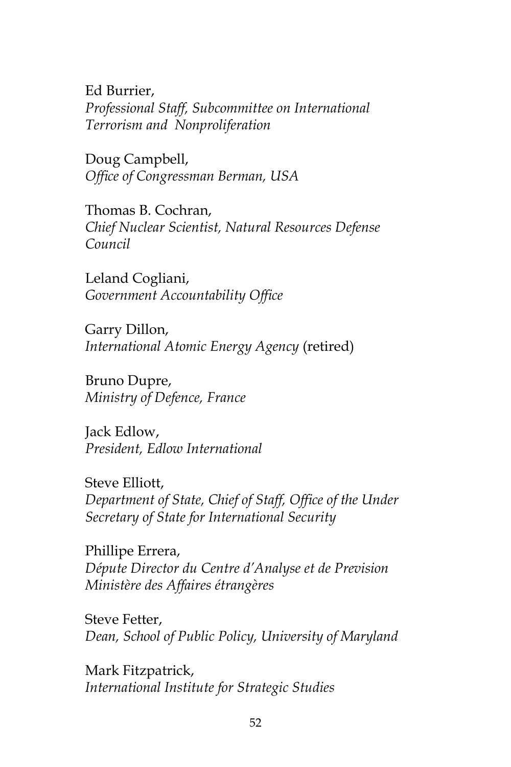Ed Burrier,
*Professional Staff, Subcommittee on International Terrorism and Nonproliferation*

Doug Campbell,
*Office of Congressman Berman, USA*

Thomas B. Cochran,
*Chief Nuclear Scientist, Natural Resources Defense Council*

Leland Cogliani,
*Government Accountability Office*

Garry Dillon,
*International Atomic Energy Agency* (retired)

Bruno Dupre,
*Ministry of Defence, France*

Jack Edlow,
*President, Edlow International*

Steve Elliott,
*Department of State, Chief of Staff, Office of the Under Secretary of State for International Security*

Phillipe Errera,
*Députe Director du Centre d'Analyse et de Prevision Ministère des Affaires étrangères*

Steve Fetter,
*Dean, School of Public Policy, University of Maryland*

Mark Fitzpatrick,
*International Institute for Strategic Studies*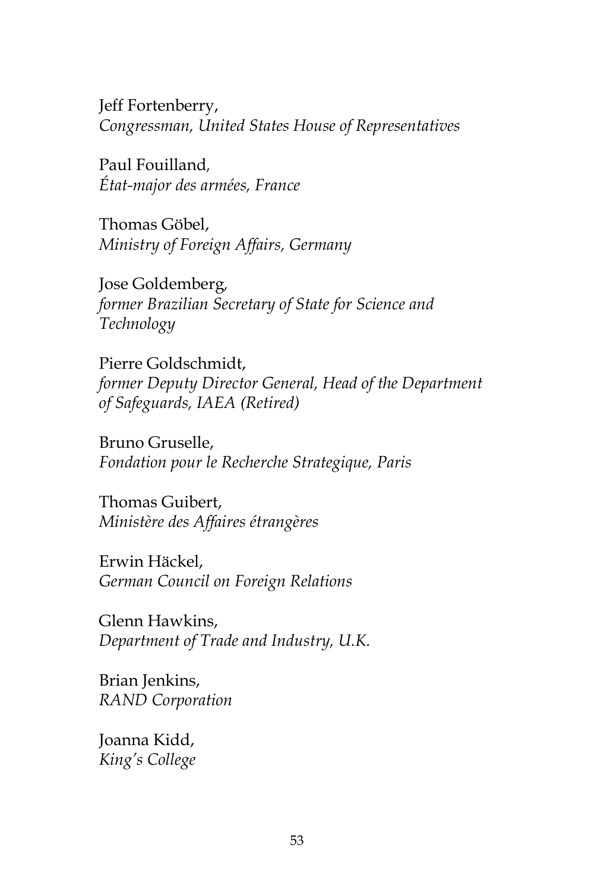Jeff Fortenberry,
*Congressman, United States House of Representatives*

Paul Fouilland,
*État-major des armées, France*

Thomas Göbel,
*Ministry of Foreign Affairs, Germany*

Jose Goldemberg,
*former Brazilian Secretary of State for Science and Technology*

Pierre Goldschmidt,
*former Deputy Director General, Head of the Department of Safeguards, IAEA (Retired)*

Bruno Gruselle,
*Fondation pour le Recherche Strategique, Paris*

Thomas Guibert,
*Ministère des Affaires étrangères*

Erwin Häckel,
*German Council on Foreign Relations*

Glenn Hawkins,
*Department of Trade and Industry, U.K.*

Brian Jenkins,
*RAND Corporation*

Joanna Kidd,
*King's College*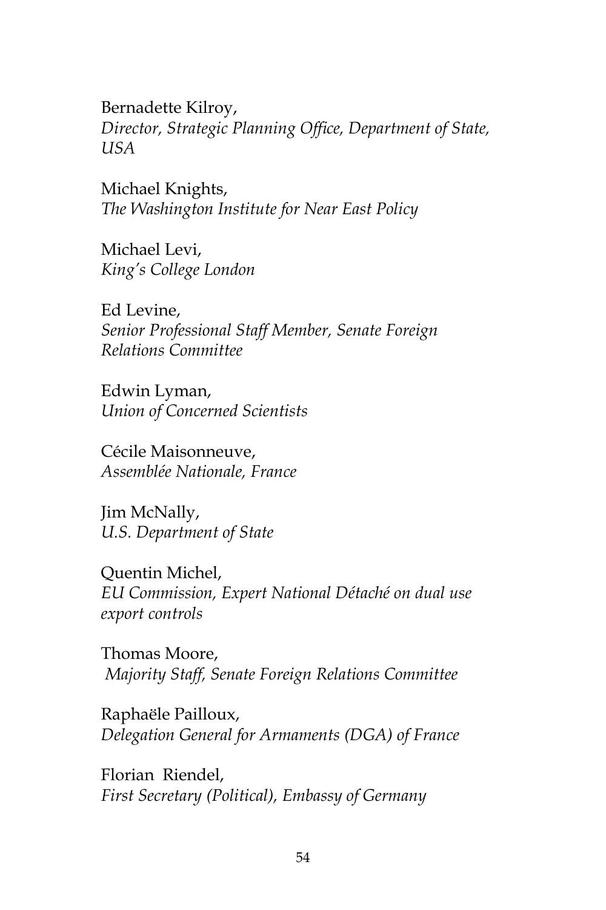Bernadette Kilroy,
*Director, Strategic Planning Office, Department of State, USA*

Michael Knights,
*The Washington Institute for Near East Policy*

Michael Levi,
*King's College London*

Ed Levine,
*Senior Professional Staff Member, Senate Foreign Relations Committee*

Edwin Lyman,
*Union of Concerned Scientists*

Cécile Maisonneuve,
*Assemblée Nationale, France*

Jim McNally,
*U.S. Department of State*

Quentin Michel,
*EU Commission, Expert National Détaché on dual use export controls*

Thomas Moore,
*Majority Staff, Senate Foreign Relations Committee*

Raphaële Pailloux,
*Delegation General for Armaments (DGA) of France*

Florian Riendel,
*First Secretary (Political), Embassy of Germany*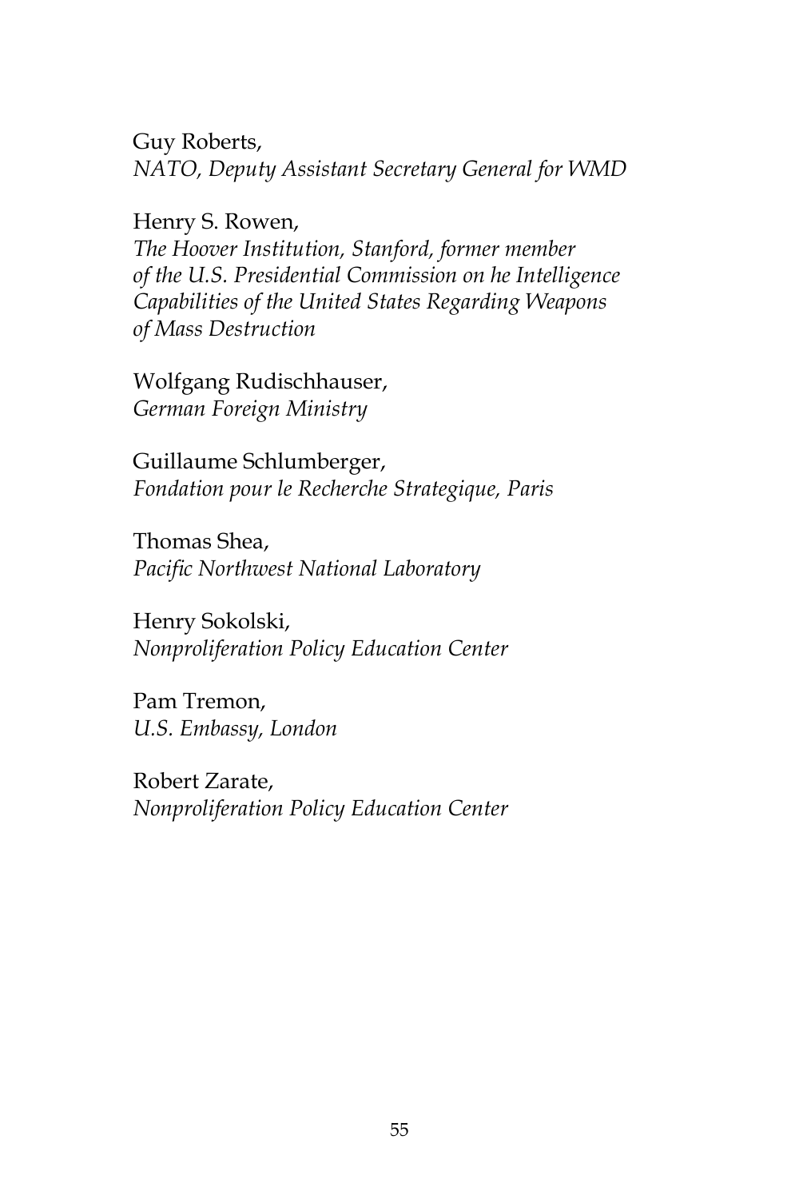Guy Roberts,
*NATO, Deputy Assistant Secretary General for WMD*

Henry S. Rowen,
*The Hoover Institution, Stanford, former member of the U.S. Presidential Commission on he Intelligence Capabilities of the United States Regarding Weapons of Mass Destruction*

Wolfgang Rudischhauser,
*German Foreign Ministry*

Guillaume Schlumberger,
*Fondation pour le Recherche Strategique, Paris*

Thomas Shea,
*Pacific Northwest National Laboratory*

Henry Sokolski,
*Nonproliferation Policy Education Center*

Pam Tremon,
*U.S. Embassy, London*

Robert Zarate,
*Nonproliferation Policy Education Center*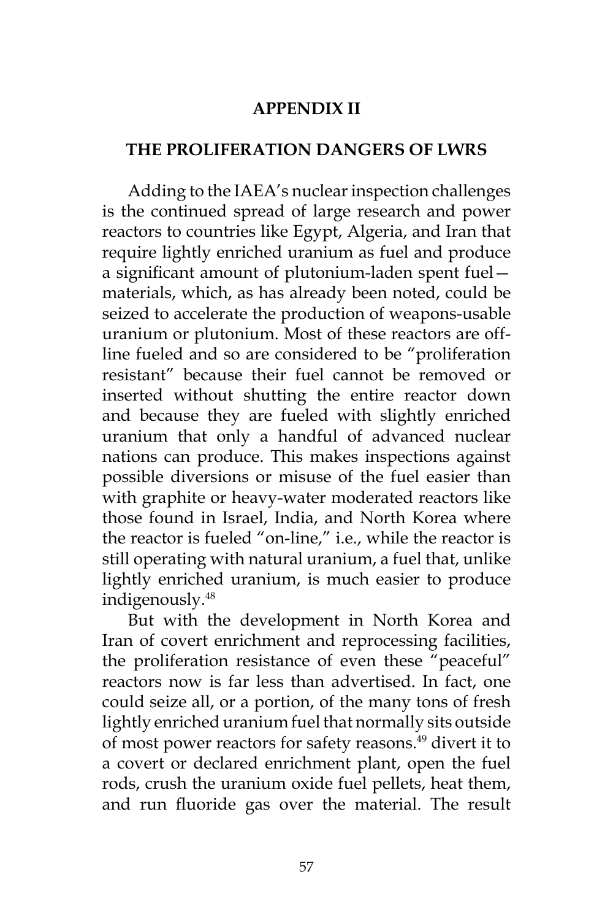## APPENDIX II

## THE PROLIFERATION DANGERS OF LWRS

Adding to the IAEA's nuclear inspection challenges is the continued spread of large research and power reactors to countries like Egypt, Algeria, and Iran that require lightly enriched uranium as fuel and produce a significant amount of plutonium-laden spent fuel—materials, which, as has already been noted, could be seized to accelerate the production of weapons-usable uranium or plutonium. Most of these reactors are off-line fueled and so are considered to be "proliferation resistant" because their fuel cannot be removed or inserted without shutting the entire reactor down and because they are fueled with slightly enriched uranium that only a handful of advanced nuclear nations can produce. This makes inspections against possible diversions or misuse of the fuel easier than with graphite or heavy-water moderated reactors like those found in Israel, India, and North Korea where the reactor is fueled "on-line," i.e., while the reactor is still operating with natural uranium, a fuel that, unlike lightly enriched uranium, is much easier to produce indigenously.[48]

But with the development in North Korea and Iran of covert enrichment and reprocessing facilities, the proliferation resistance of even these "peaceful" reactors now is far less than advertised. In fact, one could seize all, or a portion, of the many tons of fresh lightly enriched uranium fuel that normally sits outside of most power reactors for safety reasons.[49] divert it to a covert or declared enrichment plant, open the fuel rods, crush the uranium oxide fuel pellets, heat them, and run fluoride gas over the material. The result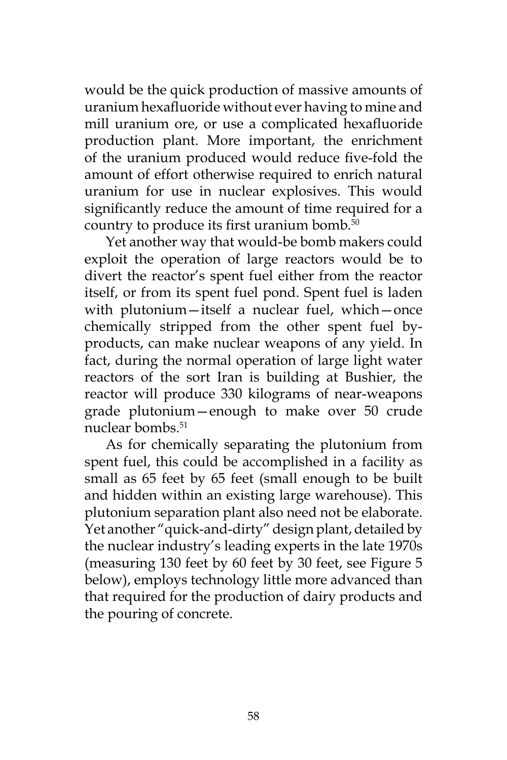would be the quick production of massive amounts of uranium hexafluoride without ever having to mine and mill uranium ore, or use a complicated hexafluoride production plant. More important, the enrichment of the uranium produced would reduce five-fold the amount of effort otherwise required to enrich natural uranium for use in nuclear explosives. This would significantly reduce the amount of time required for a country to produce its first uranium bomb.[50]

Yet another way that would-be bomb makers could exploit the operation of large reactors would be to divert the reactor's spent fuel either from the reactor itself, or from its spent fuel pond. Spent fuel is laden with plutonium—itself a nuclear fuel, which—once chemically stripped from the other spent fuel by-products, can make nuclear weapons of any yield. In fact, during the normal operation of large light water reactors of the sort Iran is building at Bushier, the reactor will produce 330 kilograms of near-weapons grade plutonium—enough to make over 50 crude nuclear bombs.[51]

As for chemically separating the plutonium from spent fuel, this could be accomplished in a facility as small as 65 feet by 65 feet (small enough to be built and hidden within an existing large warehouse). This plutonium separation plant also need not be elaborate. Yet another "quick-and-dirty" design plant, detailed by the nuclear industry's leading experts in the late 1970s (measuring 130 feet by 60 feet by 30 feet, see Figure 5 below), employs technology little more advanced than that required for the production of dairy products and the pouring of concrete.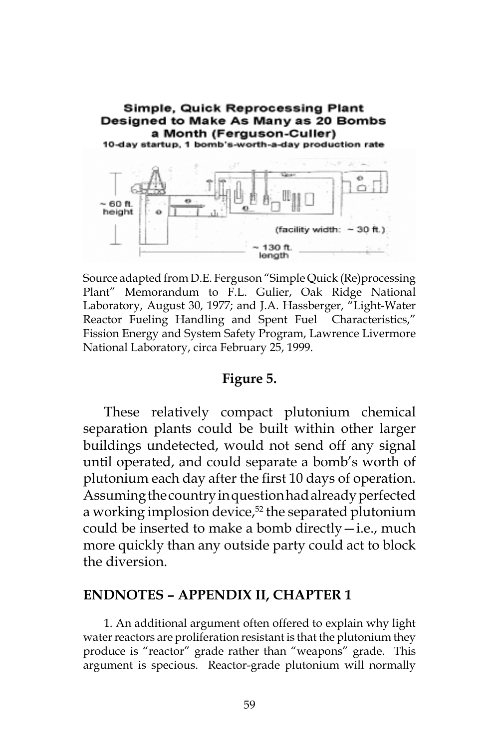**Simple, Quick Reprocessing Plant Designed to Make As Many as 20 Bombs a Month (Ferguson-Culler)**
10-day startup, 1 bomb's-worth-a-day production rate

~ 60 ft. height

(facility width: ~ 30 ft.)

~ 130 ft. length

Source adapted from D.E. Ferguson "Simple Quick (Re)processing Plant" Memorandum to F.L. Gulier, Oak Ridge National Laboratory, August 30, 1977; and J.A. Hassberger, "Light-Water Reactor Fueling Handling and Spent Fuel Characteristics," Fission Energy and System Safety Program, Lawrence Livermore National Laboratory, circa February 25, 1999.

**Figure 5.**

These relatively compact plutonium chemical separation plants could be built within other larger buildings undetected, would not send off any signal until operated, and could separate a bomb's worth of plutonium each day after the first 10 days of operation. Assuming the country in question had already perfected a working implosion device,[52] the separated plutonium could be inserted to make a bomb directly—i.e., much more quickly than any outside party could act to block the diversion.

## ENDNOTES – APPENDIX II, CHAPTER 1

1. An additional argument often offered to explain why light water reactors are proliferation resistant is that the plutonium they produce is "reactor" grade rather than "weapons" grade. This argument is specious. Reactor-grade plutonium will normally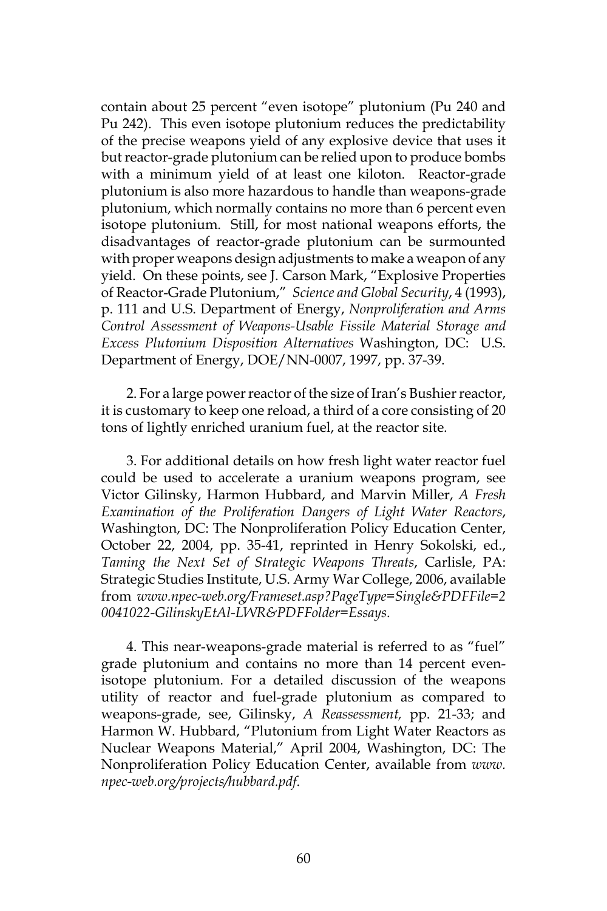contain about 25 percent "even isotope" plutonium (Pu 240 and Pu 242). This even isotope plutonium reduces the predictability of the precise weapons yield of any explosive device that uses it but reactor-grade plutonium can be relied upon to produce bombs with a minimum yield of at least one kiloton. Reactor-grade plutonium is also more hazardous to handle than weapons-grade plutonium, which normally contains no more than 6 percent even isotope plutonium. Still, for most national weapons efforts, the disadvantages of reactor-grade plutonium can be surmounted with proper weapons design adjustments to make a weapon of any yield. On these points, see J. Carson Mark, "Explosive Properties of Reactor-Grade Plutonium," *Science and Global Security*, 4 (1993), p. 111 and U.S. Department of Energy, *Nonproliferation and Arms Control Assessment of Weapons-Usable Fissile Material Storage and Excess Plutonium Disposition Alternatives* Washington, DC: U.S. Department of Energy, DOE/NN-0007, 1997, pp. 37-39.

2. For a large power reactor of the size of Iran's Bushier reactor, it is customary to keep one reload, a third of a core consisting of 20 tons of lightly enriched uranium fuel, at the reactor site.

3. For additional details on how fresh light water reactor fuel could be used to accelerate a uranium weapons program, see Victor Gilinsky, Harmon Hubbard, and Marvin Miller, *A Fresh Examination of the Proliferation Dangers of Light Water Reactors*, Washington, DC: The Nonproliferation Policy Education Center, October 22, 2004, pp. 35-41, reprinted in Henry Sokolski, ed., *Taming the Next Set of Strategic Weapons Threats*, Carlisle, PA: Strategic Studies Institute, U.S. Army War College, 2006, available from *www.npec-web.org/Frameset.asp?PageType=Single&PDFFile=20041022-GilinskyEtAl-LWR&PDFFolder=Essays*.

4. This near-weapons-grade material is referred to as "fuel" grade plutonium and contains no more than 14 percent even-isotope plutonium. For a detailed discussion of the weapons utility of reactor and fuel-grade plutonium as compared to weapons-grade, see, Gilinsky, *A Reassessment,* pp. 21-33; and Harmon W. Hubbard, "Plutonium from Light Water Reactors as Nuclear Weapons Material," April 2004, Washington, DC: The Nonproliferation Policy Education Center, available from *www.npec-web.org/projects/hubbard.pdf*.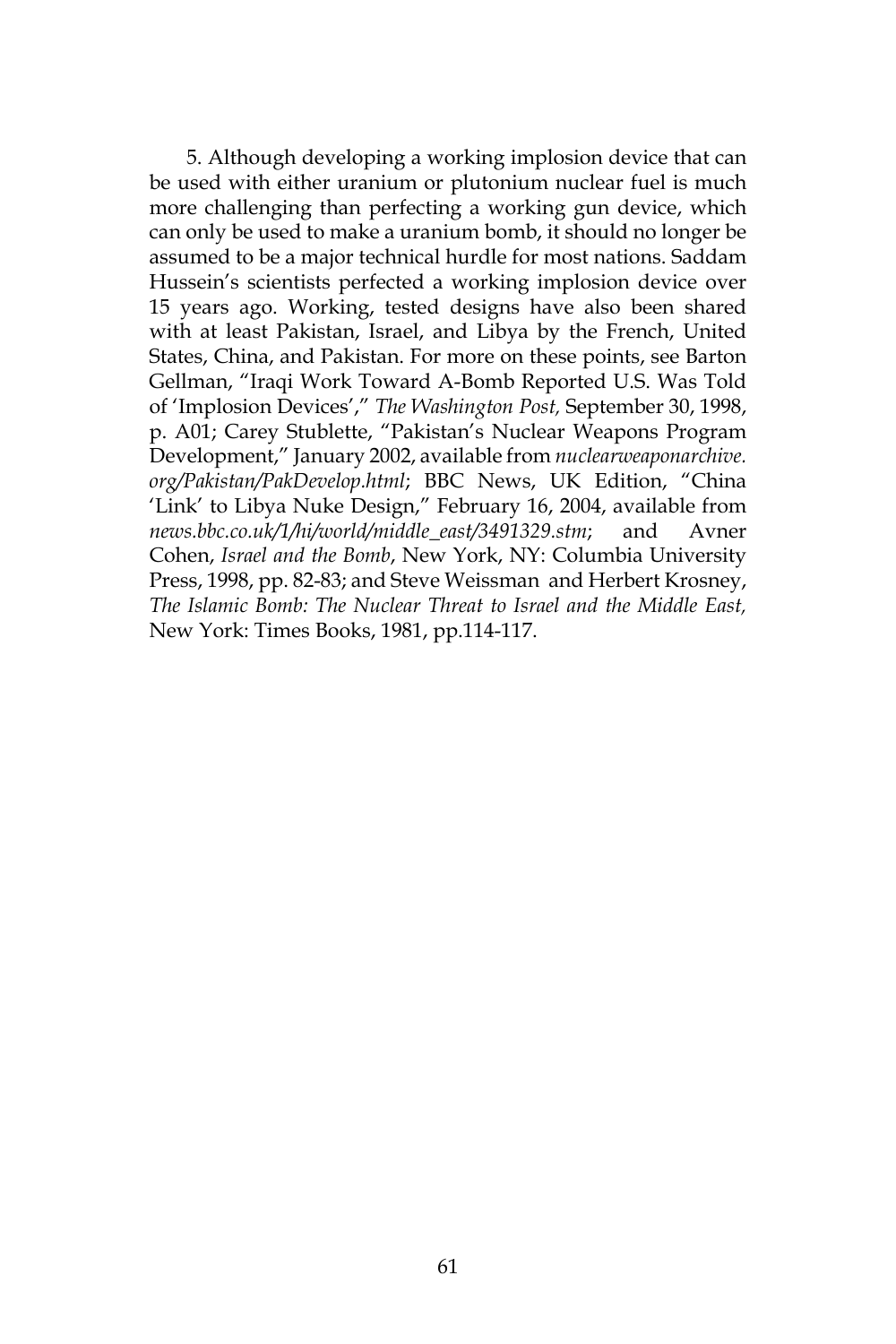5. Although developing a working implosion device that can be used with either uranium or plutonium nuclear fuel is much more challenging than perfecting a working gun device, which can only be used to make a uranium bomb, it should no longer be assumed to be a major technical hurdle for most nations. Saddam Hussein's scientists perfected a working implosion device over 15 years ago. Working, tested designs have also been shared with at least Pakistan, Israel, and Libya by the French, United States, China, and Pakistan. For more on these points, see Barton Gellman, "Iraqi Work Toward A-Bomb Reported U.S. Was Told of 'Implosion Devices'," *The Washington Post,* September 30, 1998, p. A01; Carey Stublette, "Pakistan's Nuclear Weapons Program Development," January 2002, available from *nuclearweaponarchive.org/Pakistan/PakDevelop.html*; BBC News, UK Edition, "China 'Link' to Libya Nuke Design," February 16, 2004, available from *news.bbc.co.uk/1/hi/world/middle_east/3491329.stm*; and Avner Cohen, *Israel and the Bomb*, New York, NY: Columbia University Press, 1998, pp. 82-83; and Steve Weissman and Herbert Krosney, *The Islamic Bomb: The Nuclear Threat to Israel and the Middle East,* New York: Times Books, 1981, pp.114-117.